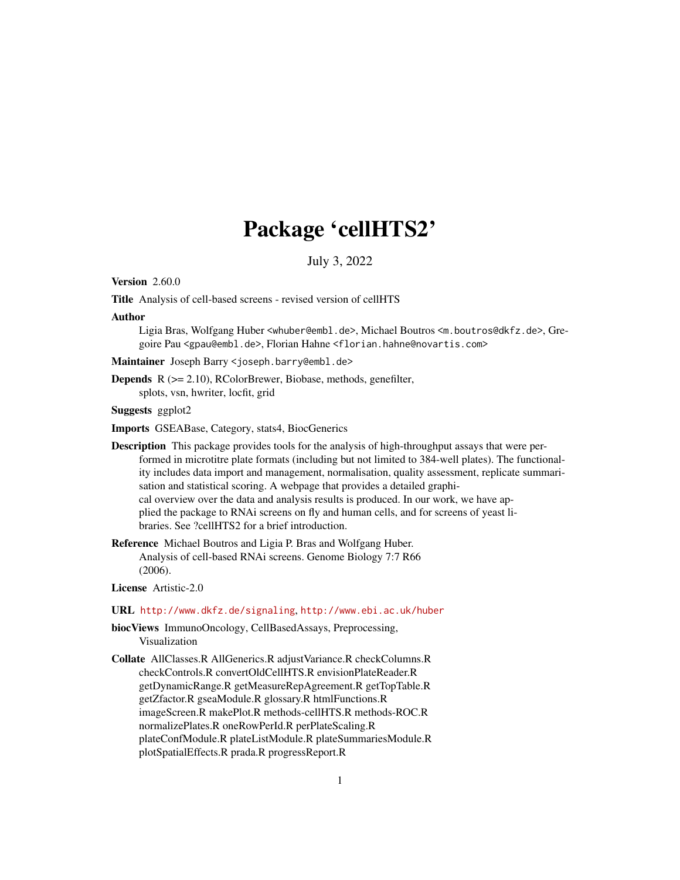# Package 'cellHTS2'

July 3, 2022

**Version** 2.60.0

**Title** Analysis of cell-based screens - revised version of cellHTS

**Author** Ligia Bras, Wolfgang Huber <whuber@embl.de>, Michael Boutros <m.boutros@dkfz.de>, Gregoire Pau <gpau@embl.de>, Florian Hahne <florian.hahne@novartis.com>

**Maintainer** Joseph Barry <joseph.barry@embl.de>

**Depends** R (>= 2.10), RColorBrewer, Biobase, methods, genefilter, splots, vsn, hwriter, locfit, grid

**Suggests** ggplot2

**Imports** GSEABase, Category, stats4, BiocGenerics

**Description** This package provides tools for the analysis of high-throughput assays that were performed in microtitre plate formats (including but not limited to 384-well plates). The functionality includes data import and management, normalisation, quality assessment, replicate summarisation and statistical scoring. A webpage that provides a detailed graphical overview over the data and analysis results is produced. In our work, we have applied the package to RNAi screens on fly and human cells, and for screens of yeast libraries. See ?cellHTS2 for a brief introduction.

**Reference** Michael Boutros and Ligia P. Bras and Wolfgang Huber. Analysis of cell-based RNAi screens. Genome Biology 7:7 R66 (2006).

**License** Artistic-2.0

**URL** http://www.dkfz.de/signaling, http://www.ebi.ac.uk/huber

**biocViews** ImmunoOncology, CellBasedAssays, Preprocessing, Visualization

**Collate** AllClasses.R AllGenerics.R adjustVariance.R checkColumns.R checkControls.R convertOldCellHTS.R envisionPlateReader.R getDynamicRange.R getMeasureRepAgreement.R getTopTable.R getZfactor.R gseaModule.R glossary.R htmlFunctions.R imageScreen.R makePlot.R methods-cellHTS.R methods-ROC.R normalizePlates.R oneRowPerId.R perPlateScaling.R plateConfModule.R plateListModule.R plateSummariesModule.R plotSpatialEffects.R prada.R progressReport.R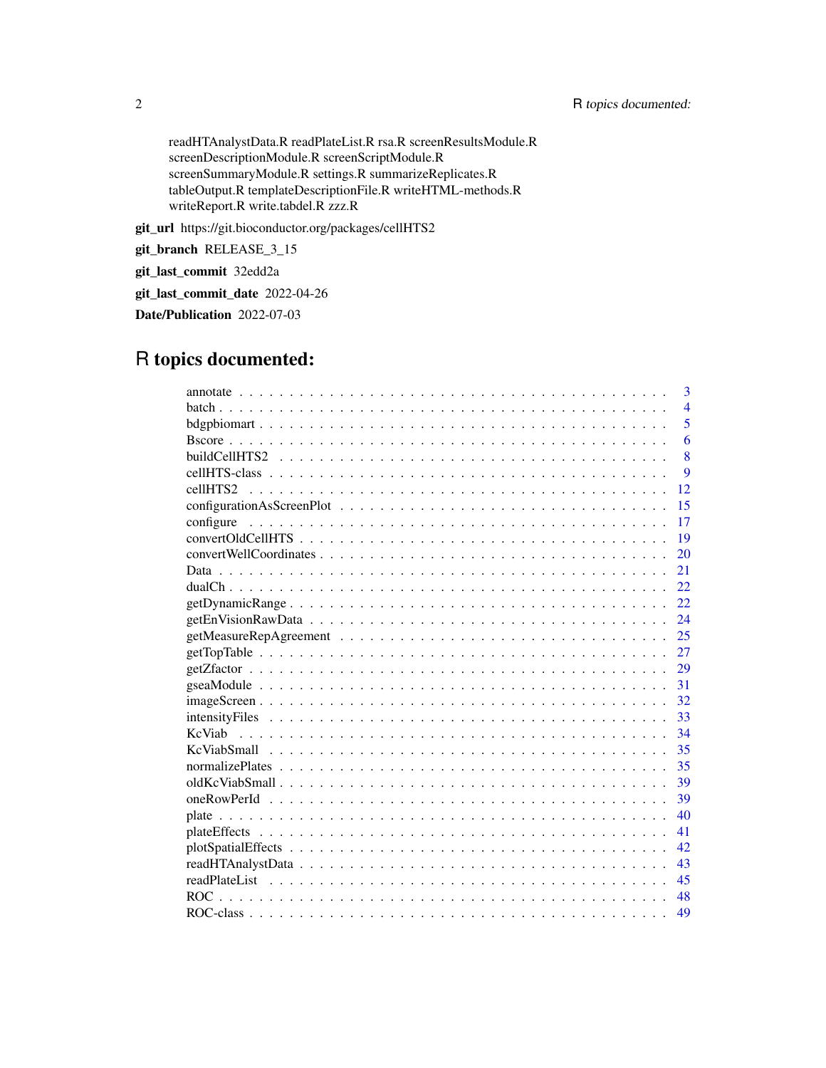readHTAnalystData.R readPlateList.R rsa.R screenResultsModule.R screenDescriptionModule.R screenScriptModule.R screenSummaryModule.R settings.R summarizeReplicates.R tableOutput.R templateDescriptionFile.R writeHTML-methods.R writeReport.R write.tabdel.R zzz.R

**git_url** https://git.bioconductor.org/packages/cellHTS2

**git_branch** RELEASE_3_15

**git_last_commit** 32edd2a

**git_last_commit_date** 2022-04-26

**Date/Publication** 2022-07-03

# R topics documented:

annotate . . . . . . . . . . . . . . . . . . . . . . . . . . . . . . . . . . . . . . . . . . 3
batch . . . . . . . . . . . . . . . . . . . . . . . . . . . . . . . . . . . . . . . . . . . 4
bdgpbiomart . . . . . . . . . . . . . . . . . . . . . . . . . . . . . . . . . . . . . . . 5
Bscore . . . . . . . . . . . . . . . . . . . . . . . . . . . . . . . . . . . . . . . . . . 6
buildCellHTS2 . . . . . . . . . . . . . . . . . . . . . . . . . . . . . . . . . . . . . . 8
cellHTS-class . . . . . . . . . . . . . . . . . . . . . . . . . . . . . . . . . . . . . . 9
cellHTS2 . . . . . . . . . . . . . . . . . . . . . . . . . . . . . . . . . . . . . . . . 12
configurationAsScreenPlot . . . . . . . . . . . . . . . . . . . . . . . . . . . . . . . 15
configure . . . . . . . . . . . . . . . . . . . . . . . . . . . . . . . . . . . . . . . 17
convertOldCellHTS . . . . . . . . . . . . . . . . . . . . . . . . . . . . . . . . . . . 19
convertWellCoordinates . . . . . . . . . . . . . . . . . . . . . . . . . . . . . . . . 20
Data . . . . . . . . . . . . . . . . . . . . . . . . . . . . . . . . . . . . . . . . . . 21
dualCh . . . . . . . . . . . . . . . . . . . . . . . . . . . . . . . . . . . . . . . . . 22
getDynamicRange . . . . . . . . . . . . . . . . . . . . . . . . . . . . . . . . . . . 22
getEnVisionRawData . . . . . . . . . . . . . . . . . . . . . . . . . . . . . . . . . . 24
getMeasureRepAgreement . . . . . . . . . . . . . . . . . . . . . . . . . . . . . . . 25
getTopTable . . . . . . . . . . . . . . . . . . . . . . . . . . . . . . . . . . . . . . 27
getZfactor . . . . . . . . . . . . . . . . . . . . . . . . . . . . . . . . . . . . . . . 29
gseaModule . . . . . . . . . . . . . . . . . . . . . . . . . . . . . . . . . . . . . . 31
imageScreen . . . . . . . . . . . . . . . . . . . . . . . . . . . . . . . . . . . . . . 32
intensityFiles . . . . . . . . . . . . . . . . . . . . . . . . . . . . . . . . . . . . . 33
KcViab . . . . . . . . . . . . . . . . . . . . . . . . . . . . . . . . . . . . . . . . . 34
KcViabSmall . . . . . . . . . . . . . . . . . . . . . . . . . . . . . . . . . . . . . . 35
normalizePlates . . . . . . . . . . . . . . . . . . . . . . . . . . . . . . . . . . . . 35
oldKcViabSmall . . . . . . . . . . . . . . . . . . . . . . . . . . . . . . . . . . . . 39
oneRowPerId . . . . . . . . . . . . . . . . . . . . . . . . . . . . . . . . . . . . . . 39
plate . . . . . . . . . . . . . . . . . . . . . . . . . . . . . . . . . . . . . . . . . . 40
plateEffects . . . . . . . . . . . . . . . . . . . . . . . . . . . . . . . . . . . . . . 41
plotSpatialEffects . . . . . . . . . . . . . . . . . . . . . . . . . . . . . . . . . . . 42
readHTAnalystData . . . . . . . . . . . . . . . . . . . . . . . . . . . . . . . . . . . 43
readPlateList . . . . . . . . . . . . . . . . . . . . . . . . . . . . . . . . . . . . . 45
ROC . . . . . . . . . . . . . . . . . . . . . . . . . . . . . . . . . . . . . . . . . . 48
ROC-class . . . . . . . . . . . . . . . . . . . . . . . . . . . . . . . . . . . . . . . 49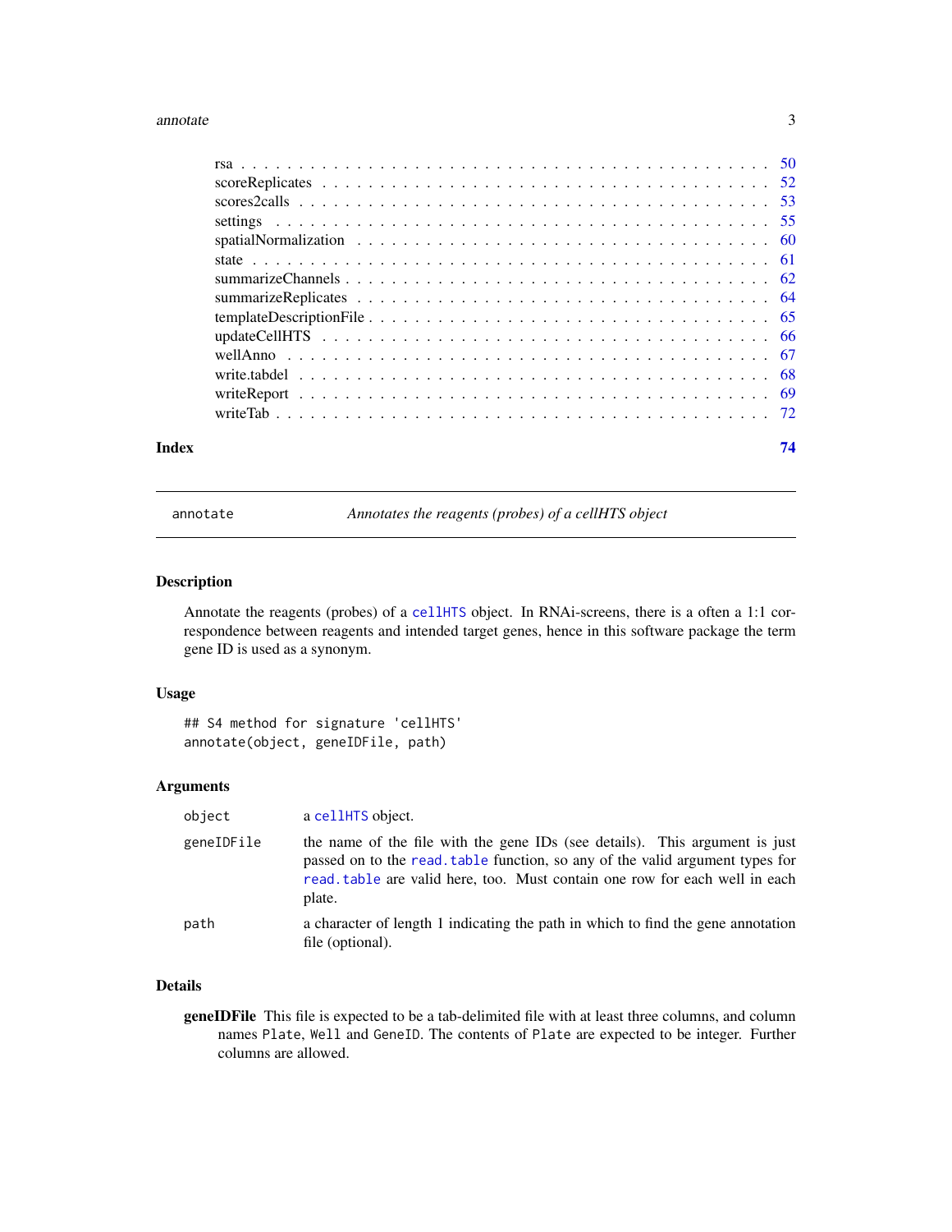rsa . . . . . . . . . . . . . . . . . . . . . . . . . . . . . . . . . . . . . . . . . . . 50
scoreReplicates . . . . . . . . . . . . . . . . . . . . . . . . . . . . . . . . . . . . . 52
scores2calls . . . . . . . . . . . . . . . . . . . . . . . . . . . . . . . . . . . . . . . 53
settings . . . . . . . . . . . . . . . . . . . . . . . . . . . . . . . . . . . . . . . . . 55
spatialNormalization . . . . . . . . . . . . . . . . . . . . . . . . . . . . . . . . . . 60
state . . . . . . . . . . . . . . . . . . . . . . . . . . . . . . . . . . . . . . . . . . 61
summarizeChannels . . . . . . . . . . . . . . . . . . . . . . . . . . . . . . . . . . . 62
summarizeReplicates . . . . . . . . . . . . . . . . . . . . . . . . . . . . . . . . . . 64
templateDescriptionFile . . . . . . . . . . . . . . . . . . . . . . . . . . . . . . . . . 65
updateCellHTS . . . . . . . . . . . . . . . . . . . . . . . . . . . . . . . . . . . . . 66
wellAnno . . . . . . . . . . . . . . . . . . . . . . . . . . . . . . . . . . . . . . . . 67
write.tabdel . . . . . . . . . . . . . . . . . . . . . . . . . . . . . . . . . . . . . . 68
writeReport . . . . . . . . . . . . . . . . . . . . . . . . . . . . . . . . . . . . . . . 69
writeTab . . . . . . . . . . . . . . . . . . . . . . . . . . . . . . . . . . . . . . . . 72

**Index** **74**

---

`annotate` *Annotates the reagents (probes) of a cellHTS object*

---

## Description

Annotate the reagents (probes) of a `cellHTS` object. In RNAi-screens, there is a often a 1:1 correspondence between reagents and intended target genes, hence in this software package the term gene ID is used as a synonym.

## Usage

```
## S4 method for signature 'cellHTS'
annotate(object, geneIDFile, path)
```

## Arguments

| | |
|---|---|
| `object` | a `cellHTS` object. |
| `geneIDFile` | the name of the file with the gene IDs (see details). This argument is just passed on to the `read.table` function, so any of the valid argument types for `read.table` are valid here, too. Must contain one row for each well in each plate. |
| `path` | a character of length 1 indicating the path in which to find the gene annotation file (optional). |

## Details

**geneIDFile** This file is expected to be a tab-delimited file with at least three columns, and column names `Plate`, `Well` and `GeneID`. The contents of `Plate` are expected to be integer. Further columns are allowed.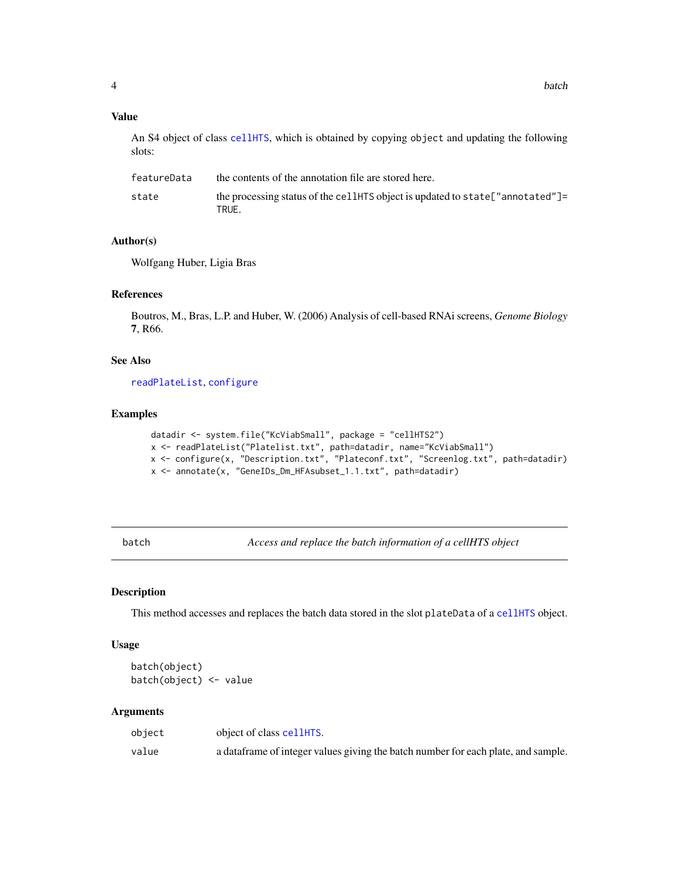### Value

An S4 object of class `cellHTS`, which is obtained by copying `object` and updating the following slots:

| | |
|---|---|
| `featureData` | the contents of the annotation file are stored here. |
| `state` | the processing status of the `cellHTS` object is updated to `state["annotated"]= TRUE`. |

### Author(s)

Wolfgang Huber, Ligia Bras

### References

Boutros, M., Bras, L.P. and Huber, W. (2006) Analysis of cell-based RNAi screens, *Genome Biology* **7**, R66.

### See Also

`readPlateList`, `configure`

### Examples

```
datadir <- system.file("KcViabSmall", package = "cellHTS2")
x <- readPlateList("Platelist.txt", path=datadir, name="KcViabSmall")
x <- configure(x, "Description.txt", "Plateconf.txt", "Screenlog.txt", path=datadir)
x <- annotate(x, "GeneIDs_Dm_HFAsubset_1.1.txt", path=datadir)
```

---

## batch — *Access and replace the batch information of a cellHTS object*

---

### Description

This method accesses and replaces the batch data stored in the slot `plateData` of a `cellHTS` object.

### Usage

```
batch(object)
batch(object) <- value
```

### Arguments

| | |
|---|---|
| `object` | object of class `cellHTS`. |
| `value` | a dataframe of integer values giving the batch number for each plate, and sample. |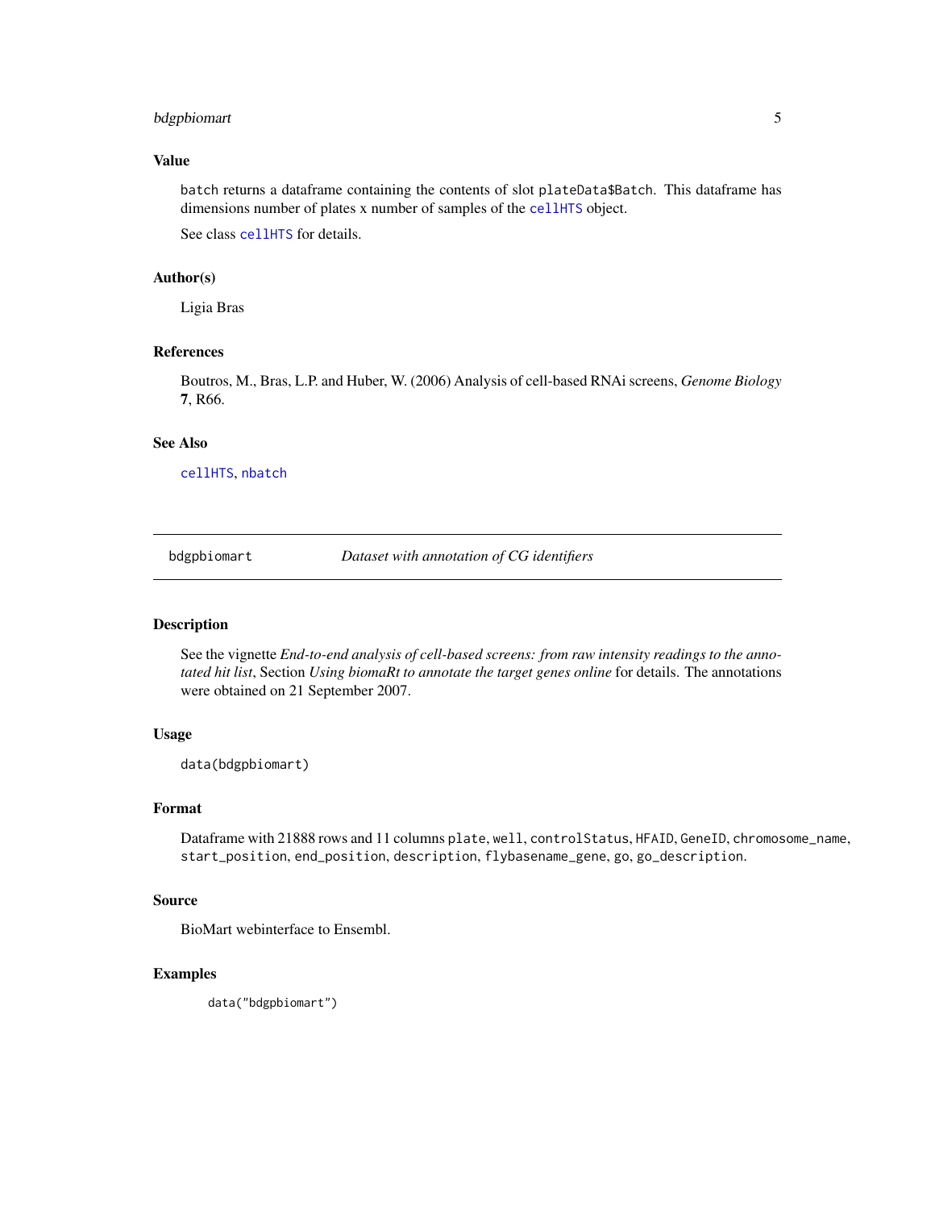### Value

`batch` returns a dataframe containing the contents of slot `plateData$Batch`. This dataframe has dimensions number of plates x number of samples of the `cellHTS` object.

See class `cellHTS` for details.

### Author(s)

Ligia Bras

### References

Boutros, M., Bras, L.P. and Huber, W. (2006) Analysis of cell-based RNAi screens, *Genome Biology* **7**, R66.

### See Also

`cellHTS`, `nbatch`

---

## bdgpbiomart — *Dataset with annotation of CG identifiers*

---

### Description

See the vignette *End-to-end analysis of cell-based screens: from raw intensity readings to the annotated hit list*, Section *Using biomaRt to annotate the target genes online* for details. The annotations were obtained on 21 September 2007.

### Usage

```
data(bdgpbiomart)
```

### Format

Dataframe with 21888 rows and 11 columns `plate`, `well`, `controlStatus`, `HFAID`, `GeneID`, `chromosome_name`, `start_position`, `end_position`, `description`, `flybasename_gene`, `go`, `go_description`.

### Source

BioMart webinterface to Ensembl.

### Examples

```
data("bdgpbiomart")
```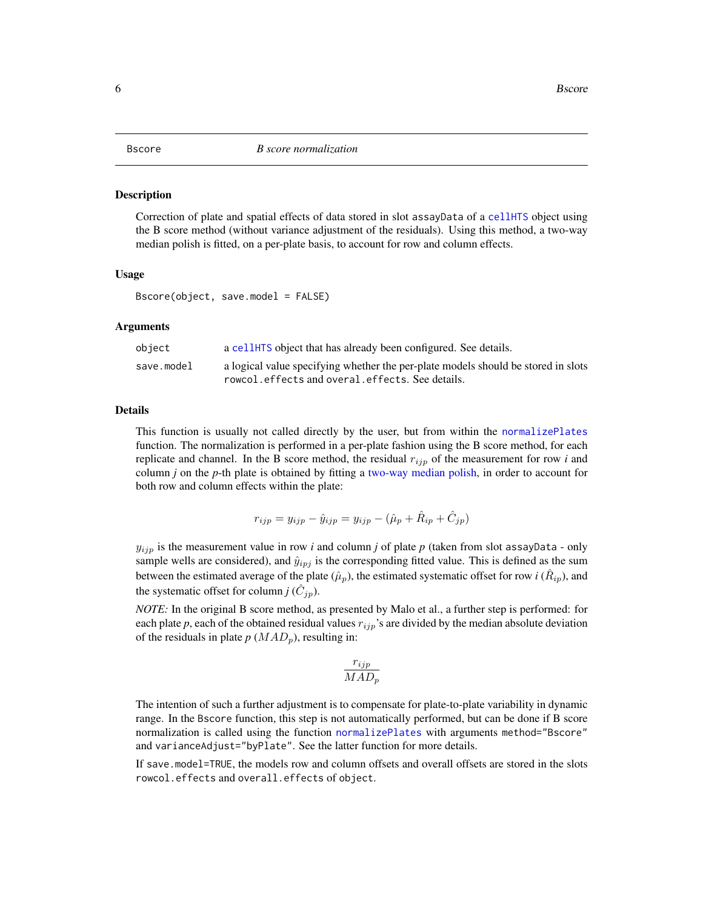## Bscore — *B score normalization*

### Description

Correction of plate and spatial effects of data stored in slot `assayData` of a `cellHTS` object using the B score method (without variance adjustment of the residuals). Using this method, a two-way median polish is fitted, on a per-plate basis, to account for row and column effects.

### Usage

```
Bscore(object, save.model = FALSE)
```

### Arguments

| | |
|---|---|
| `object` | a `cellHTS` object that has already been configured. See details. |
| `save.model` | a logical value specifying whether the per-plate models should be stored in slots `rowcol.effects` and `overal.effects`. See details. |

### Details

This function is usually not called directly by the user, but from within the `normalizePlates` function. The normalization is performed in a per-plate fashion using the B score method, for each replicate and channel. In the B score method, the residual $r_{ijp}$ of the measurement for row *i* and column *j* on the *p*-th plate is obtained by fitting a two-way median polish, in order to account for both row and column effects within the plate:

$$r_{ijp} = y_{ijp} - \hat{y}_{ijp} = y_{ijp} - (\hat{\mu}_p + \hat{R}_{ip} + \hat{C}_{jp})$$

$y_{ijp}$ is the measurement value in row *i* and column *j* of plate *p* (taken from slot `assayData` - only sample wells are considered), and $\hat{y}_{ipj}$ is the corresponding fitted value. This is defined as the sum between the estimated average of the plate ($\hat{\mu}_p$), the estimated systematic offset for row *i* ($\hat{R}_{ip}$), and the systematic offset for column *j* ($\hat{C}_{jp}$).

*NOTE:* In the original B score method, as presented by Malo et al., a further step is performed: for each plate *p*, each of the obtained residual values $r_{ijp}$'s are divided by the median absolute deviation of the residuals in plate *p* ($MAD_p$), resulting in:

$$\frac{r_{ijp}}{MAD_p}$$

The intention of such a further adjustment is to compensate for plate-to-plate variability in dynamic range. In the `Bscore` function, this step is not automatically performed, but can be done if B score normalization is called using the function `normalizePlates` with arguments `method="Bscore"` and `varianceAdjust="byPlate"`. See the latter function for more details.

If `save.model=TRUE`, the models row and column offsets and overall offsets are stored in the slots `rowcol.effects` and `overall.effects` of `object`.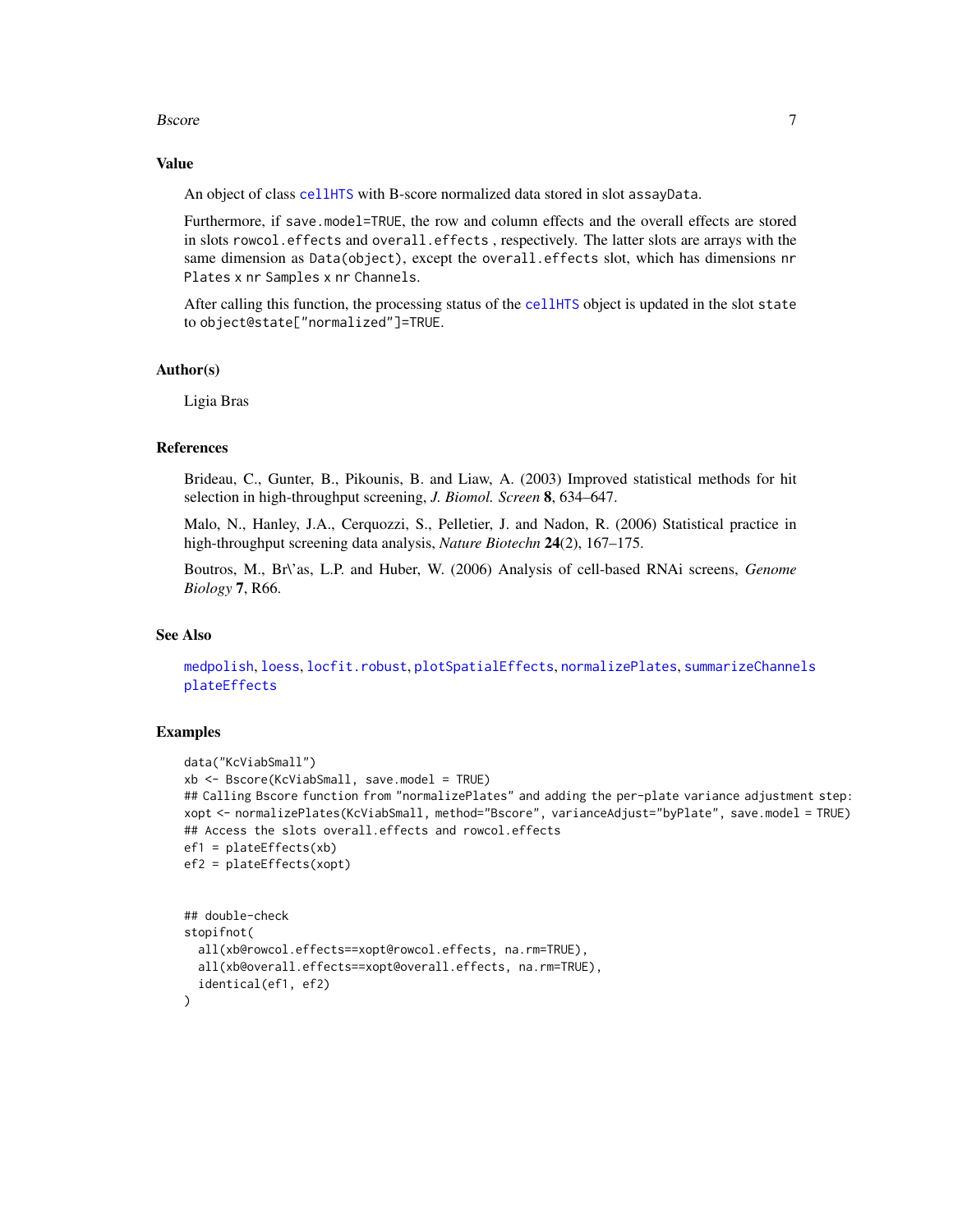## Value

An object of class `cellHTS` with B-score normalized data stored in slot `assayData`.

Furthermore, if `save.model=TRUE`, the row and column effects and the overall effects are stored in slots `rowcol.effects` and `overall.effects` , respectively. The latter slots are arrays with the same dimension as `Data(object)`, except the `overall.effects` slot, which has dimensions `nr Plates` x `nr Samples` x `nr Channels`.

After calling this function, the processing status of the `cellHTS` object is updated in the slot `state` to `object@state["normalized"]=TRUE`.

## Author(s)

Ligia Bras

## References

Brideau, C., Gunter, B., Pikounis, B. and Liaw, A. (2003) Improved statistical methods for hit selection in high-throughput screening, *J. Biomol. Screen* **8**, 634–647.

Malo, N., Hanley, J.A., Cerquozzi, S., Pelletier, J. and Nadon, R. (2006) Statistical practice in high-throughput screening data analysis, *Nature Biotechn* **24**(2), 167–175.

Boutros, M., Br\'as, L.P. and Huber, W. (2006) Analysis of cell-based RNAi screens, *Genome Biology* **7**, R66.

## See Also

`medpolish`, `loess`, `locfit.robust`, `plotSpatialEffects`, `normalizePlates`, `summarizeChannels` `plateEffects`

## Examples

```
data("KcViabSmall")
xb <- Bscore(KcViabSmall, save.model = TRUE)
## Calling Bscore function from "normalizePlates" and adding the per-plate variance adjustment step:
xopt <- normalizePlates(KcViabSmall, method="Bscore", varianceAdjust="byPlate", save.model = TRUE)
## Access the slots overall.effects and rowcol.effects
ef1 = plateEffects(xb)
ef2 = plateEffects(xopt)


## double-check
stopifnot(
  all(xb@rowcol.effects==xopt@rowcol.effects, na.rm=TRUE),
  all(xb@overall.effects==xopt@overall.effects, na.rm=TRUE),
  identical(ef1, ef2)
)
```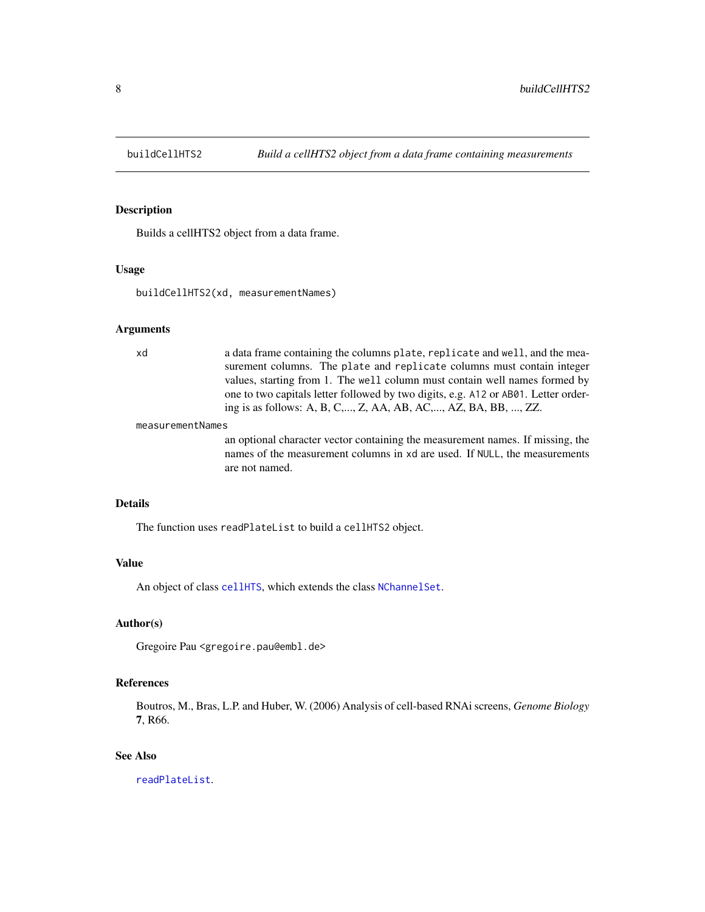# buildCellHTS2 — Build a cellHTS2 object from a data frame containing measurements

## Description

Builds a cellHTS2 object from a data frame.

## Usage

```
buildCellHTS2(xd, measurementNames)
```

## Arguments

- `xd` — a data frame containing the columns `plate`, `replicate` and `well`, and the measurement columns. The `plate` and `replicate` columns must contain integer values, starting from 1. The `well` column must contain well names formed by one to two capitals letter followed by two digits, e.g. `A12` or `AB01`. Letter ordering is as follows: A, B, C,..., Z, AA, AB, AC,..., AZ, BA, BB, ..., ZZ.
- `measurementNames` — an optional character vector containing the measurement names. If missing, the names of the measurement columns in `xd` are used. If `NULL`, the measurements are not named.

## Details

The function uses `readPlateList` to build a `cellHTS2` object.

## Value

An object of class `cellHTS`, which extends the class `NChannelSet`.

## Author(s)

Gregoire Pau <gregoire.pau@embl.de>

## References

Boutros, M., Bras, L.P. and Huber, W. (2006) Analysis of cell-based RNAi screens, *Genome Biology* **7**, R66.

## See Also

`readPlateList`.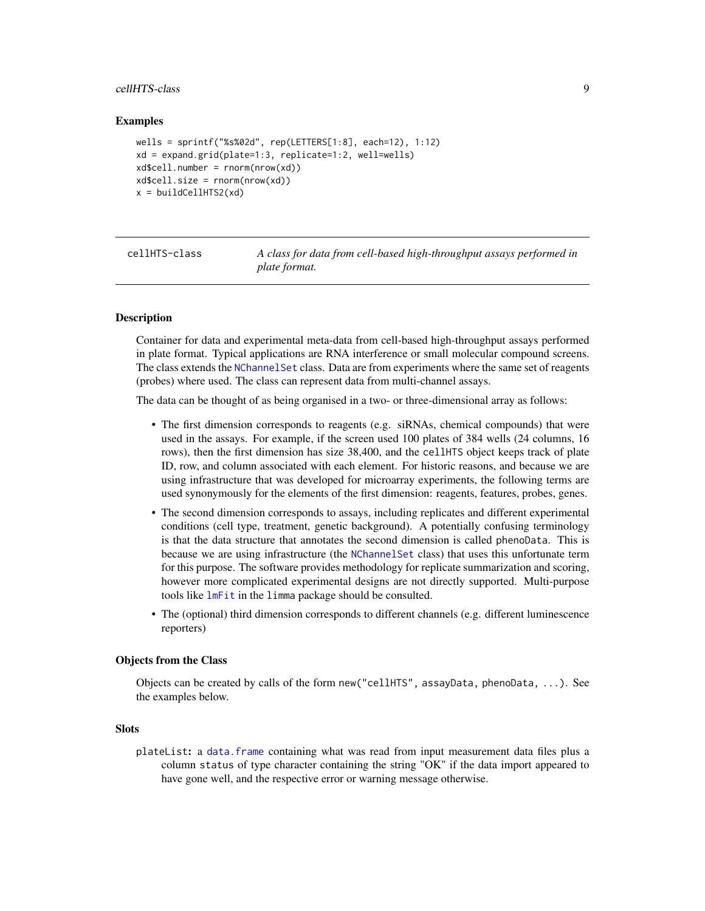### Examples

```
wells = sprintf("%s%02d", rep(LETTERS[1:8], each=12), 1:12)
xd = expand.grid(plate=1:3, replicate=1:2, well=wells)
xd$cell.number = rnorm(nrow(xd))
xd$cell.size = rnorm(nrow(xd))
x = buildCellHTS2(xd)
```

---

## cellHTS-class — *A class for data from cell-based high-throughput assays performed in plate format.*

---

### Description

Container for data and experimental meta-data from cell-based high-throughput assays performed in plate format. Typical applications are RNA interference or small molecular compound screens. The class extends the `NChannelSet` class. Data are from experiments where the same set of reagents (probes) where used. The class can represent data from multi-channel assays.

The data can be thought of as being organised in a two- or three-dimensional array as follows:

- The first dimension corresponds to reagents (e.g. siRNAs, chemical compounds) that were used in the assays. For example, if the screen used 100 plates of 384 wells (24 columns, 16 rows), then the first dimension has size 38,400, and the `cellHTS` object keeps track of plate ID, row, and column associated with each element. For historic reasons, and because we are using infrastructure that was developed for microarray experiments, the following terms are used synonymously for the elements of the first dimension: reagents, features, probes, genes.
- The second dimension corresponds to assays, including replicates and different experimental conditions (cell type, treatment, genetic background). A potentially confusing terminology is that the data structure that annotates the second dimension is called `phenoData`. This is because we are using infrastructure (the `NChannelSet` class) that uses this unfortunate term for this purpose. The software provides methodology for replicate summarization and scoring, however more complicated experimental designs are not directly supported. Multi-purpose tools like `lmFit` in the `limma` package should be consulted.
- The (optional) third dimension corresponds to different channels (e.g. different luminescence reporters)

### Objects from the Class

Objects can be created by calls of the form `new("cellHTS", assayData, phenoData, ...)`. See the examples below.

### Slots

`plateList`: a `data.frame` containing what was read from input measurement data files plus a column `status` of type character containing the string "OK" if the data import appeared to have gone well, and the respective error or warning message otherwise.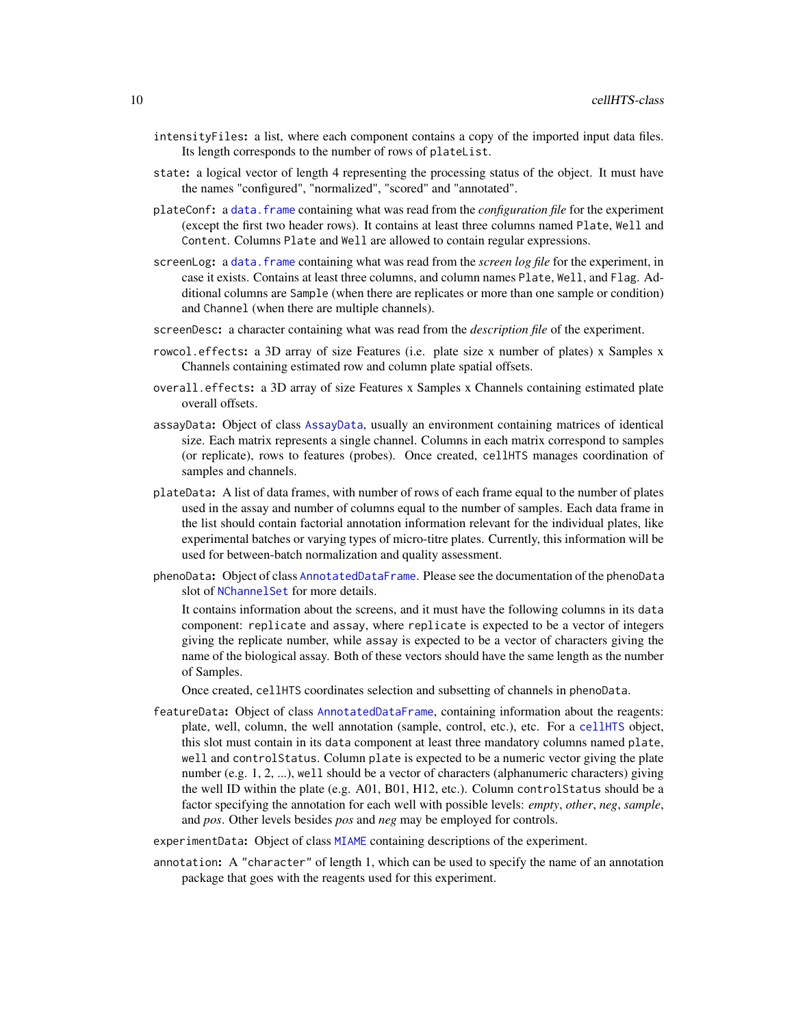`intensityFiles`: a list, where each component contains a copy of the imported input data files. Its length corresponds to the number of rows of `plateList`.

`state`: a logical vector of length 4 representing the processing status of the object. It must have the names "configured", "normalized", "scored" and "annotated".

`plateConf`: a `data.frame` containing what was read from the *configuration file* for the experiment (except the first two header rows). It contains at least three columns named `Plate`, `Well` and `Content`. Columns `Plate` and `Well` are allowed to contain regular expressions.

`screenLog`: a `data.frame` containing what was read from the *screen log file* for the experiment, in case it exists. Contains at least three columns, and column names `Plate`, `Well`, and `Flag`. Additional columns are `Sample` (when there are replicates or more than one sample or condition) and `Channel` (when there are multiple channels).

`screenDesc`: a character containing what was read from the *description file* of the experiment.

`rowcol.effects`: a 3D array of size Features (i.e. plate size x number of plates) x Samples x Channels containing estimated row and column plate spatial offsets.

`overall.effects`: a 3D array of size Features x Samples x Channels containing estimated plate overall offsets.

`assayData`: Object of class `AssayData`, usually an environment containing matrices of identical size. Each matrix represents a single channel. Columns in each matrix correspond to samples (or replicate), rows to features (probes). Once created, `cellHTS` manages coordination of samples and channels.

`plateData`: A list of data frames, with number of rows of each frame equal to the number of plates used in the assay and number of columns equal to the number of samples. Each data frame in the list should contain factorial annotation information relevant for the individual plates, like experimental batches or varying types of micro-titre plates. Currently, this information will be used for between-batch normalization and quality assessment.

`phenoData`: Object of class `AnnotatedDataFrame`. Please see the documentation of the `phenoData` slot of `NChannelSet` for more details.

It contains information about the screens, and it must have the following columns in its `data` component: `replicate` and `assay`, where `replicate` is expected to be a vector of integers giving the replicate number, while `assay` is expected to be a vector of characters giving the name of the biological assay. Both of these vectors should have the same length as the number of Samples.

Once created, `cellHTS` coordinates selection and subsetting of channels in `phenoData`.

`featureData`: Object of class `AnnotatedDataFrame`, containing information about the reagents: plate, well, column, the well annotation (sample, control, etc.), etc. For a `cellHTS` object, this slot must contain in its `data` component at least three mandatory columns named `plate`, `well` and `controlStatus`. Column `plate` is expected to be a numeric vector giving the plate number (e.g. 1, 2, ...), `well` should be a vector of characters (alphanumeric characters) giving the well ID within the plate (e.g. A01, B01, H12, etc.). Column `controlStatus` should be a factor specifying the annotation for each well with possible levels: *empty*, *other*, *neg*, *sample*, and *pos*. Other levels besides *pos* and *neg* may be employed for controls.

`experimentData`: Object of class `MIAME` containing descriptions of the experiment.

`annotation`: A `"character"` of length 1, which can be used to specify the name of an annotation package that goes with the reagents used for this experiment.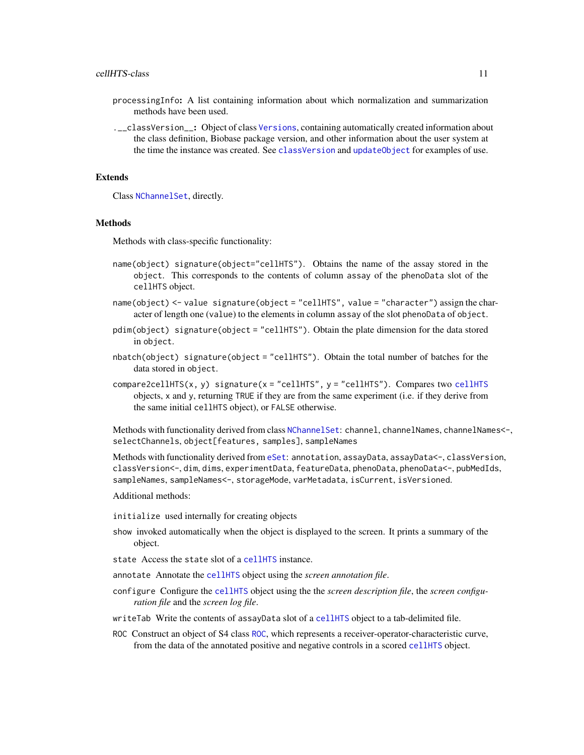processingInfo**:** A list containing information about which normalization and summarization methods have been used.

.__classVersion__**:** Object of class Versions, containing automatically created information about the class definition, Biobase package version, and other information about the user system at the time the instance was created. See classVersion and updateObject for examples of use.

## Extends

Class NChannelSet, directly.

## Methods

Methods with class-specific functionality:

name(object) signature(object="cellHTS"). Obtains the name of the assay stored in the object. This corresponds to the contents of column assay of the phenoData slot of the cellHTS object.

name(object) <- value signature(object = "cellHTS", value = "character") assign the character of length one (value) to the elements in column assay of the slot phenoData of object.

pdim(object) signature(object = "cellHTS"). Obtain the plate dimension for the data stored in object.

nbatch(object) signature(object = "cellHTS"). Obtain the total number of batches for the data stored in object.

compare2cellHTS(x, y) signature(x = "cellHTS", y = "cellHTS"). Compares two cellHTS objects, x and y, returning TRUE if they are from the same experiment (i.e. if they derive from the same initial cellHTS object), or FALSE otherwise.

Methods with functionality derived from class NChannelSet: channel, channelNames, channelNames<-, selectChannels, object[features, samples], sampleNames

Methods with functionality derived from eSet: annotation, assayData, assayData<-, classVersion, classVersion<-, dim, dims, experimentData, featureData, phenoData, phenoData<-, pubMedIds, sampleNames, sampleNames<-, storageMode, varMetadata, isCurrent, isVersioned.

Additional methods:

initialize used internally for creating objects

show invoked automatically when the object is displayed to the screen. It prints a summary of the object.

state Access the state slot of a cellHTS instance.

annotate Annotate the cellHTS object using the *screen annotation file*.

configure Configure the cellHTS object using the the *screen description file*, the *screen configuration file* and the *screen log file*.

writeTab Write the contents of assayData slot of a cellHTS object to a tab-delimited file.

ROC Construct an object of S4 class ROC, which represents a receiver-operator-characteristic curve, from the data of the annotated positive and negative controls in a scored cellHTS object.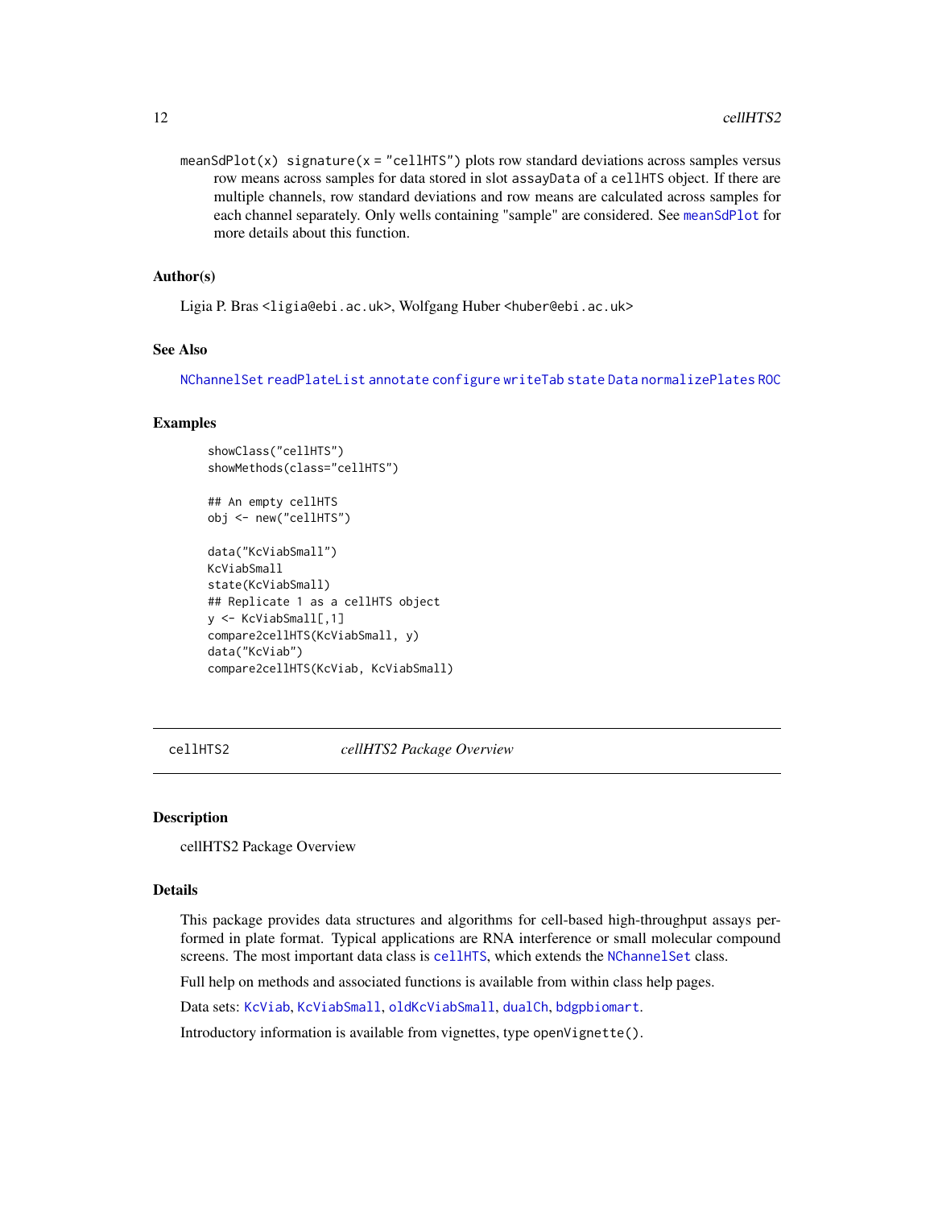`meanSdPlot(x) signature(x = "cellHTS")` plots row standard deviations across samples versus row means across samples for data stored in slot `assayData` of a `cellHTS` object. If there are multiple channels, row standard deviations and row means are calculated across samples for each channel separately. Only wells containing "sample" are considered. See `meanSdPlot` for more details about this function.

### Author(s)

Ligia P. Bras <ligia@ebi.ac.uk>, Wolfgang Huber <huber@ebi.ac.uk>

### See Also

`NChannelSet` `readPlateList` `annotate` `configure` `writeTab` `state` `Data` `normalizePlates` `ROC`

### Examples

```
showClass("cellHTS")
showMethods(class="cellHTS")

## An empty cellHTS
obj <- new("cellHTS")

data("KcViabSmall")
KcViabSmall
state(KcViabSmall)
## Replicate 1 as a cellHTS object
y <- KcViabSmall[,1]
compare2cellHTS(KcViabSmall, y)
data("KcViab")
compare2cellHTS(KcViab, KcViabSmall)
```

---

## cellHTS2 — *cellHTS2 Package Overview*

---

### Description

cellHTS2 Package Overview

### Details

This package provides data structures and algorithms for cell-based high-throughput assays performed in plate format. Typical applications are RNA interference or small molecular compound screens. The most important data class is `cellHTS`, which extends the `NChannelSet` class.

Full help on methods and associated functions is available from within class help pages.

Data sets: `KcViab`, `KcViabSmall`, `oldKcViabSmall`, `dualCh`, `bdgpbiomart`.

Introductory information is available from vignettes, type `openVignette()`.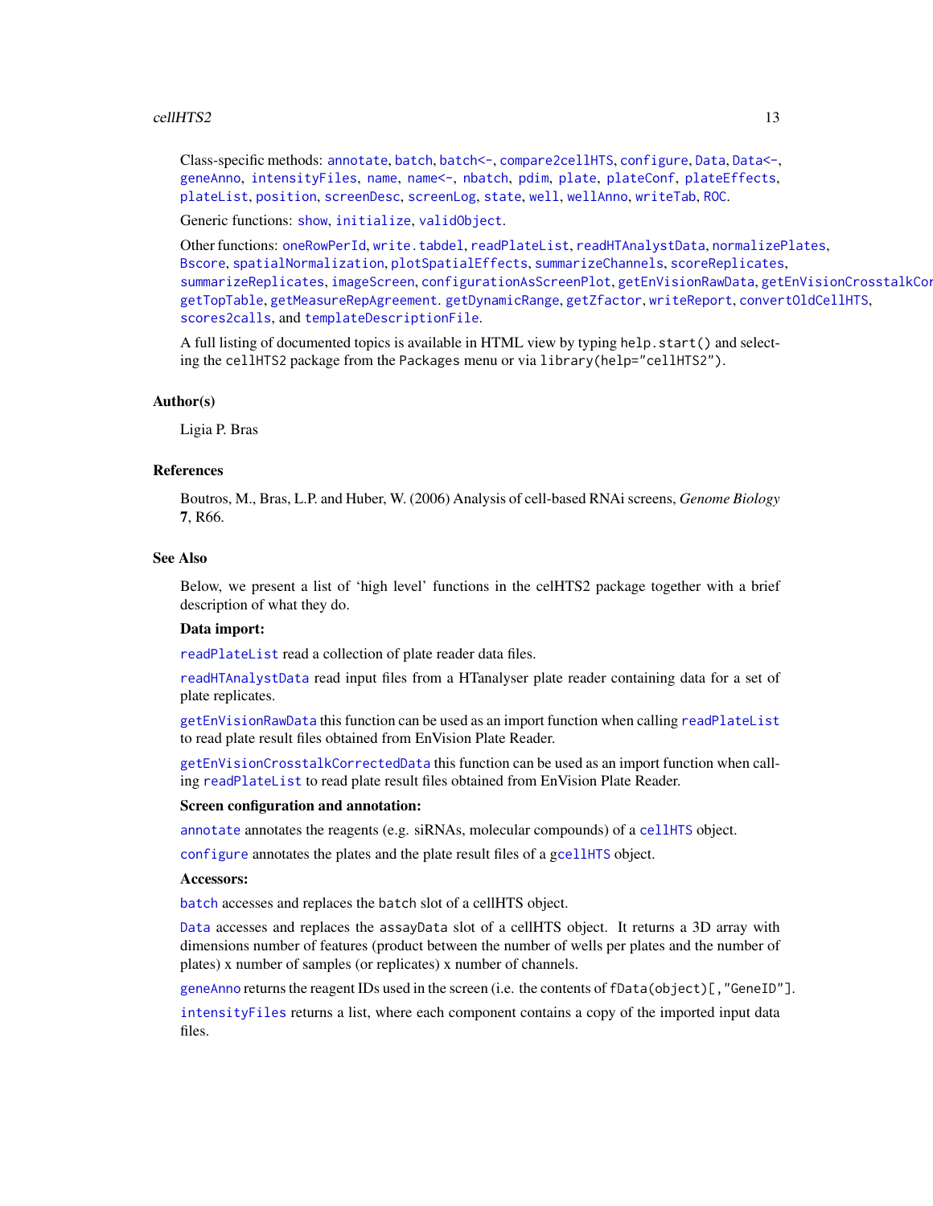Class-specific methods: annotate, batch, batch<-, compare2cellHTS, configure, Data, Data<-, geneAnno, intensityFiles, name, name<-, nbatch, pdim, plate, plateConf, plateEffects, plateList, position, screenDesc, screenLog, state, well, wellAnno, writeTab, ROC.

Generic functions: show, initialize, validObject.

Other functions: oneRowPerId, write.tabdel, readPlateList, readHTAnalystData, normalizePlates, Bscore, spatialNormalization, plotSpatialEffects, summarizeChannels, scoreReplicates, summarizeReplicates, imageScreen, configurationAsScreenPlot, getEnVisionRawData, getEnVisionCrosstalkCor getTopTable, getMeasureRepAgreement. getDynamicRange, getZfactor, writeReport, convertOldCellHTS, scores2calls, and templateDescriptionFile.

A full listing of documented topics is available in HTML view by typing `help.start()` and selecting the `cellHTS2` package from the `Packages` menu or via `library(help="cellHTS2")`.

## Author(s)

Ligia P. Bras

## References

Boutros, M., Bras, L.P. and Huber, W. (2006) Analysis of cell-based RNAi screens, *Genome Biology* **7**, R66.

## See Also

Below, we present a list of 'high level' functions in the celHTS2 package together with a brief description of what they do.

**Data import:**

readPlateList read a collection of plate reader data files.

readHTAnalystData read input files from a HTanalyser plate reader containing data for a set of plate replicates.

getEnVisionRawData this function can be used as an import function when calling readPlateList to read plate result files obtained from EnVision Plate Reader.

getEnVisionCrosstalkCorrectedData this function can be used as an import function when calling readPlateList to read plate result files obtained from EnVision Plate Reader.

**Screen configuration and annotation:**

annotate annotates the reagents (e.g. siRNAs, molecular compounds) of a cellHTS object.

configure annotates the plates and the plate result files of a gcellHTS object.

**Accessors:**

batch accesses and replaces the `batch` slot of a cellHTS object.

Data accesses and replaces the `assayData` slot of a cellHTS object. It returns a 3D array with dimensions number of features (product between the number of wells per plates and the number of plates) x number of samples (or replicates) x number of channels.

geneAnno returns the reagent IDs used in the screen (i.e. the contents of `fData(object)[,"GeneID"]`.

intensityFiles returns a list, where each component contains a copy of the imported input data files.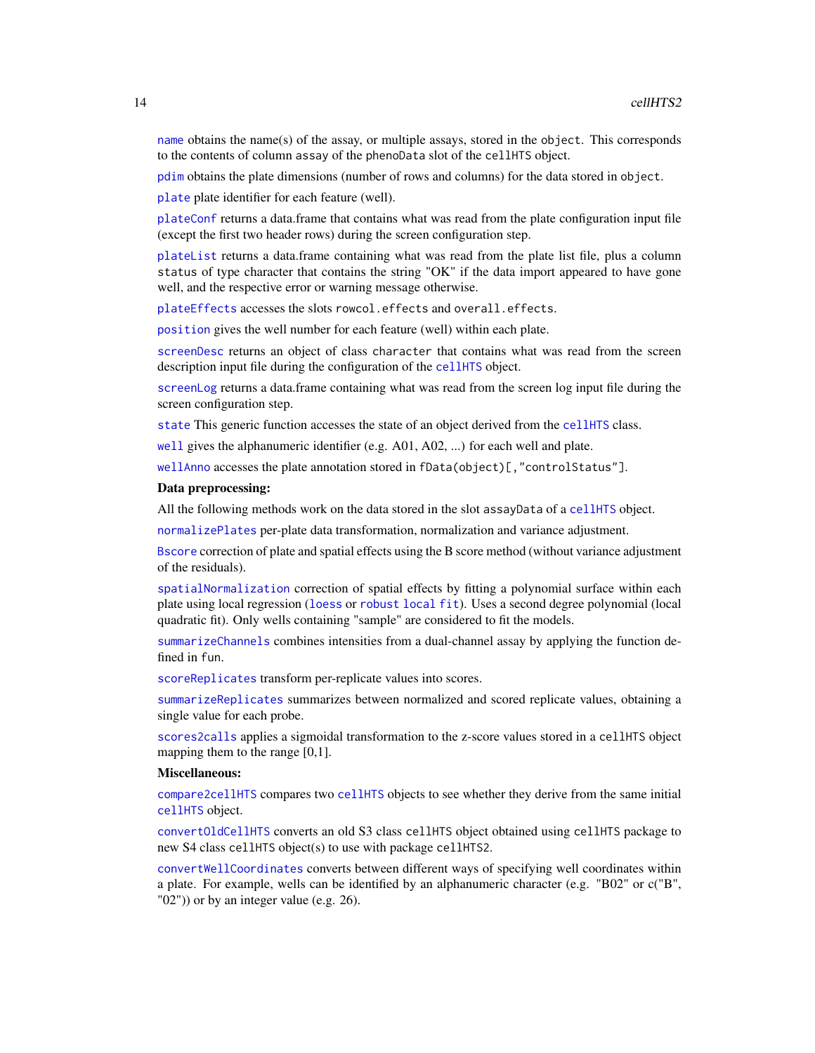`name` obtains the name(s) of the assay, or multiple assays, stored in the `object`. This corresponds to the contents of column `assay` of the `phenoData` slot of the `cellHTS` object.

`pdim` obtains the plate dimensions (number of rows and columns) for the data stored in `object`.

`plate` plate identifier for each feature (well).

`plateConf` returns a data.frame that contains what was read from the plate configuration input file (except the first two header rows) during the screen configuration step.

`plateList` returns a data.frame containing what was read from the plate list file, plus a column `status` of type character that contains the string "OK" if the data import appeared to have gone well, and the respective error or warning message otherwise.

`plateEffects` accesses the slots `rowcol.effects` and `overall.effects`.

`position` gives the well number for each feature (well) within each plate.

`screenDesc` returns an object of class `character` that contains what was read from the screen description input file during the configuration of the `cellHTS` object.

`screenLog` returns a data.frame containing what was read from the screen log input file during the screen configuration step.

`state` This generic function accesses the state of an object derived from the `cellHTS` class.

`well` gives the alphanumeric identifier (e.g. A01, A02, ...) for each well and plate.

`wellAnno` accesses the plate annotation stored in `fData(object)[,"controlStatus"]`.

**Data preprocessing:**

All the following methods work on the data stored in the slot `assayData` of a `cellHTS` object.

`normalizePlates` per-plate data transformation, normalization and variance adjustment.

`Bscore` correction of plate and spatial effects using the B score method (without variance adjustment of the residuals).

`spatialNormalization` correction of spatial effects by fitting a polynomial surface within each plate using local regression (`loess` or `robust local fit`). Uses a second degree polynomial (local quadratic fit). Only wells containing "sample" are considered to fit the models.

`summarizeChannels` combines intensities from a dual-channel assay by applying the function defined in `fun`.

`scoreReplicates` transform per-replicate values into scores.

`summarizeReplicates` summarizes between normalized and scored replicate values, obtaining a single value for each probe.

`scores2calls` applies a sigmoidal transformation to the z-score values stored in a `cellHTS` object mapping them to the range [0,1].

**Miscellaneous:**

`compare2cellHTS` compares two `cellHTS` objects to see whether they derive from the same initial `cellHTS` object.

`convertOldCellHTS` converts an old S3 class `cellHTS` object obtained using `cellHTS` package to new S4 class `cellHTS` object(s) to use with package `cellHTS2`.

`convertWellCoordinates` converts between different ways of specifying well coordinates within a plate. For example, wells can be identified by an alphanumeric character (e.g. "B02" or c("B", "02")) or by an integer value (e.g. 26).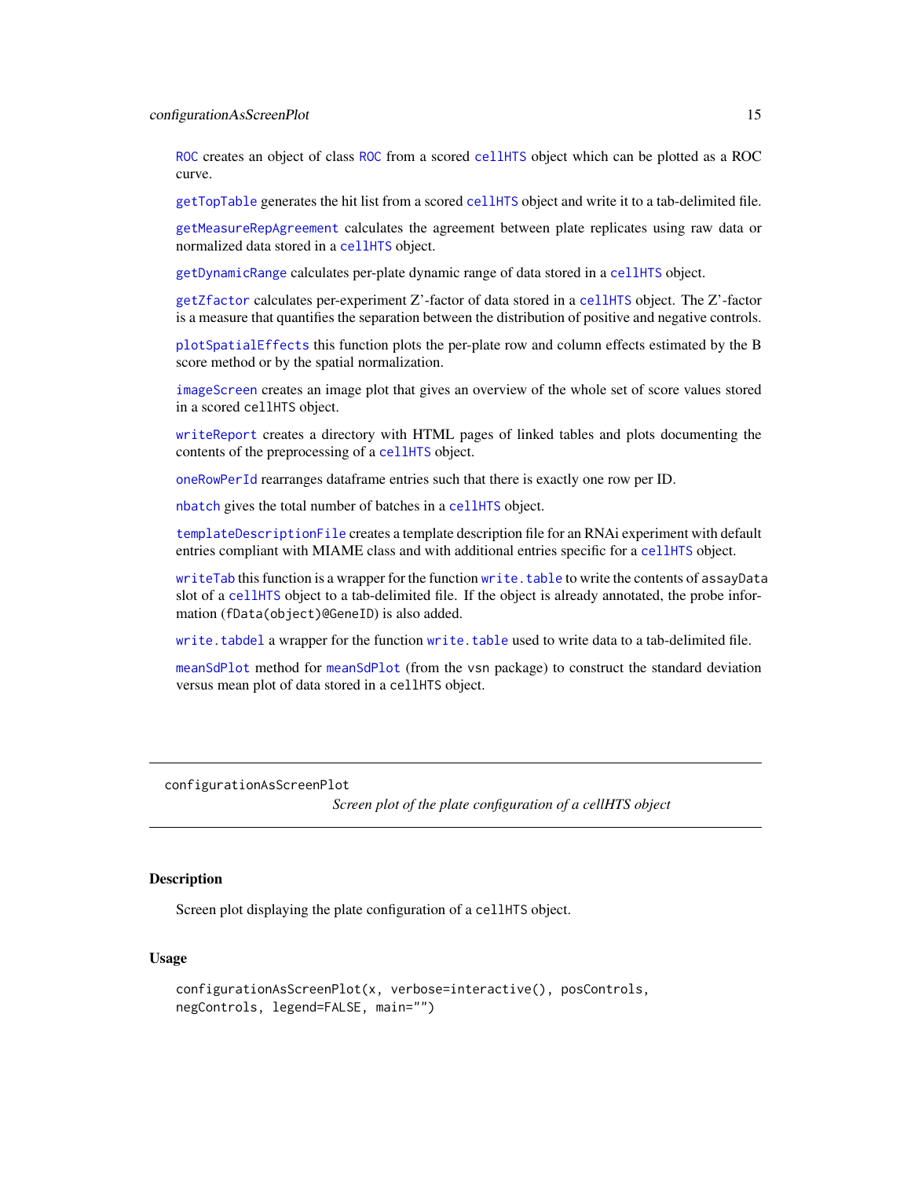ROC creates an object of class ROC from a scored cellHTS object which can be plotted as a ROC curve.

getTopTable generates the hit list from a scored cellHTS object and write it to a tab-delimited file.

getMeasureRepAgreement calculates the agreement between plate replicates using raw data or normalized data stored in a cellHTS object.

getDynamicRange calculates per-plate dynamic range of data stored in a cellHTS object.

getZfactor calculates per-experiment Z'-factor of data stored in a cellHTS object. The Z'-factor is a measure that quantifies the separation between the distribution of positive and negative controls.

plotSpatialEffects this function plots the per-plate row and column effects estimated by the B score method or by the spatial normalization.

imageScreen creates an image plot that gives an overview of the whole set of score values stored in a scored cellHTS object.

writeReport creates a directory with HTML pages of linked tables and plots documenting the contents of the preprocessing of a cellHTS object.

oneRowPerId rearranges dataframe entries such that there is exactly one row per ID.

nbatch gives the total number of batches in a cellHTS object.

templateDescriptionFile creates a template description file for an RNAi experiment with default entries compliant with MIAME class and with additional entries specific for a cellHTS object.

writeTab this function is a wrapper for the function write.table to write the contents of assayData slot of a cellHTS object to a tab-delimited file. If the object is already annotated, the probe information (fData(object)@GeneID) is also added.

write.tabdel a wrapper for the function write.table used to write data to a tab-delimited file.

meanSdPlot method for meanSdPlot (from the vsn package) to construct the standard deviation versus mean plot of data stored in a cellHTS object.

---

configurationAsScreenPlot *Screen plot of the plate configuration of a cellHTS object*

---

## Description

Screen plot displaying the plate configuration of a cellHTS object.

## Usage

```
configurationAsScreenPlot(x, verbose=interactive(), posControls,
negControls, legend=FALSE, main="")
```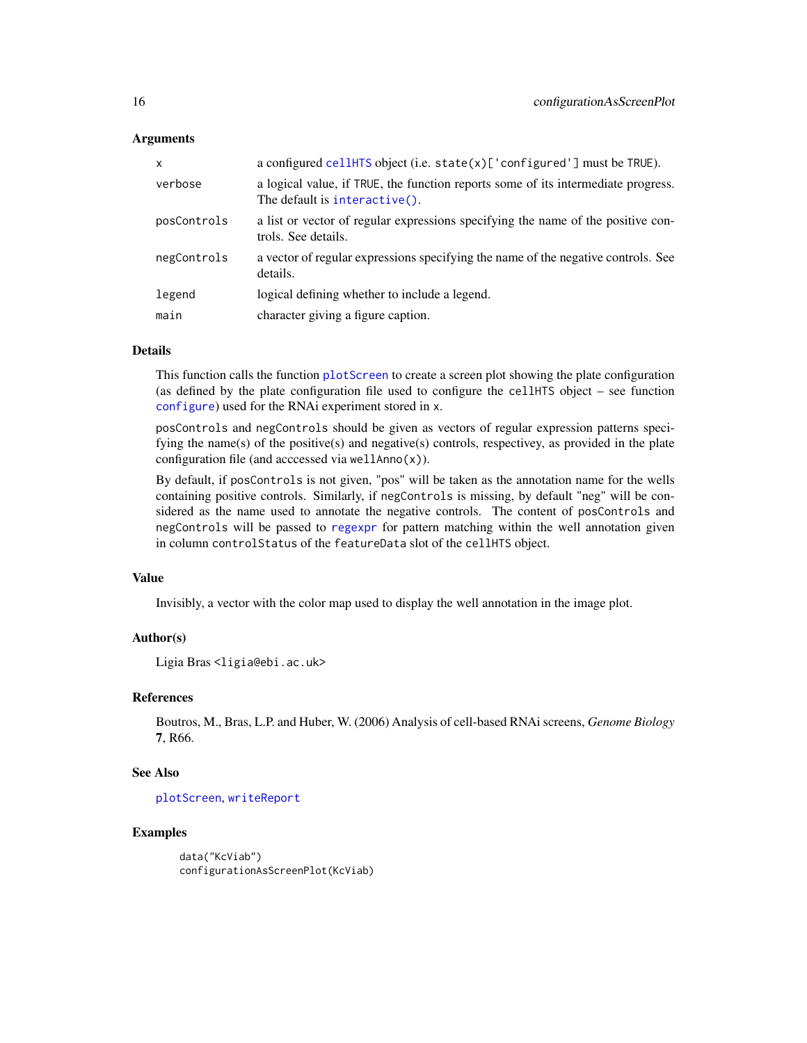### Arguments

| | |
|---|---|
| `x` | a configured `cellHTS` object (i.e. `state(x)['configured']` must be `TRUE`). |
| `verbose` | a logical value, if `TRUE`, the function reports some of its intermediate progress. The default is `interactive()`. |
| `posControls` | a list or vector of regular expressions specifying the name of the positive controls. See details. |
| `negControls` | a vector of regular expressions specifying the name of the negative controls. See details. |
| `legend` | logical defining whether to include a legend. |
| `main` | character giving a figure caption. |

### Details

This function calls the function `plotScreen` to create a screen plot showing the plate configuration (as defined by the plate configuration file used to configure the `cellHTS` object – see function `configure`) used for the RNAi experiment stored in `x`.

`posControls` and `negControls` should be given as vectors of regular expression patterns specifying the name(s) of the positive(s) and negative(s) controls, respectivey, as provided in the plate configuration file (and acccessed via `wellAnno(x)`).

By default, if `posControls` is not given, "pos" will be taken as the annotation name for the wells containing positive controls. Similarly, if `negControls` is missing, by default "neg" will be considered as the name used to annotate the negative controls. The content of `posControls` and `negControls` will be passed to `regexpr` for pattern matching within the well annotation given in column `controlStatus` of the `featureData` slot of the `cellHTS` object.

### Value

Invisibly, a vector with the color map used to display the well annotation in the image plot.

### Author(s)

Ligia Bras <ligia@ebi.ac.uk>

### References

Boutros, M., Bras, L.P. and Huber, W. (2006) Analysis of cell-based RNAi screens, *Genome Biology* **7**, R66.

### See Also

`plotScreen`, `writeReport`

### Examples

```
data("KcViab")
configurationAsScreenPlot(KcViab)
```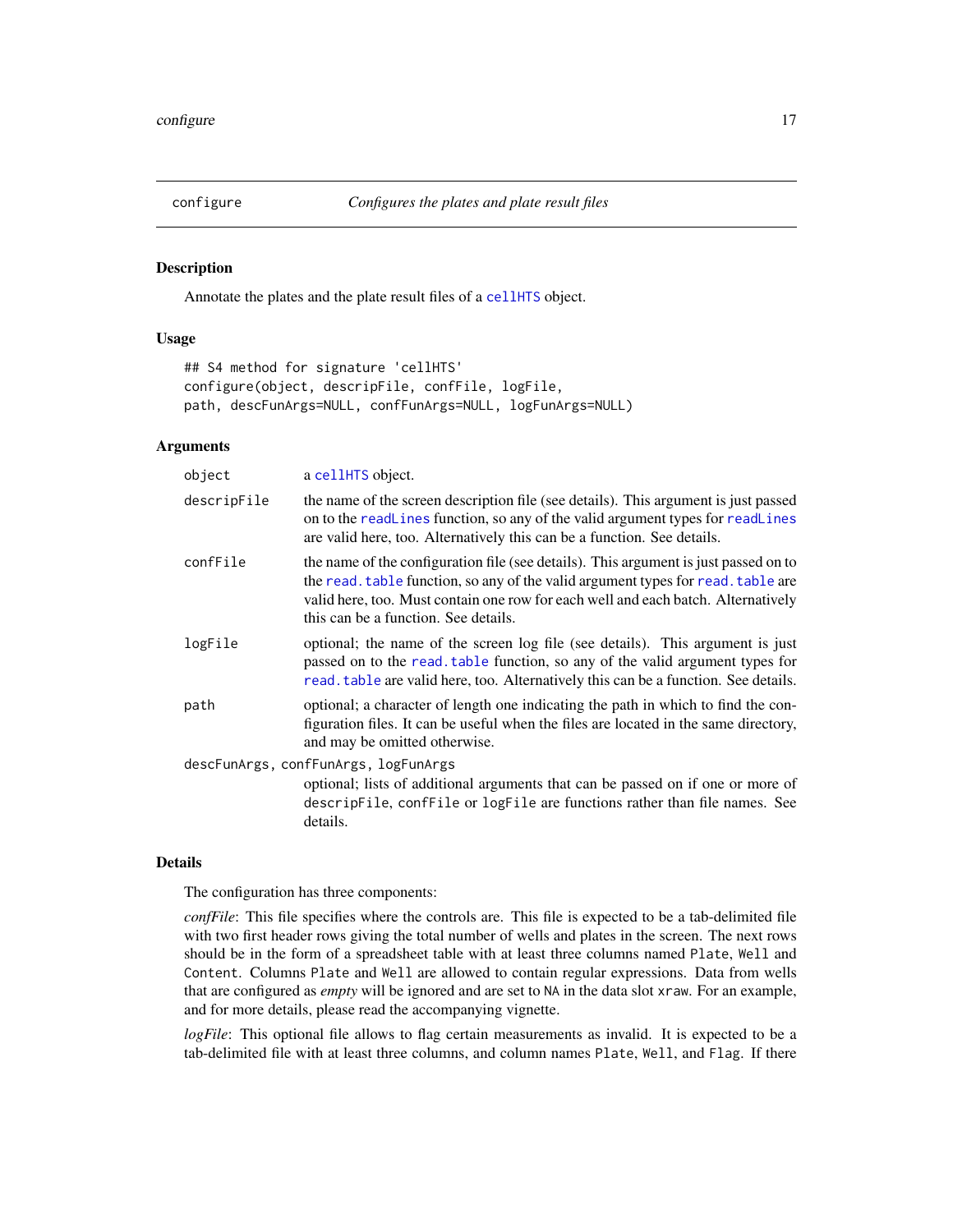# configure *Configures the plates and plate result files*

## Description

Annotate the plates and the plate result files of a cellHTS object.

## Usage

```
## S4 method for signature 'cellHTS'
configure(object, descripFile, confFile, logFile,
path, descFunArgs=NULL, confFunArgs=NULL, logFunArgs=NULL)
```

## Arguments

| | |
|---|---|
| object | a cellHTS object. |
| descripFile | the name of the screen description file (see details). This argument is just passed on to the readLines function, so any of the valid argument types for readLines are valid here, too. Alternatively this can be a function. See details. |
| confFile | the name of the configuration file (see details). This argument is just passed on to the read.table function, so any of the valid argument types for read.table are valid here, too. Must contain one row for each well and each batch. Alternatively this can be a function. See details. |
| logFile | optional; the name of the screen log file (see details). This argument is just passed on to the read.table function, so any of the valid argument types for read.table are valid here, too. Alternatively this can be a function. See details. |
| path | optional; a character of length one indicating the path in which to find the configuration files. It can be useful when the files are located in the same directory, and may be omitted otherwise. |
| descFunArgs, confFunArgs, logFunArgs | optional; lists of additional arguments that can be passed on if one or more of descripFile, confFile or logFile are functions rather than file names. See details. |

## Details

The configuration has three components:

*confFile*: This file specifies where the controls are. This file is expected to be a tab-delimited file with two first header rows giving the total number of wells and plates in the screen. The next rows should be in the form of a spreadsheet table with at least three columns named Plate, Well and Content. Columns Plate and Well are allowed to contain regular expressions. Data from wells that are configured as *empty* will be ignored and are set to NA in the data slot xraw. For an example, and for more details, please read the accompanying vignette.

*logFile*: This optional file allows to flag certain measurements as invalid. It is expected to be a tab-delimited file with at least three columns, and column names Plate, Well, and Flag. If there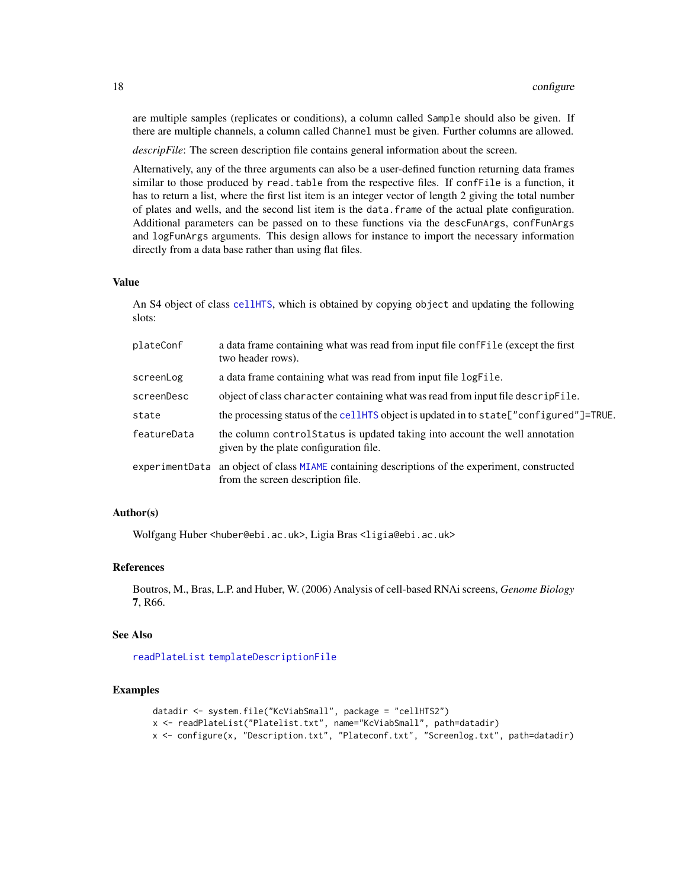are multiple samples (replicates or conditions), a column called `Sample` should also be given. If there are multiple channels, a column called `Channel` must be given. Further columns are allowed.

*descripFile*: The screen description file contains general information about the screen.

Alternatively, any of the three arguments can also be a user-defined function returning data frames similar to those produced by `read.table` from the respective files. If `confFile` is a function, it has to return a list, where the first list item is an integer vector of length 2 giving the total number of plates and wells, and the second list item is the `data.frame` of the actual plate configuration. Additional parameters can be passed on to these functions via the `descFunArgs`, `confFunArgs` and `logFunArgs` arguments. This design allows for instance to import the necessary information directly from a data base rather than using flat files.

## Value

An S4 object of class `cellHTS`, which is obtained by copying `object` and updating the following slots:

| | |
|---|---|
| `plateConf` | a data frame containing what was read from input file `confFile` (except the first two header rows). |
| `screenLog` | a data frame containing what was read from input file `logFile`. |
| `screenDesc` | object of class `character` containing what was read from input file `descripFile`. |
| `state` | the processing status of the `cellHTS` object is updated in to `state["configured"]=TRUE`. |
| `featureData` | the column `controlStatus` is updated taking into account the well annotation given by the plate configuration file. |
| `experimentData` | an object of class `MIAME` containing descriptions of the experiment, constructed from the screen description file. |

## Author(s)

Wolfgang Huber <huber@ebi.ac.uk>, Ligia Bras <ligia@ebi.ac.uk>

## References

Boutros, M., Bras, L.P. and Huber, W. (2006) Analysis of cell-based RNAi screens, *Genome Biology* **7**, R66.

## See Also

`readPlateList` `templateDescriptionFile`

## Examples

```
datadir <- system.file("KcViabSmall", package = "cellHTS2")
x <- readPlateList("Platelist.txt", name="KcViabSmall", path=datadir)
x <- configure(x, "Description.txt", "Plateconf.txt", "Screenlog.txt", path=datadir)
```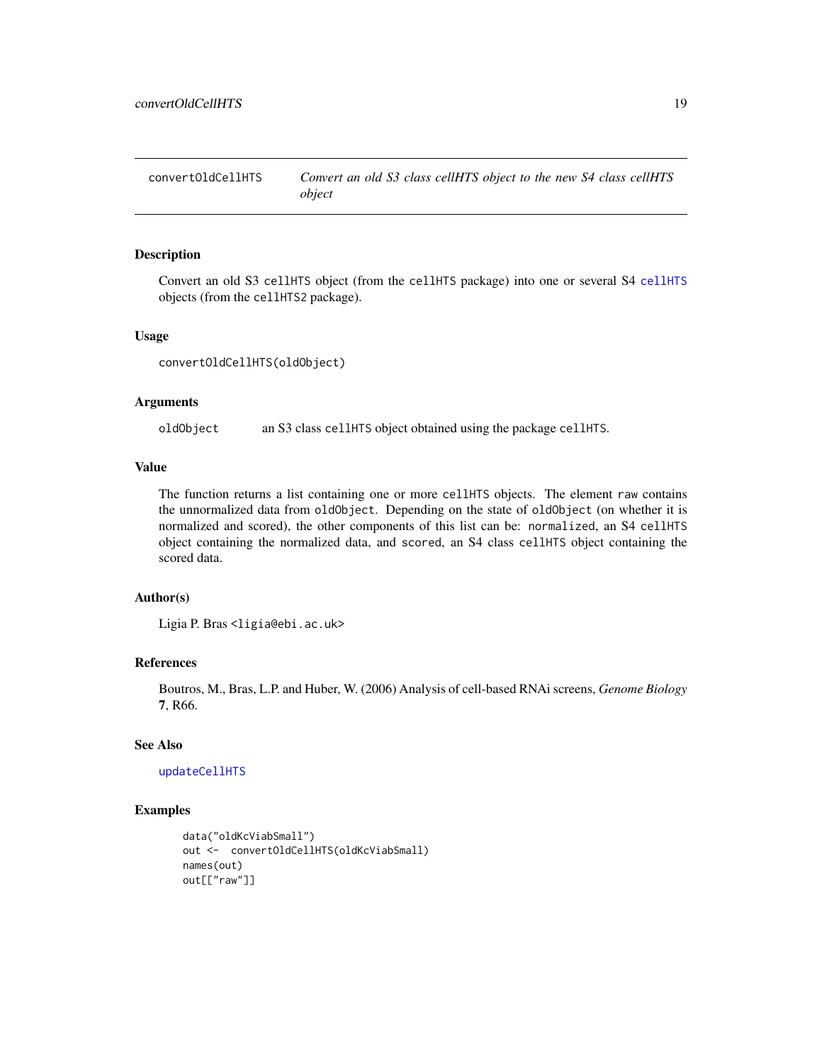# convertOldCellHTS — *Convert an old S3 class cellHTS object to the new S4 class cellHTS object*

## Description

Convert an old S3 `cellHTS` object (from the `cellHTS` package) into one or several S4 `cellHTS` objects (from the `cellHTS2` package).

## Usage

```
convertOldCellHTS(oldObject)
```

## Arguments

| | |
|---|---|
| `oldObject` | an S3 class `cellHTS` object obtained using the package `cellHTS`. |

## Value

The function returns a list containing one or more `cellHTS` objects. The element `raw` contains the unnormalized data from `oldObject`. Depending on the state of `oldObject` (on whether it is normalized and scored), the other components of this list can be: `normalized`, an S4 `cellHTS` object containing the normalized data, and `scored`, an S4 class `cellHTS` object containing the scored data.

## Author(s)

Ligia P. Bras <ligia@ebi.ac.uk>

## References

Boutros, M., Bras, L.P. and Huber, W. (2006) Analysis of cell-based RNAi screens, *Genome Biology* **7**, R66.

## See Also

`updateCellHTS`

## Examples

```
data("oldKcViabSmall")
out <-  convertOldCellHTS(oldKcViabSmall)
names(out)
out[["raw"]]
```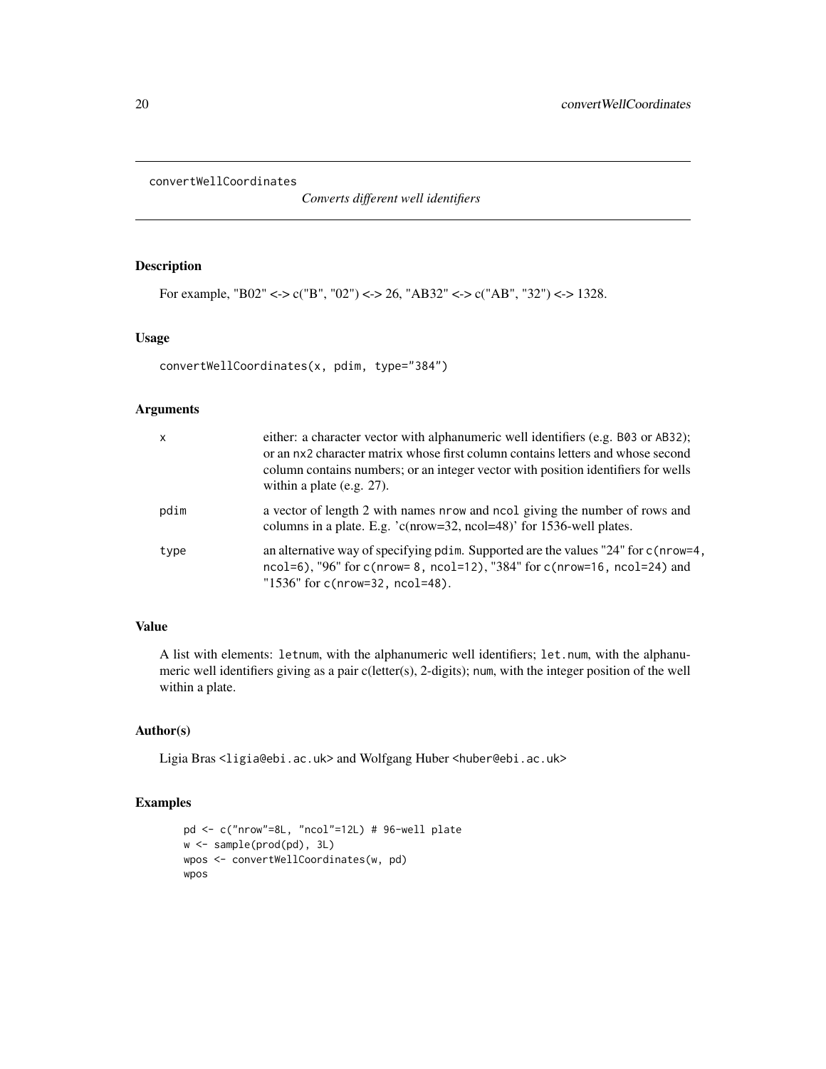# convertWellCoordinates

*Converts different well identifiers*

## Description

For example, "B02" <-> c("B", "02") <-> 26, "AB32" <-> c("AB", "32") <-> 1328.

## Usage

```
convertWellCoordinates(x, pdim, type="384")
```

## Arguments

| | |
|---|---|
| x | either: a character vector with alphanumeric well identifiers (e.g. B03 or AB32); or an nx2 character matrix whose first column contains letters and whose second column contains numbers; or an integer vector with position identifiers for wells within a plate (e.g. 27). |
| pdim | a vector of length 2 with names nrow and ncol giving the number of rows and columns in a plate. E.g. 'c(nrow=32, ncol=48)' for 1536-well plates. |
| type | an alternative way of specifying pdim. Supported are the values "24" for c(nrow=4, ncol=6), "96" for c(nrow= 8, ncol=12), "384" for c(nrow=16, ncol=24) and "1536" for c(nrow=32, ncol=48). |

## Value

A list with elements: letnum, with the alphanumeric well identifiers; let.num, with the alphanumeric well identifiers giving as a pair c(letter(s), 2-digits); num, with the integer position of the well within a plate.

## Author(s)

Ligia Bras <ligia@ebi.ac.uk> and Wolfgang Huber <huber@ebi.ac.uk>

## Examples

```
pd <- c("nrow"=8L, "ncol"=12L) # 96-well plate
w <- sample(prod(pd), 3L)
wpos <- convertWellCoordinates(w, pd)
wpos
```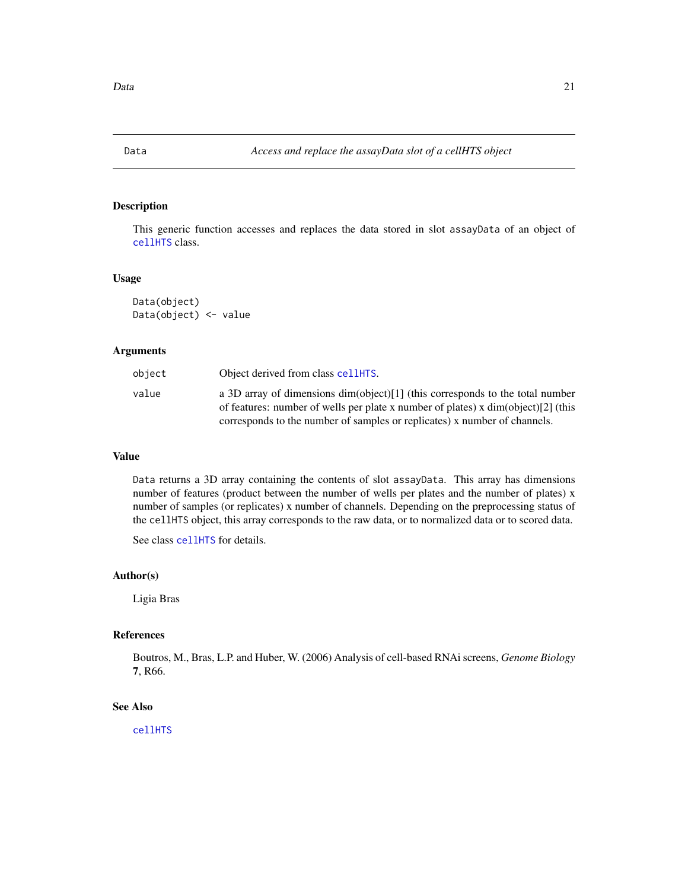# Data — *Access and replace the assayData slot of a cellHTS object*

## Description

This generic function accesses and replaces the data stored in slot `assayData` of an object of `cellHTS` class.

## Usage

```
Data(object)
Data(object) <- value
```

## Arguments

| | |
|---|---|
| `object` | Object derived from class `cellHTS`. |
| `value` | a 3D array of dimensions dim(object)[1] (this corresponds to the total number of features: number of wells per plate x number of plates) x dim(object)[2] (this corresponds to the number of samples or replicates) x number of channels. |

## Value

`Data` returns a 3D array containing the contents of slot `assayData`. This array has dimensions number of features (product between the number of wells per plates and the number of plates) x number of samples (or replicates) x number of channels. Depending on the preprocessing status of the `cellHTS` object, this array corresponds to the raw data, or to normalized data or to scored data.

See class `cellHTS` for details.

## Author(s)

Ligia Bras

## References

Boutros, M., Bras, L.P. and Huber, W. (2006) Analysis of cell-based RNAi screens, *Genome Biology* **7**, R66.

## See Also

`cellHTS`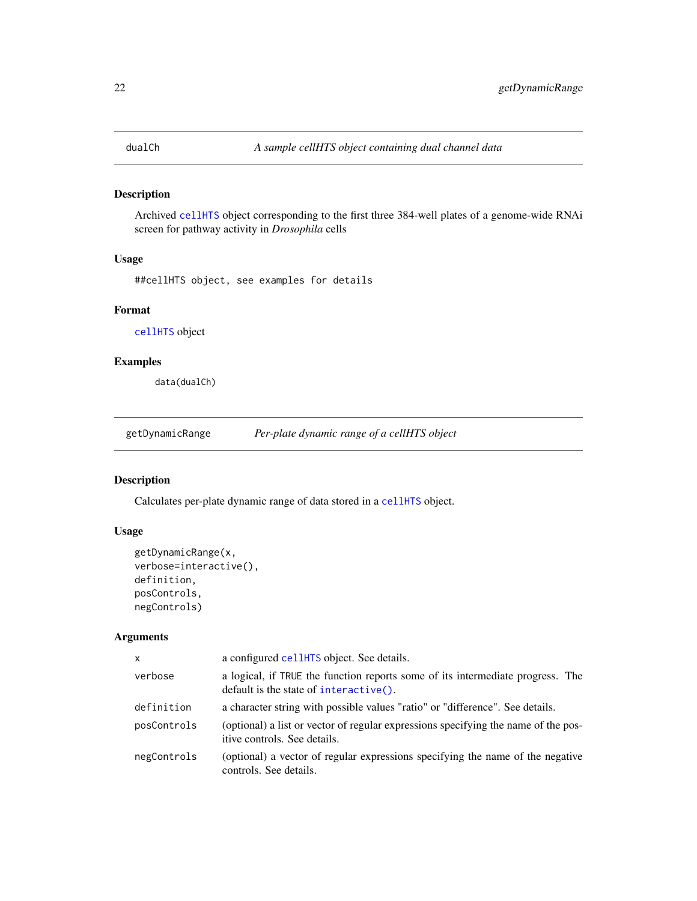## dualCh — *A sample cellHTS object containing dual channel data*

### Description

Archived `cellHTS` object corresponding to the first three 384-well plates of a genome-wide RNAi screen for pathway activity in *Drosophila* cells

### Usage

```
##cellHTS object, see examples for details
```

### Format

`cellHTS` object

### Examples

```
data(dualCh)
```

## getDynamicRange — *Per-plate dynamic range of a cellHTS object*

### Description

Calculates per-plate dynamic range of data stored in a `cellHTS` object.

### Usage

```
getDynamicRange(x,
verbose=interactive(),
definition,
posControls,
negControls)
```

### Arguments

| | |
|---|---|
| `x` | a configured `cellHTS` object. See details. |
| `verbose` | a logical, if `TRUE` the function reports some of its intermediate progress. The default is the state of `interactive()`. |
| `definition` | a character string with possible values "ratio" or "difference". See details. |
| `posControls` | (optional) a list or vector of regular expressions specifying the name of the positive controls. See details. |
| `negControls` | (optional) a vector of regular expressions specifying the name of the negative controls. See details. |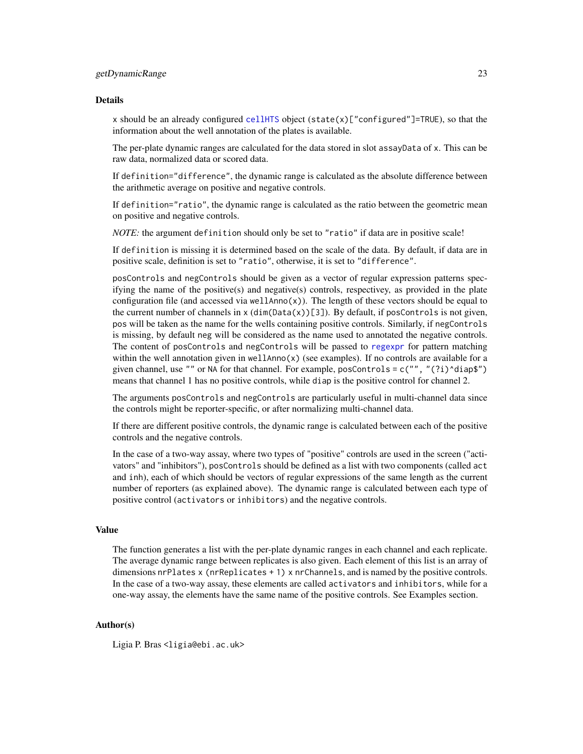## Details

x should be an already configured cellHTS object (state(x)["configured"]=TRUE), so that the information about the well annotation of the plates is available.

The per-plate dynamic ranges are calculated for the data stored in slot assayData of x. This can be raw data, normalized data or scored data.

If definition="difference", the dynamic range is calculated as the absolute difference between the arithmetic average on positive and negative controls.

If definition="ratio", the dynamic range is calculated as the ratio between the geometric mean on positive and negative controls.

*NOTE:* the argument definition should only be set to "ratio" if data are in positive scale!

If definition is missing it is determined based on the scale of the data. By default, if data are in positive scale, definition is set to "ratio", otherwise, it is set to "difference".

posControls and negControls should be given as a vector of regular expression patterns specifying the name of the positive(s) and negative(s) controls, respectivey, as provided in the plate configuration file (and accessed via wellAnno(x)). The length of these vectors should be equal to the current number of channels in x (dim(Data(x))[3]). By default, if posControls is not given, pos will be taken as the name for the wells containing positive controls. Similarly, if negControls is missing, by default neg will be considered as the name used to annotated the negative controls. The content of posControls and negControls will be passed to regexpr for pattern matching within the well annotation given in wellAnno(x) (see examples). If no controls are available for a given channel, use "" or NA for that channel. For example, posControls = c("", "(?i)^diap$") means that channel 1 has no positive controls, while diap is the positive control for channel 2.

The arguments posControls and negControls are particularly useful in multi-channel data since the controls might be reporter-specific, or after normalizing multi-channel data.

If there are different positive controls, the dynamic range is calculated between each of the positive controls and the negative controls.

In the case of a two-way assay, where two types of "positive" controls are used in the screen ("activators" and "inhibitors"), posControls should be defined as a list with two components (called act and inh), each of which should be vectors of regular expressions of the same length as the current number of reporters (as explained above). The dynamic range is calculated between each type of positive control (activators or inhibitors) and the negative controls.

## Value

The function generates a list with the per-plate dynamic ranges in each channel and each replicate. The average dynamic range between replicates is also given. Each element of this list is an array of dimensions nrPlates x (nrReplicates + 1) x nrChannels, and is named by the positive controls. In the case of a two-way assay, these elements are called activators and inhibitors, while for a one-way assay, the elements have the same name of the positive controls. See Examples section.

## Author(s)

Ligia P. Bras <ligia@ebi.ac.uk>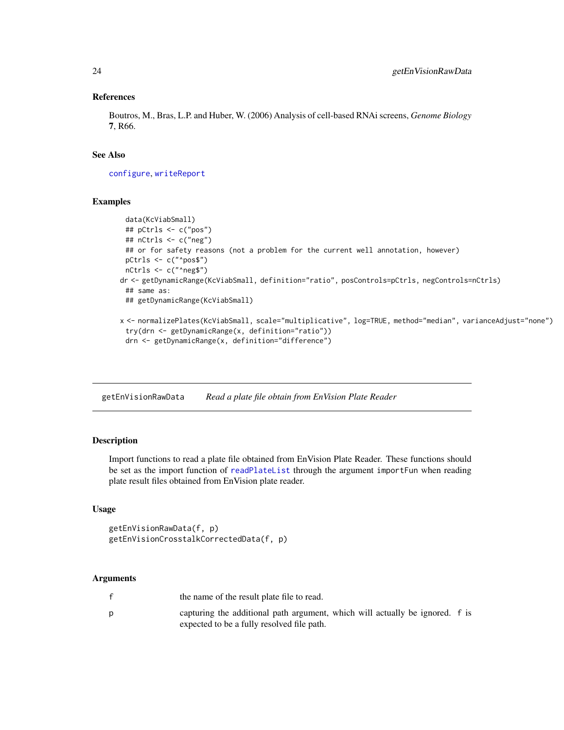### References

Boutros, M., Bras, L.P. and Huber, W. (2006) Analysis of cell-based RNAi screens, *Genome Biology* **7**, R66.

### See Also

configure, writeReport

### Examples

```
data(KcViabSmall)
## pCtrls <- c("pos")
## nCtrls <- c("neg")
## or for safety reasons (not a problem for the current well annotation, however)
pCtrls <- c("^pos$")
nCtrls <- c("^neg$")
dr <- getDynamicRange(KcViabSmall, definition="ratio", posControls=pCtrls, negControls=nCtrls)
## same as:
## getDynamicRange(KcViabSmall)

x <- normalizePlates(KcViabSmall, scale="multiplicative", log=TRUE, method="median", varianceAdjust="none")
try(drn <- getDynamicRange(x, definition="ratio"))
drn <- getDynamicRange(x, definition="difference")
```

---

## getEnVisionRawData — *Read a plate file obtain from EnVision Plate Reader*

---

### Description

Import functions to read a plate file obtained from EnVision Plate Reader. These functions should be set as the import function of `readPlateList` through the argument `importFun` when reading plate result files obtained from EnVision plate reader.

### Usage

```
getEnVisionRawData(f, p)
getEnVisionCrosstalkCorrectedData(f, p)
```

### Arguments

| | |
|---|---|
| `f` | the name of the result plate file to read. |
| `p` | capturing the additional path argument, which will actually be ignored. `f` is expected to be a fully resolved file path. |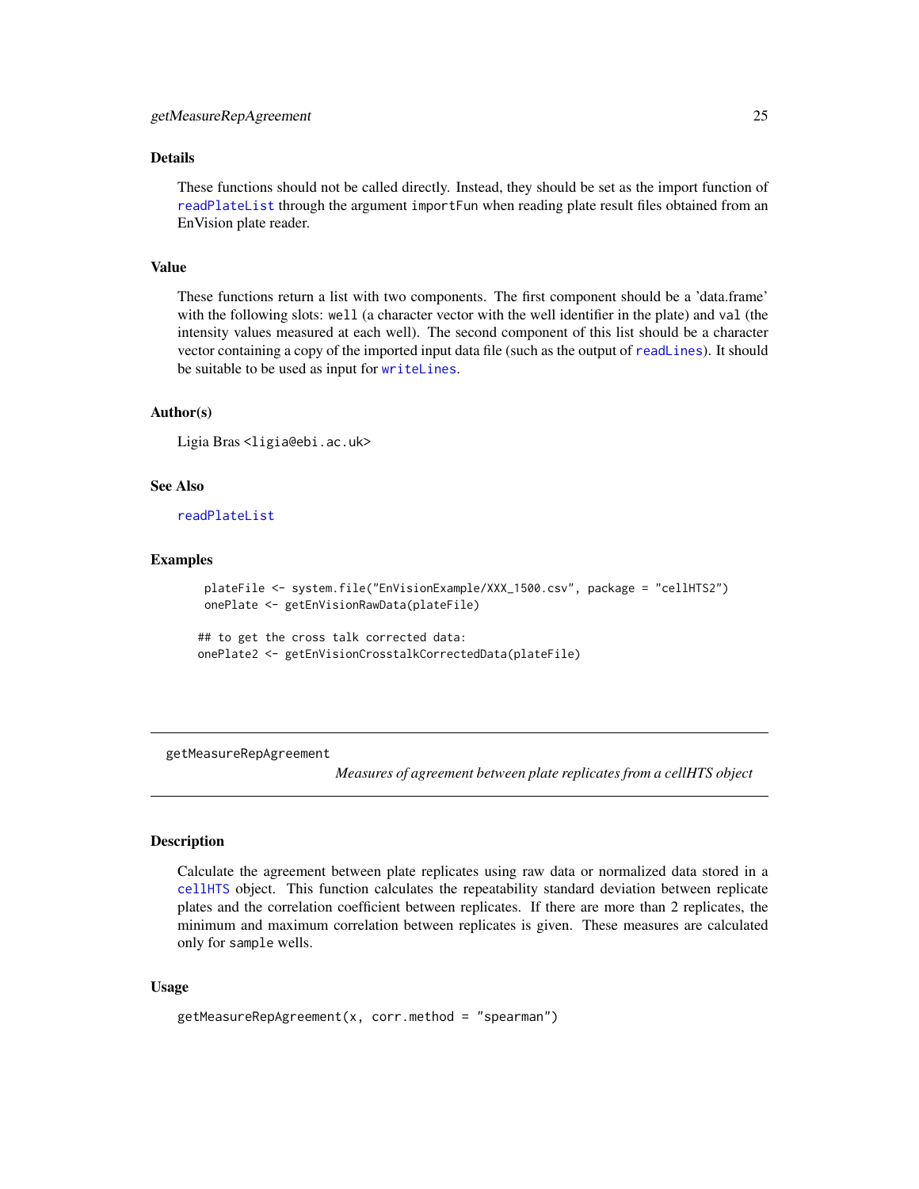## Details

These functions should not be called directly. Instead, they should be set as the import function of readPlateList through the argument importFun when reading plate result files obtained from an EnVision plate reader.

## Value

These functions return a list with two components. The first component should be a 'data.frame' with the following slots: well (a character vector with the well identifier in the plate) and val (the intensity values measured at each well). The second component of this list should be a character vector containing a copy of the imported input data file (such as the output of readLines). It should be suitable to be used as input for writeLines.

## Author(s)

Ligia Bras <ligia@ebi.ac.uk>

## See Also

readPlateList

## Examples

```
 plateFile <- system.file("EnVisionExample/XXX_1500.csv", package = "cellHTS2")
 onePlate <- getEnVisionRawData(plateFile)

## to get the cross talk corrected data:
onePlate2 <- getEnVisionCrosstalkCorrectedData(plateFile)
```

---

# getMeasureRepAgreement

*Measures of agreement between plate replicates from a cellHTS object*

## Description

Calculate the agreement between plate replicates using raw data or normalized data stored in a cellHTS object. This function calculates the repeatability standard deviation between replicate plates and the correlation coefficient between replicates. If there are more than 2 replicates, the minimum and maximum correlation between replicates is given. These measures are calculated only for sample wells.

## Usage

```
getMeasureRepAgreement(x, corr.method = "spearman")
```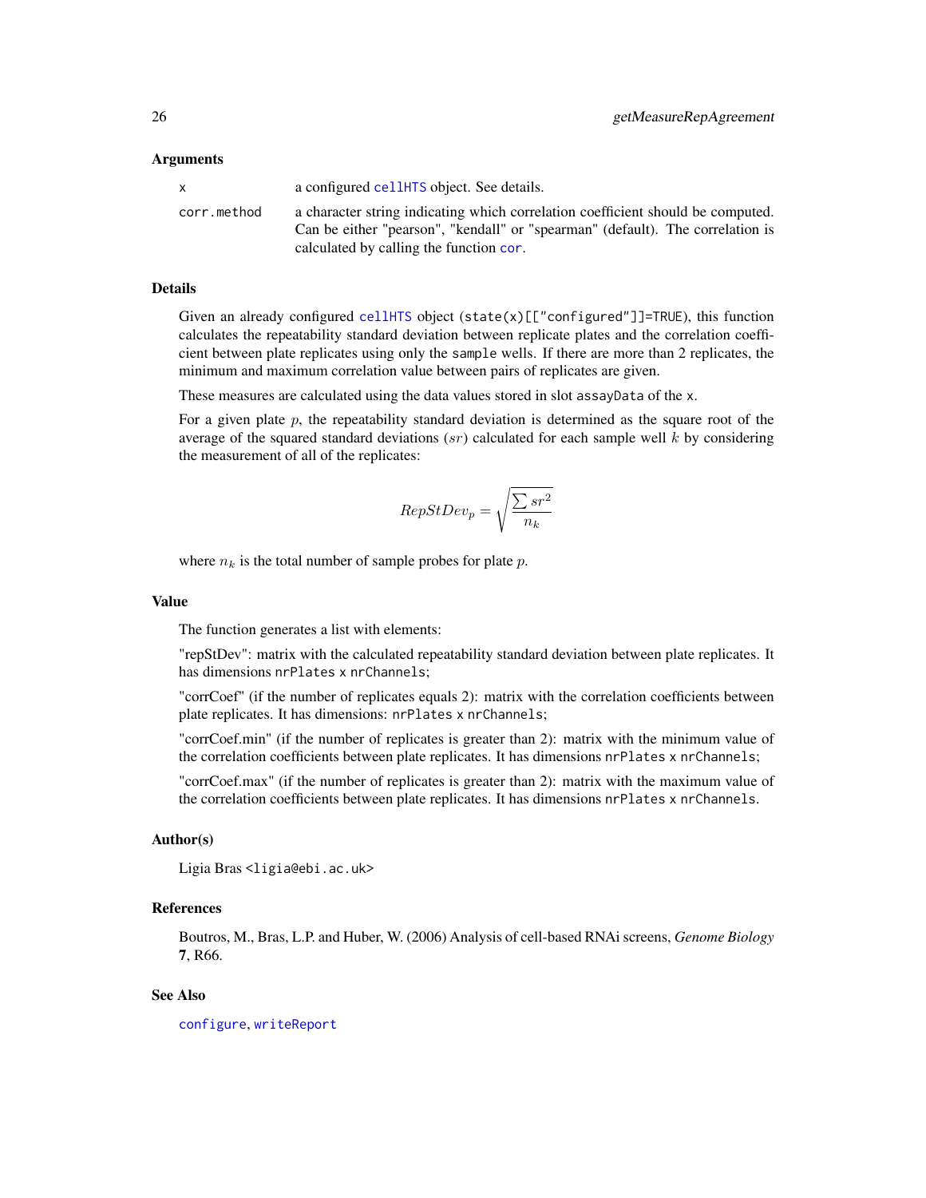## Arguments

x — a configured cellHTS object. See details.

corr.method — a character string indicating which correlation coefficient should be computed. Can be either "pearson", "kendall" or "spearman" (default). The correlation is calculated by calling the function cor.

## Details

Given an already configured cellHTS object (`state(x)[["configured"]]=TRUE`), this function calculates the repeatability standard deviation between replicate plates and the correlation coefficient between plate replicates using only the `sample` wells. If there are more than 2 replicates, the minimum and maximum correlation value between pairs of replicates are given.

These measures are calculated using the data values stored in slot `assayData` of the `x`.

For a given plate $p$, the repeatability standard deviation is determined as the square root of the average of the squared standard deviations ($sr$) calculated for each sample well $k$ by considering the measurement of all of the replicates:

$$RepStDev_p = \sqrt{\frac{\sum sr^2}{n_k}}$$

where $n_k$ is the total number of sample probes for plate $p$.

## Value

The function generates a list with elements:

"repStDev": matrix with the calculated repeatability standard deviation between plate replicates. It has dimensions `nrPlates` x `nrChannels`;

"corrCoef" (if the number of replicates equals 2): matrix with the correlation coefficients between plate replicates. It has dimensions: `nrPlates` x `nrChannels`;

"corrCoef.min" (if the number of replicates is greater than 2): matrix with the minimum value of the correlation coefficients between plate replicates. It has dimensions `nrPlates` x `nrChannels`;

"corrCoef.max" (if the number of replicates is greater than 2): matrix with the maximum value of the correlation coefficients between plate replicates. It has dimensions `nrPlates` x `nrChannels`.

## Author(s)

Ligia Bras <ligia@ebi.ac.uk>

## References

Boutros, M., Bras, L.P. and Huber, W. (2006) Analysis of cell-based RNAi screens, *Genome Biology* **7**, R66.

## See Also

configure, writeReport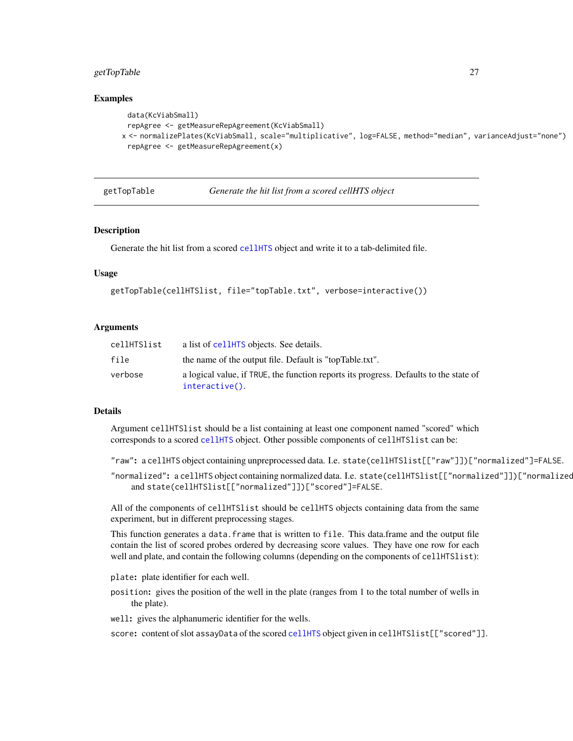## Examples

```
data(KcViabSmall)
repAgree <- getMeasureRepAgreement(KcViabSmall)
x <- normalizePlates(KcViabSmall, scale="multiplicative", log=FALSE, method="median", varianceAdjust="none")
repAgree <- getMeasureRepAgreement(x)
```

---

# getTopTable    *Generate the hit list from a scored cellHTS object*

---

### Description

Generate the hit list from a scored `cellHTS` object and write it to a tab-delimited file.

### Usage

```
getTopTable(cellHTSlist, file="topTable.txt", verbose=interactive())
```

### Arguments

| | |
|---|---|
| `cellHTSlist` | a list of `cellHTS` objects. See details. |
| `file` | the name of the output file. Default is "topTable.txt". |
| `verbose` | a logical value, if `TRUE`, the function reports its progress. Defaults to the state of `interactive()`. |

### Details

Argument `cellHTSlist` should be a list containing at least one component named "scored" which corresponds to a scored `cellHTS` object. Other possible components of `cellHTSlist` can be:

**`"raw"`:** a `cellHTS` object containing unpreprocessed data. I.e. `state(cellHTSlist[["raw"]])["normalized"]=FALSE`.

**`"normalized"`:** a `cellHTS` object containing normalized data. I.e. `state(cellHTSlist[["normalized"]])["normalized` and `state(cellHTSlist[["normalized"]])["scored"]=FALSE`.

All of the components of `cellHTSlist` should be `cellHTS` objects containing data from the same experiment, but in different preprocessing stages.

This function generates a `data.frame` that is written to `file`. This data.frame and the output file contain the list of scored probes ordered by decreasing score values. They have one row for each well and plate, and contain the following columns (depending on the components of `cellHTSlist`):

**`plate`:** plate identifier for each well.

**`position`:** gives the position of the well in the plate (ranges from 1 to the total number of wells in the plate).

**`well`:** gives the alphanumeric identifier for the wells.

**`score`:** content of slot `assayData` of the scored `cellHTS` object given in `cellHTSlist[["scored"]]`.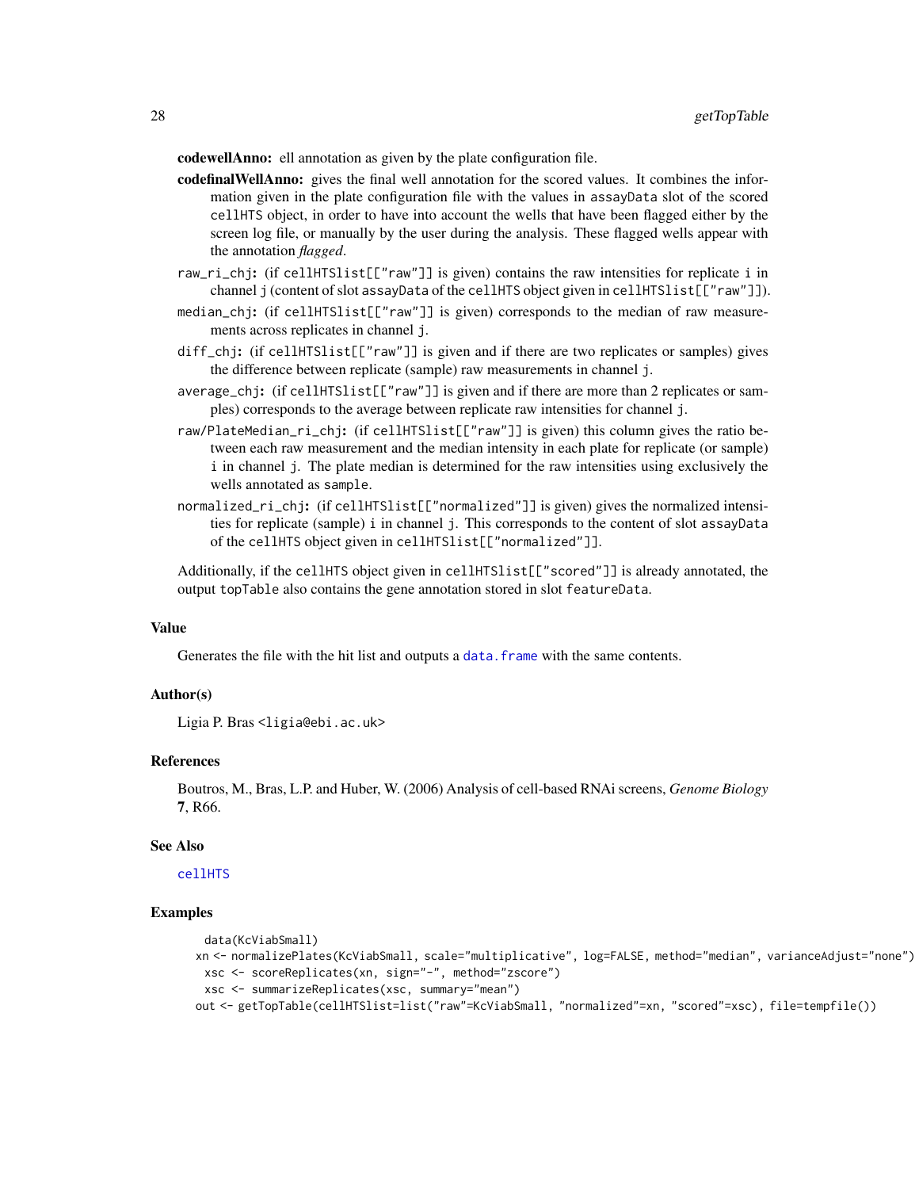**codewellAnno:** ell annotation as given by the plate configuration file.

**codefinalWellAnno:** gives the final well annotation for the scored values. It combines the information given in the plate configuration file with the values in `assayData` slot of the scored `cellHTS` object, in order to have into account the wells that have been flagged either by the screen log file, or manually by the user during the analysis. These flagged wells appear with the annotation *flagged*.

`raw_ri_chj`: (if `cellHTSlist[["raw"]]` is given) contains the raw intensities for replicate `i` in channel `j` (content of slot `assayData` of the `cellHTS` object given in `cellHTSlist[["raw"]]`).

`median_chj`: (if `cellHTSlist[["raw"]]` is given) corresponds to the median of raw measurements across replicates in channel `j`.

`diff_chj`: (if `cellHTSlist[["raw"]]` is given and if there are two replicates or samples) gives the difference between replicate (sample) raw measurements in channel `j`.

`average_chj`: (if `cellHTSlist[["raw"]]` is given and if there are more than 2 replicates or samples) corresponds to the average between replicate raw intensities for channel `j`.

`raw/PlateMedian_ri_chj`: (if `cellHTSlist[["raw"]]` is given) this column gives the ratio between each raw measurement and the median intensity in each plate for replicate (or sample) `i` in channel `j`. The plate median is determined for the raw intensities using exclusively the wells annotated as `sample`.

`normalized_ri_chj`: (if `cellHTSlist[["normalized"]]` is given) gives the normalized intensities for replicate (sample) `i` in channel `j`. This corresponds to the content of slot `assayData` of the `cellHTS` object given in `cellHTSlist[["normalized"]]`.

Additionally, if the `cellHTS` object given in `cellHTSlist[["scored"]]` is already annotated, the output `topTable` also contains the gene annotation stored in slot `featureData`.

## Value

Generates the file with the hit list and outputs a `data.frame` with the same contents.

## Author(s)

Ligia P. Bras <ligia@ebi.ac.uk>

## References

Boutros, M., Bras, L.P. and Huber, W. (2006) Analysis of cell-based RNAi screens, *Genome Biology* **7**, R66.

## See Also

`cellHTS`

## Examples

```
 data(KcViabSmall)
xn <- normalizePlates(KcViabSmall, scale="multiplicative", log=FALSE, method="median", varianceAdjust="none")
 xsc <- scoreReplicates(xn, sign="-", method="zscore")
 xsc <- summarizeReplicates(xsc, summary="mean")
out <- getTopTable(cellHTSlist=list("raw"=KcViabSmall, "normalized"=xn, "scored"=xsc), file=tempfile())
```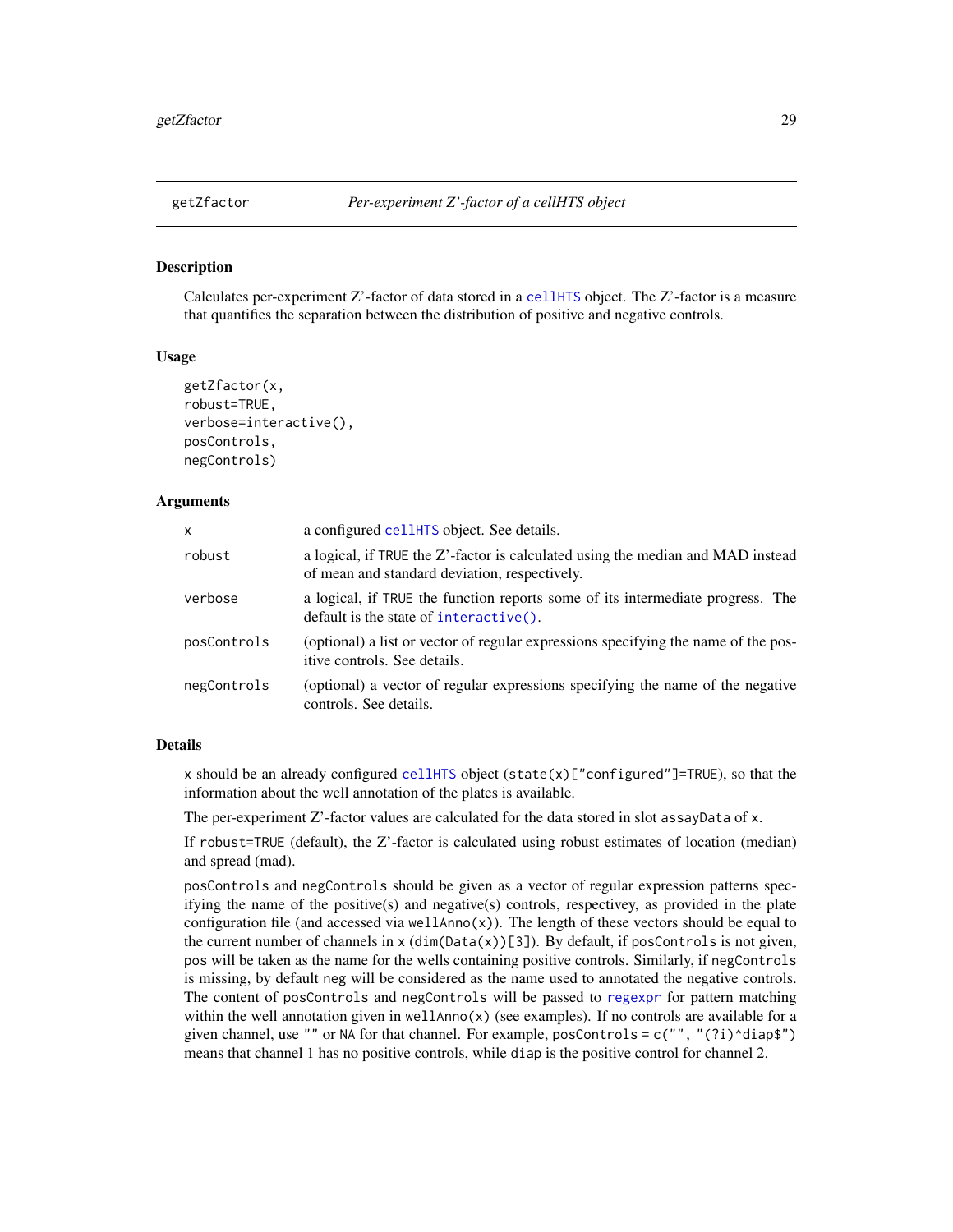getZfactor *Per-experiment Z'-factor of a cellHTS object*

### Description

Calculates per-experiment Z'-factor of data stored in a cellHTS object. The Z'-factor is a measure that quantifies the separation between the distribution of positive and negative controls.

### Usage

```
getZfactor(x,
robust=TRUE,
verbose=interactive(),
posControls,
negControls)
```

### Arguments

| | |
|---|---|
| x | a configured cellHTS object. See details. |
| robust | a logical, if TRUE the Z'-factor is calculated using the median and MAD instead of mean and standard deviation, respectively. |
| verbose | a logical, if TRUE the function reports some of its intermediate progress. The default is the state of interactive(). |
| posControls | (optional) a list or vector of regular expressions specifying the name of the positive controls. See details. |
| negControls | (optional) a vector of regular expressions specifying the name of the negative controls. See details. |

### Details

x should be an already configured cellHTS object (state(x)["configured"]=TRUE), so that the information about the well annotation of the plates is available.

The per-experiment Z'-factor values are calculated for the data stored in slot assayData of x.

If robust=TRUE (default), the Z'-factor is calculated using robust estimates of location (median) and spread (mad).

posControls and negControls should be given as a vector of regular expression patterns specifying the name of the positive(s) and negative(s) controls, respectivey, as provided in the plate configuration file (and accessed via wellAnno(x)). The length of these vectors should be equal to the current number of channels in x (dim(Data(x))[3]). By default, if posControls is not given, pos will be taken as the name for the wells containing positive controls. Similarly, if negControls is missing, by default neg will be considered as the name used to annotated the negative controls. The content of posControls and negControls will be passed to regexpr for pattern matching within the well annotation given in wellAnno(x) (see examples). If no controls are available for a given channel, use "" or NA for that channel. For example, posControls = c("", "(?i)^diap$") means that channel 1 has no positive controls, while diap is the positive control for channel 2.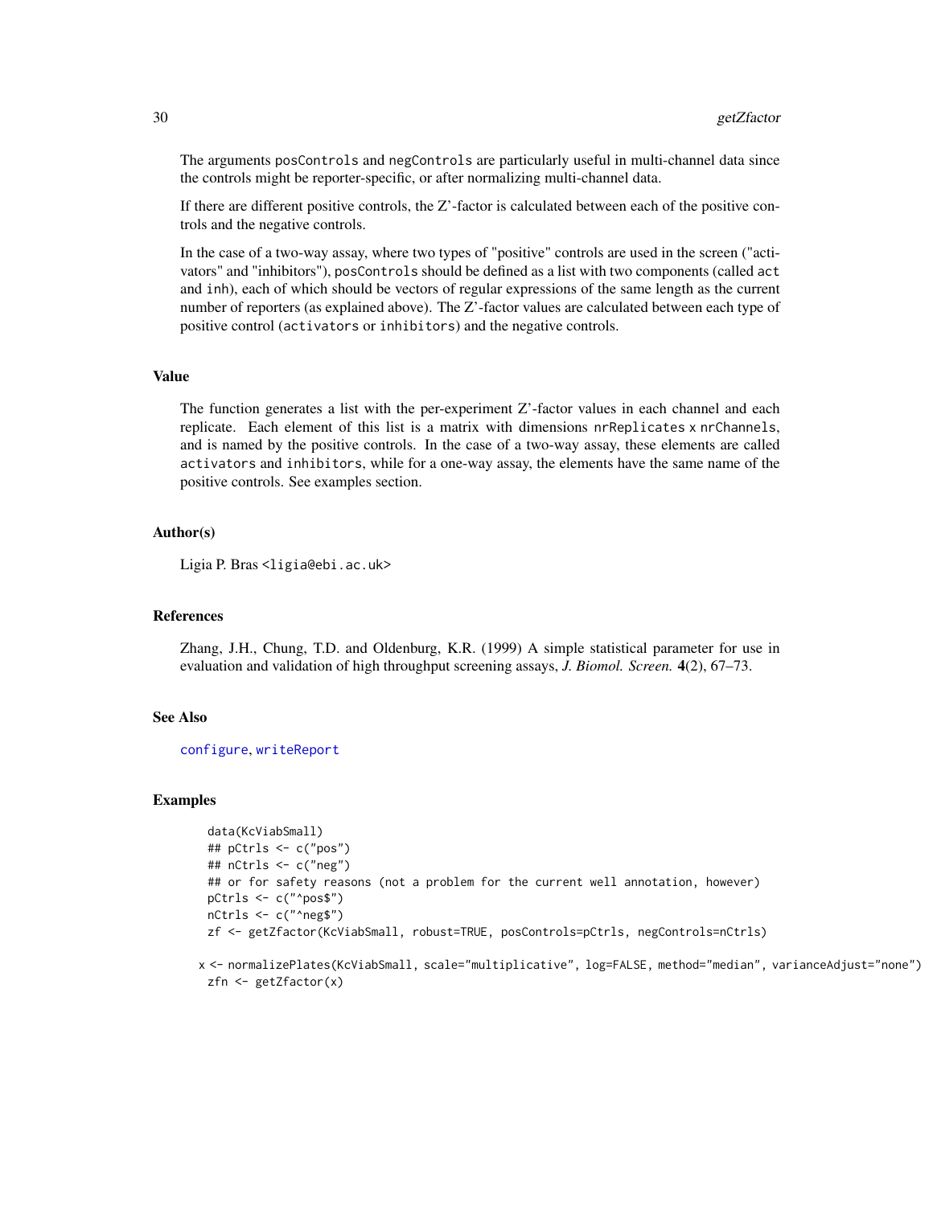The arguments `posControls` and `negControls` are particularly useful in multi-channel data since the controls might be reporter-specific, or after normalizing multi-channel data.

If there are different positive controls, the Z'-factor is calculated between each of the positive controls and the negative controls.

In the case of a two-way assay, where two types of "positive" controls are used in the screen ("activators" and "inhibitors"), `posControls` should be defined as a list with two components (called `act` and `inh`), each of which should be vectors of regular expressions of the same length as the current number of reporters (as explained above). The Z'-factor values are calculated between each type of positive control (`activators` or `inhibitors`) and the negative controls.

## Value

The function generates a list with the per-experiment Z'-factor values in each channel and each replicate. Each element of this list is a matrix with dimensions `nrReplicates` x `nrChannels`, and is named by the positive controls. In the case of a two-way assay, these elements are called `activators` and `inhibitors`, while for a one-way assay, the elements have the same name of the positive controls. See examples section.

## Author(s)

Ligia P. Bras <ligia@ebi.ac.uk>

## References

Zhang, J.H., Chung, T.D. and Oldenburg, K.R. (1999) A simple statistical parameter for use in evaluation and validation of high throughput screening assays, *J. Biomol. Screen.* **4**(2), 67–73.

## See Also

configure, writeReport

## Examples

```
data(KcViabSmall)
## pCtrls <- c("pos")
## nCtrls <- c("neg")
## or for safety reasons (not a problem for the current well annotation, however)
pCtrls <- c("^pos$")
nCtrls <- c("^neg$")
zf <- getZfactor(KcViabSmall, robust=TRUE, posControls=pCtrls, negControls=nCtrls)

x <- normalizePlates(KcViabSmall, scale="multiplicative", log=FALSE, method="median", varianceAdjust="none")
zfn <- getZfactor(x)
```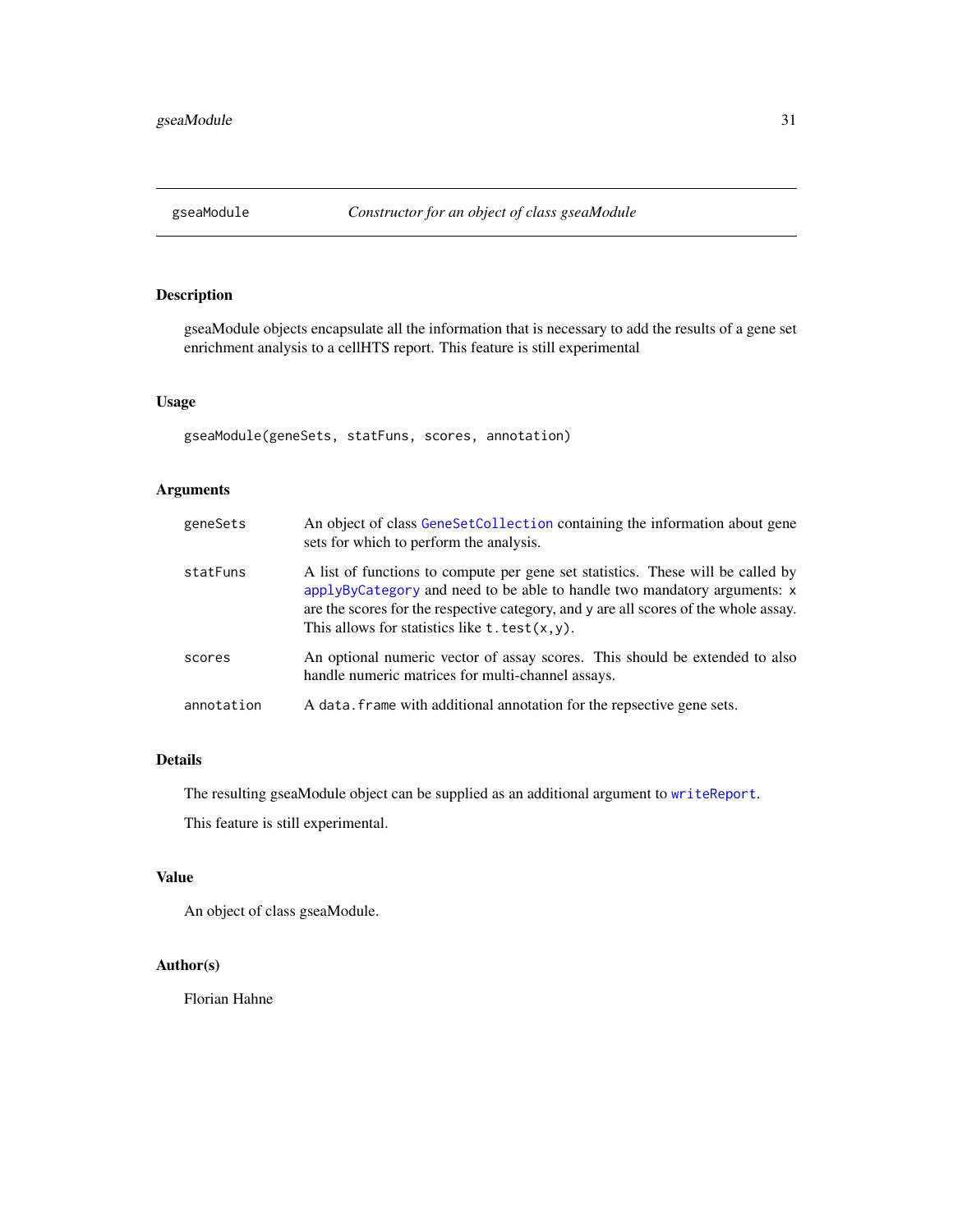# gseaModule — *Constructor for an object of class gseaModule*

## Description

gseaModule objects encapsulate all the information that is necessary to add the results of a gene set enrichment analysis to a cellHTS report. This feature is still experimental

## Usage

```
gseaModule(geneSets, statFuns, scores, annotation)
```

## Arguments

| | |
|---|---|
| `geneSets` | An object of class `GeneSetCollection` containing the information about gene sets for which to perform the analysis. |
| `statFuns` | A list of functions to compute per gene set statistics. These will be called by `applyByCategory` and need to be able to handle two mandatory arguments: `x` are the scores for the respective category, and `y` are all scores of the whole assay. This allows for statistics like `t.test(x,y)`. |
| `scores` | An optional numeric vector of assay scores. This should be extended to also handle numeric matrices for multi-channel assays. |
| `annotation` | A `data.frame` with additional annotation for the repsective gene sets. |

## Details

The resulting gseaModule object can be supplied as an additional argument to `writeReport`.

This feature is still experimental.

## Value

An object of class gseaModule.

## Author(s)

Florian Hahne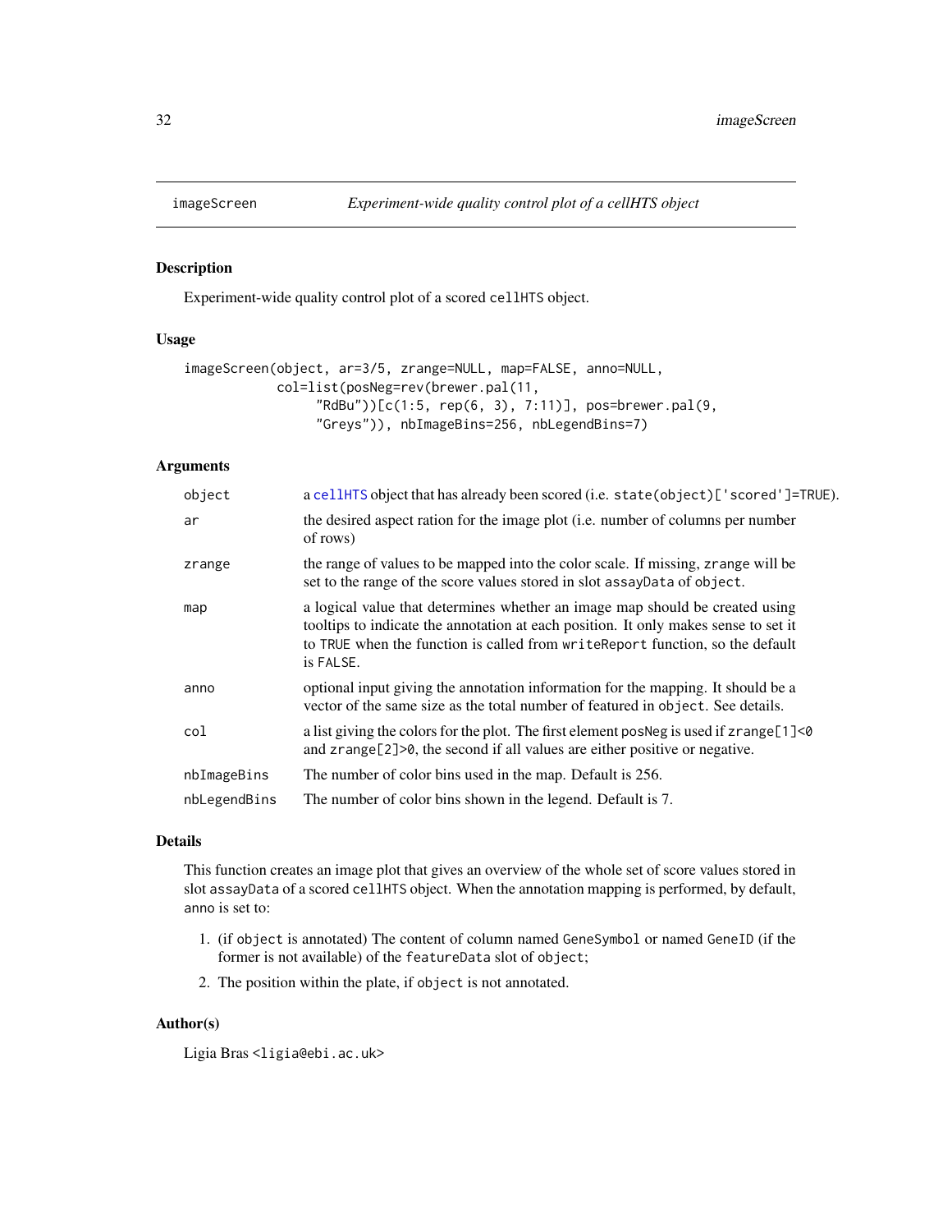# imageScreen — *Experiment-wide quality control plot of a cellHTS object*

## Description

Experiment-wide quality control plot of a scored `cellHTS` object.

## Usage

```
imageScreen(object, ar=3/5, zrange=NULL, map=FALSE, anno=NULL,
          col=list(posNeg=rev(brewer.pal(11,
               "RdBu"))[c(1:5, rep(6, 3), 7:11)], pos=brewer.pal(9,
               "Greys")), nbImageBins=256, nbLegendBins=7)
```

## Arguments

| | |
|---|---|
| `object` | a `cellHTS` object that has already been scored (i.e. `state(object)['scored']=TRUE`). |
| `ar` | the desired aspect ration for the image plot (i.e. number of columns per number of rows) |
| `zrange` | the range of values to be mapped into the color scale. If missing, `zrange` will be set to the range of the score values stored in slot `assayData` of `object`. |
| `map` | a logical value that determines whether an image map should be created using tooltips to indicate the annotation at each position. It only makes sense to set it to `TRUE` when the function is called from `writeReport` function, so the default is `FALSE`. |
| `anno` | optional input giving the annotation information for the mapping. It should be a vector of the same size as the total number of featured in `object`. See details. |
| `col` | a list giving the colors for the plot. The first element `posNeg` is used if `zrange[1]<0` and `zrange[2]>0`, the second if all values are either positive or negative. |
| `nbImageBins` | The number of color bins used in the map. Default is 256. |
| `nbLegendBins` | The number of color bins shown in the legend. Default is 7. |

## Details

This function creates an image plot that gives an overview of the whole set of score values stored in slot `assayData` of a scored `cellHTS` object. When the annotation mapping is performed, by default, `anno` is set to:

1. (if `object` is annotated) The content of column named `GeneSymbol` or named `GeneID` (if the former is not available) of the `featureData` slot of `object`;
2. The position within the plate, if `object` is not annotated.

## Author(s)

Ligia Bras <ligia@ebi.ac.uk>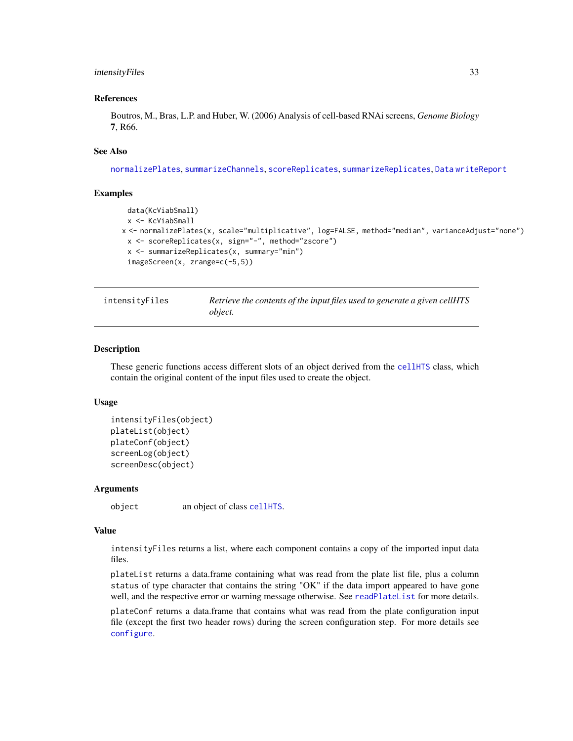## References

Boutros, M., Bras, L.P. and Huber, W. (2006) Analysis of cell-based RNAi screens, *Genome Biology* **7**, R66.

## See Also

normalizePlates, summarizeChannels, scoreReplicates, summarizeReplicates, Data writeReport

## Examples

```
data(KcViabSmall)
x <- KcViabSmall
x <- normalizePlates(x, scale="multiplicative", log=FALSE, method="median", varianceAdjust="none")
x <- scoreReplicates(x, sign="-", method="zscore")
x <- summarizeReplicates(x, summary="min")
imageScreen(x, zrange=c(-5,5))
```

---

# intensityFiles — *Retrieve the contents of the input files used to generate a given cellHTS object.*

---

## Description

These generic functions access different slots of an object derived from the cellHTS class, which contain the original content of the input files used to create the object.

## Usage

```
intensityFiles(object)
plateList(object)
plateConf(object)
screenLog(object)
screenDesc(object)
```

## Arguments

| | |
|---|---|
| object | an object of class cellHTS. |

## Value

intensityFiles returns a list, where each component contains a copy of the imported input data files.

plateList returns a data.frame containing what was read from the plate list file, plus a column status of type character that contains the string "OK" if the data import appeared to have gone well, and the respective error or warning message otherwise. See readPlateList for more details.

plateConf returns a data.frame that contains what was read from the plate configuration input file (except the first two header rows) during the screen configuration step. For more details see configure.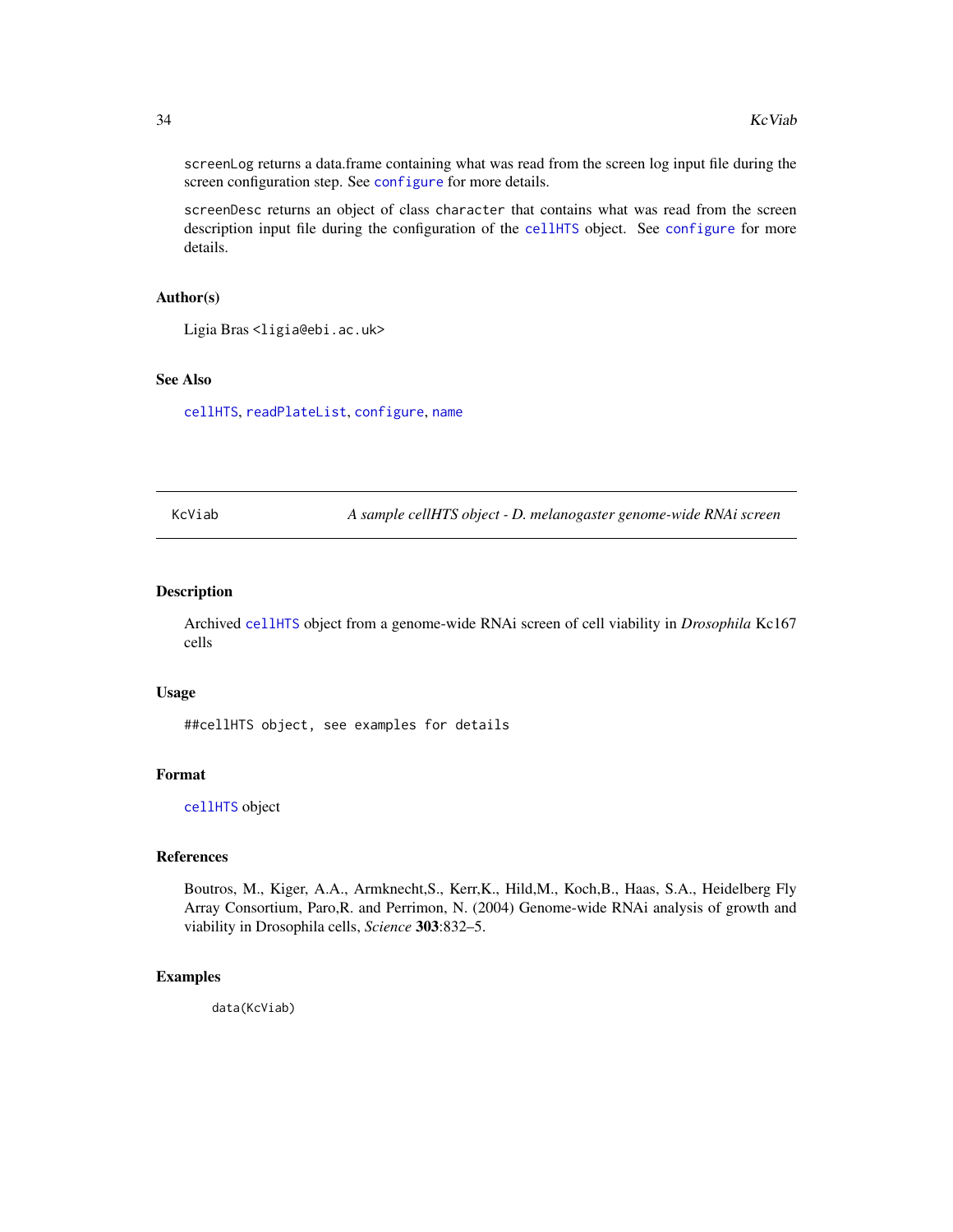`screenLog` returns a data.frame containing what was read from the screen log input file during the screen configuration step. See `configure` for more details.

`screenDesc` returns an object of class `character` that contains what was read from the screen description input file during the configuration of the `cellHTS` object. See `configure` for more details.

### Author(s)

Ligia Bras <ligia@ebi.ac.uk>

### See Also

`cellHTS`, `readPlateList`, `configure`, `name`

---

## KcViab — *A sample cellHTS object - D. melanogaster genome-wide RNAi screen*

---

### Description

Archived `cellHTS` object from a genome-wide RNAi screen of cell viability in *Drosophila* Kc167 cells

### Usage

```
##cellHTS object, see examples for details
```

### Format

`cellHTS` object

### References

Boutros, M., Kiger, A.A., Armknecht,S., Kerr,K., Hild,M., Koch,B., Haas, S.A., Heidelberg Fly Array Consortium, Paro,R. and Perrimon, N. (2004) Genome-wide RNAi analysis of growth and viability in Drosophila cells, *Science* **303**:832–5.

### Examples

```
data(KcViab)
```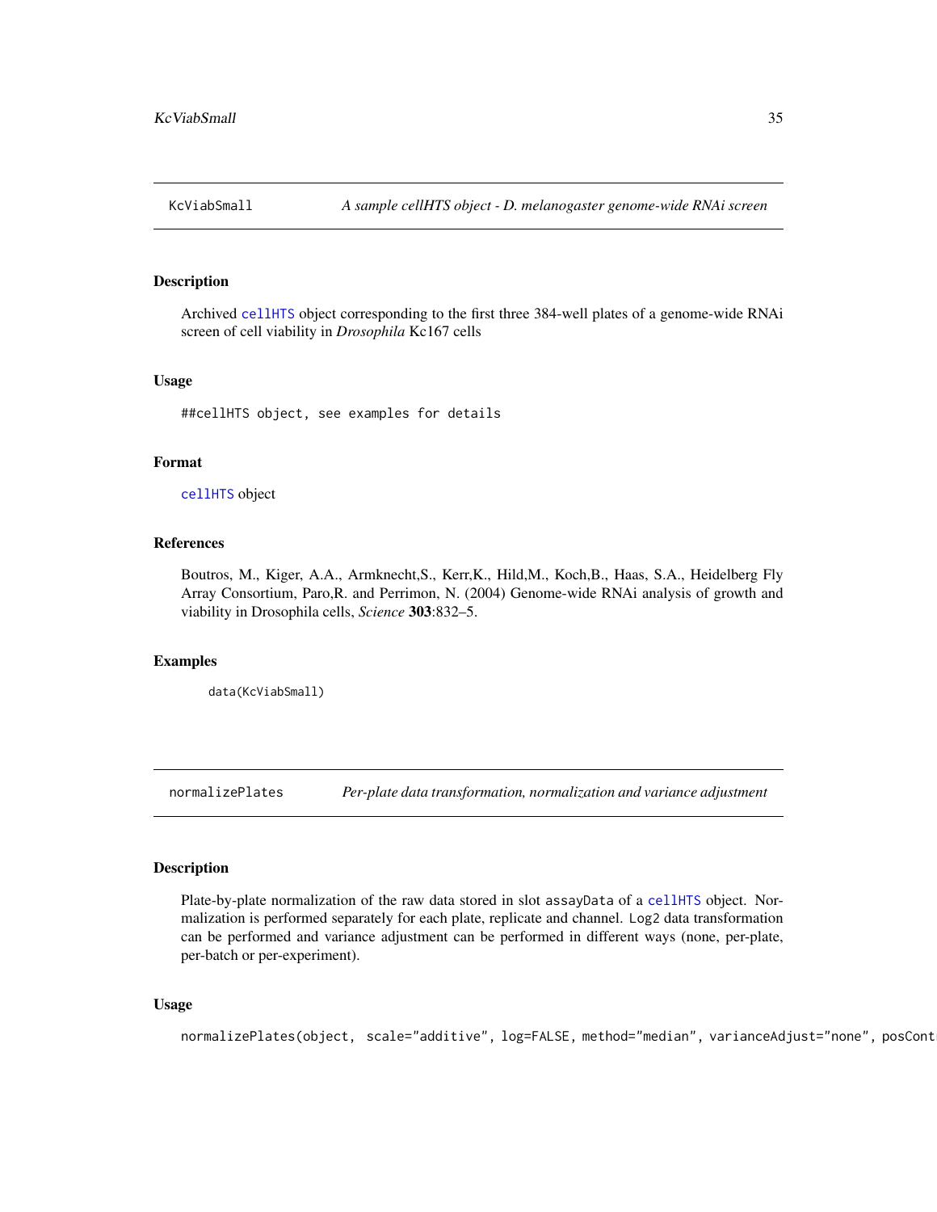## KcViabSmall — *A sample cellHTS object - D. melanogaster genome-wide RNAi screen*

### Description

Archived cellHTS object corresponding to the first three 384-well plates of a genome-wide RNAi screen of cell viability in *Drosophila* Kc167 cells

### Usage

```
##cellHTS object, see examples for details
```

### Format

cellHTS object

### References

Boutros, M., Kiger, A.A., Armknecht,S., Kerr,K., Hild,M., Koch,B., Haas, S.A., Heidelberg Fly Array Consortium, Paro,R. and Perrimon, N. (2004) Genome-wide RNAi analysis of growth and viability in Drosophila cells, *Science* **303**:832–5.

### Examples

```
data(KcViabSmall)
```

## normalizePlates — *Per-plate data transformation, normalization and variance adjustment*

### Description

Plate-by-plate normalization of the raw data stored in slot assayData of a cellHTS object. Normalization is performed separately for each plate, replicate and channel. Log2 data transformation can be performed and variance adjustment can be performed in different ways (none, per-plate, per-batch or per-experiment).

### Usage

```
normalizePlates(object,  scale="additive", log=FALSE, method="median", varianceAdjust="none", posCont
```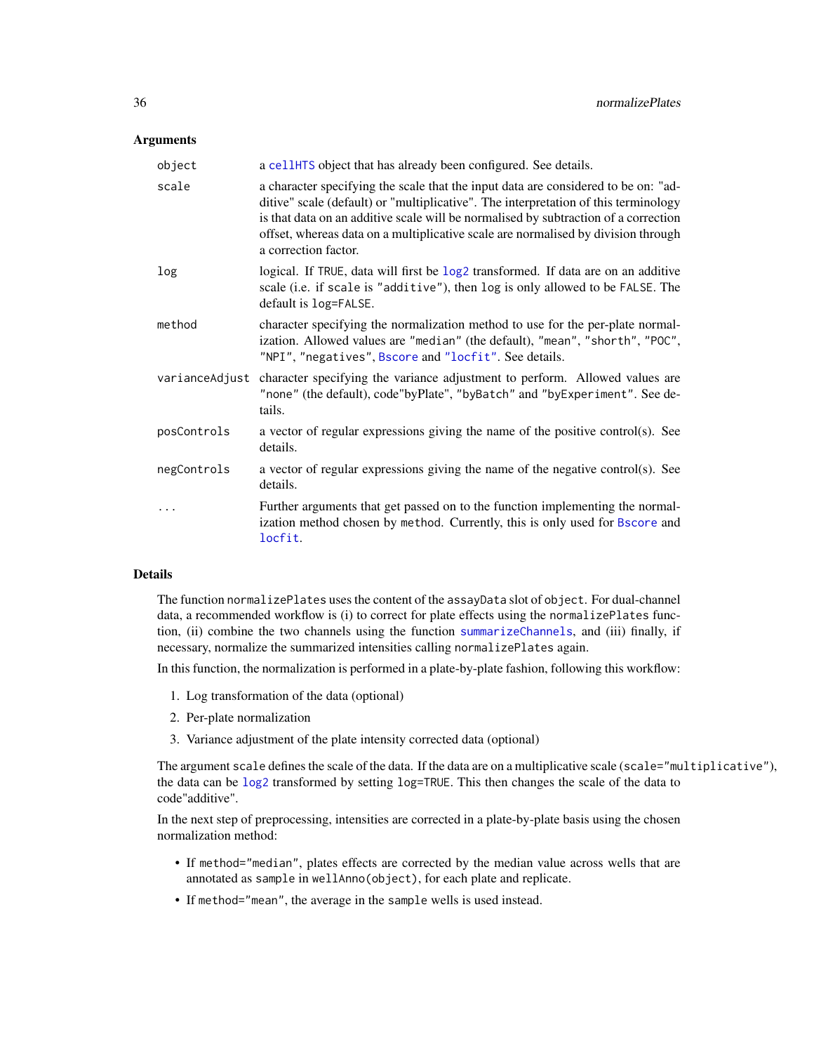### Arguments

| | |
|---|---|
| `object` | a `cellHTS` object that has already been configured. See details. |
| `scale` | a character specifying the scale that the input data are considered to be on: "additive" scale (default) or "multiplicative". The interpretation of this terminology is that data on an additive scale will be normalised by subtraction of a correction offset, whereas data on a multiplicative scale are normalised by division through a correction factor. |
| `log` | logical. If `TRUE`, data will first be `log2` transformed. If data are on an additive scale (i.e. if `scale` is `"additive"`), then `log` is only allowed to be `FALSE`. The default is `log=FALSE`. |
| `method` | character specifying the normalization method to use for the per-plate normalization. Allowed values are `"median"` (the default), `"mean"`, `"shorth"`, `"POC"`, `"NPI"`, `"negatives"`, `Bscore` and `"locfit"`. See details. |
| `varianceAdjust` | character specifying the variance adjustment to perform. Allowed values are `"none"` (the default), code"byPlate", `"byBatch"` and `"byExperiment"`. See details. |
| `posControls` | a vector of regular expressions giving the name of the positive control(s). See details. |
| `negControls` | a vector of regular expressions giving the name of the negative control(s). See details. |
| `...` | Further arguments that get passed on to the function implementing the normalization method chosen by `method`. Currently, this is only used for `Bscore` and `locfit`. |

### Details

The function `normalizePlates` uses the content of the `assayData` slot of `object`. For dual-channel data, a recommended workflow is (i) to correct for plate effects using the `normalizePlates` function, (ii) combine the two channels using the function `summarizeChannels`, and (iii) finally, if necessary, normalize the summarized intensities calling `normalizePlates` again.

In this function, the normalization is performed in a plate-by-plate fashion, following this workflow:

1. Log transformation of the data (optional)
2. Per-plate normalization
3. Variance adjustment of the plate intensity corrected data (optional)

The argument `scale` defines the scale of the data. If the data are on a multiplicative scale (`scale="multiplicative"`), the data can be `log2` transformed by setting `log=TRUE`. This then changes the scale of the data to code"additive".

In the next step of preprocessing, intensities are corrected in a plate-by-plate basis using the chosen normalization method:

- If `method="median"`, plates effects are corrected by the median value across wells that are annotated as `sample` in `wellAnno(object)`, for each plate and replicate.
- If `method="mean"`, the average in the `sample` wells is used instead.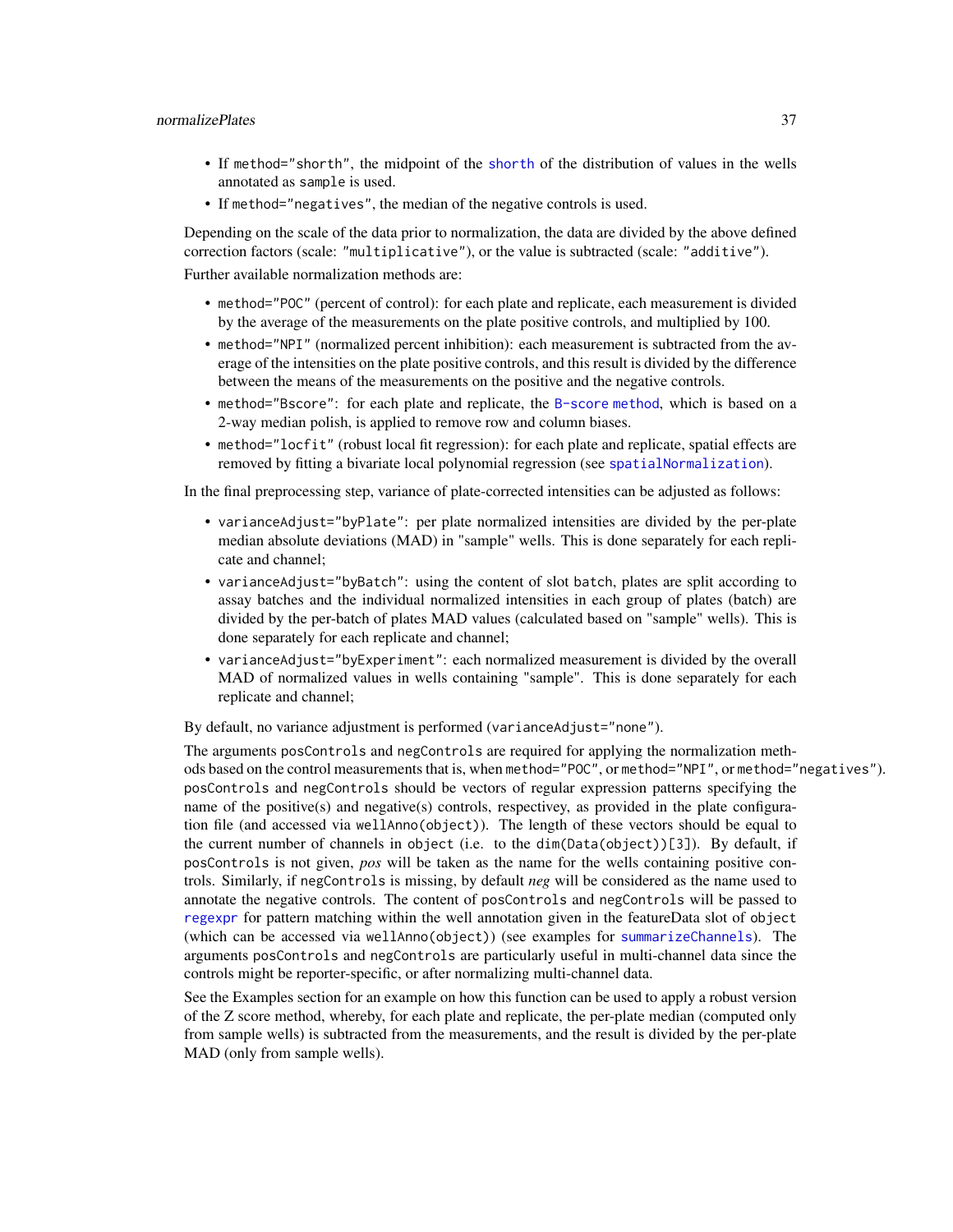- If `method="shorth"`, the midpoint of the shorth of the distribution of values in the wells annotated as `sample` is used.
- If `method="negatives"`, the median of the negative controls is used.

Depending on the scale of the data prior to normalization, the data are divided by the above defined correction factors (scale: `"multiplicative"`), or the value is subtracted (scale: `"additive"`).

Further available normalization methods are:

- `method="POC"` (percent of control): for each plate and replicate, each measurement is divided by the average of the measurements on the plate positive controls, and multiplied by 100.
- `method="NPI"` (normalized percent inhibition): each measurement is subtracted from the average of the intensities on the plate positive controls, and this result is divided by the difference between the means of the measurements on the positive and the negative controls.
- `method="Bscore"`: for each plate and replicate, the B-score method, which is based on a 2-way median polish, is applied to remove row and column biases.
- `method="locfit"` (robust local fit regression): for each plate and replicate, spatial effects are removed by fitting a bivariate local polynomial regression (see `spatialNormalization`).

In the final preprocessing step, variance of plate-corrected intensities can be adjusted as follows:

- `varianceAdjust="byPlate"`: per plate normalized intensities are divided by the per-plate median absolute deviations (MAD) in "sample" wells. This is done separately for each replicate and channel;
- `varianceAdjust="byBatch"`: using the content of slot `batch`, plates are split according to assay batches and the individual normalized intensities in each group of plates (batch) are divided by the per-batch of plates MAD values (calculated based on "sample" wells). This is done separately for each replicate and channel;
- `varianceAdjust="byExperiment"`: each normalized measurement is divided by the overall MAD of normalized values in wells containing "sample". This is done separately for each replicate and channel;

By default, no variance adjustment is performed (`varianceAdjust="none"`).

The arguments `posControls` and `negControls` are required for applying the normalization methods based on the control measurements that is, when `method="POC"`, or `method="NPI"`, or `method="negatives"`). `posControls` and `negControls` should be vectors of regular expression patterns specifying the name of the positive(s) and negative(s) controls, respectivey, as provided in the plate configuration file (and accessed via `wellAnno(object)`). The length of these vectors should be equal to the current number of channels in `object` (i.e. to the `dim(Data(object))[3]`). By default, if `posControls` is not given, *pos* will be taken as the name for the wells containing positive controls. Similarly, if `negControls` is missing, by default *neg* will be considered as the name used to annotate the negative controls. The content of `posControls` and `negControls` will be passed to `regexpr` for pattern matching within the well annotation given in the featureData slot of `object` (which can be accessed via `wellAnno(object)`) (see examples for `summarizeChannels`). The arguments `posControls` and `negControls` are particularly useful in multi-channel data since the controls might be reporter-specific, or after normalizing multi-channel data.

See the Examples section for an example on how this function can be used to apply a robust version of the Z score method, whereby, for each plate and replicate, the per-plate median (computed only from sample wells) is subtracted from the measurements, and the result is divided by the per-plate MAD (only from sample wells).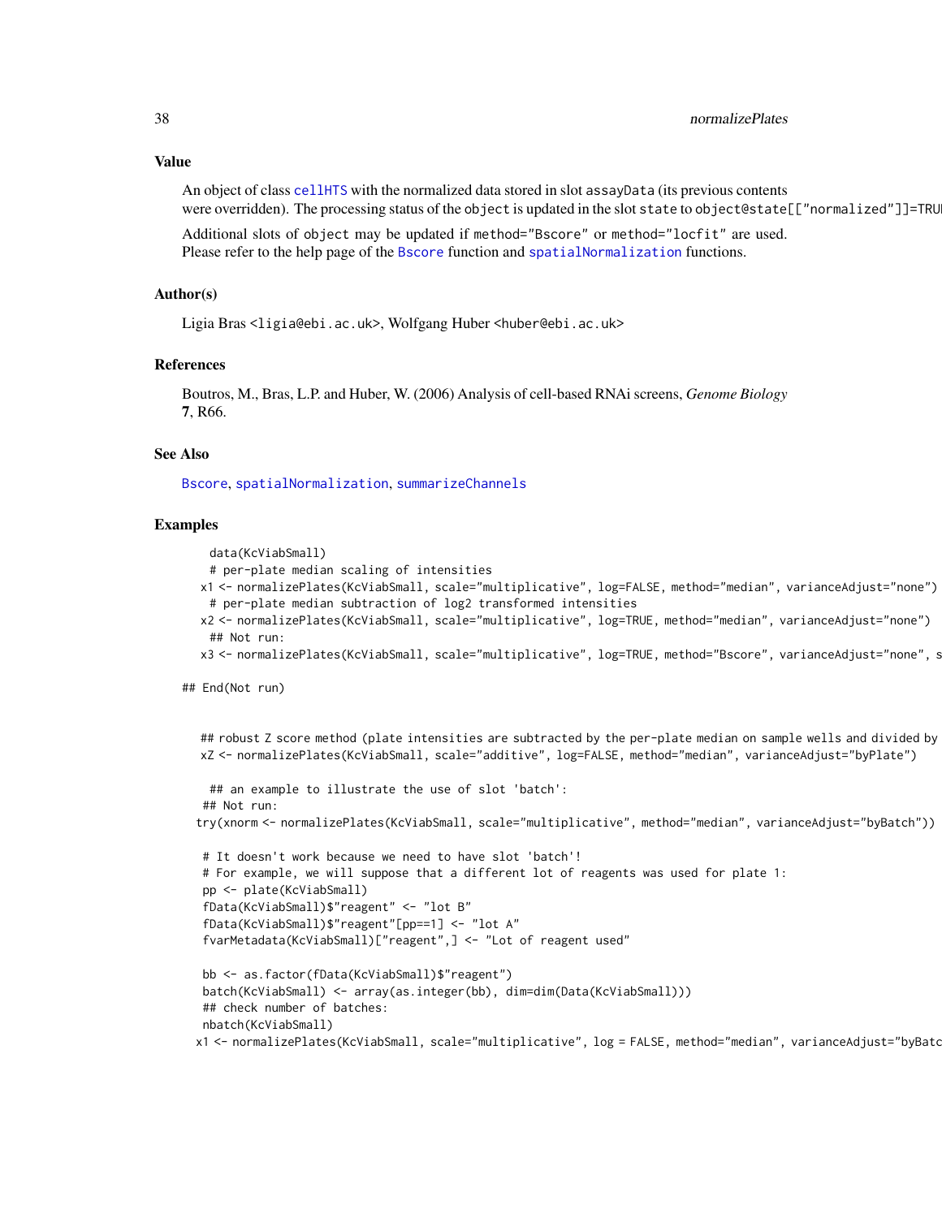## Value

An object of class `cellHTS` with the normalized data stored in slot `assayData` (its previous contents were overridden). The processing status of the `object` is updated in the slot `state` to `object@state[["normalized"]]=TRUE`

Additional slots of `object` may be updated if `method="Bscore"` or `method="locfit"` are used. Please refer to the help page of the `Bscore` function and `spatialNormalization` functions.

## Author(s)

Ligia Bras <ligia@ebi.ac.uk>, Wolfgang Huber <huber@ebi.ac.uk>

## References

Boutros, M., Bras, L.P. and Huber, W. (2006) Analysis of cell-based RNAi screens, *Genome Biology* **7**, R66.

## See Also

`Bscore`, `spatialNormalization`, `summarizeChannels`

## Examples

```
    data(KcViabSmall)
    # per-plate median scaling of intensities
   x1 <- normalizePlates(KcViabSmall, scale="multiplicative", log=FALSE, method="median", varianceAdjust="none")
    # per-plate median subtraction of log2 transformed intensities
   x2 <- normalizePlates(KcViabSmall, scale="multiplicative", log=TRUE, method="median", varianceAdjust="none")
    ## Not run:
   x3 <- normalizePlates(KcViabSmall, scale="multiplicative", log=TRUE, method="Bscore", varianceAdjust="none", s

## End(Not run)


   ## robust Z score method (plate intensities are subtracted by the per-plate median on sample wells and divided by
   xZ <- normalizePlates(KcViabSmall, scale="additive", log=FALSE, method="median", varianceAdjust="byPlate")

    ## an example to illustrate the use of slot 'batch':
   ## Not run:
  try(xnorm <- normalizePlates(KcViabSmall, scale="multiplicative", method="median", varianceAdjust="byBatch"))

   # It doesn't work because we need to have slot 'batch'!
   # For example, we will suppose that a different lot of reagents was used for plate 1:
   pp <- plate(KcViabSmall)
   fData(KcViabSmall)$"reagent" <- "lot B"
   fData(KcViabSmall)$"reagent"[pp==1] <- "lot A"
   fvarMetadata(KcViabSmall)["reagent",] <- "Lot of reagent used"

   bb <- as.factor(fData(KcViabSmall)$"reagent")
   batch(KcViabSmall) <- array(as.integer(bb), dim=dim(Data(KcViabSmall)))
   ## check number of batches:
   nbatch(KcViabSmall)
  x1 <- normalizePlates(KcViabSmall, scale="multiplicative", log = FALSE, method="median", varianceAdjust="byBatc
```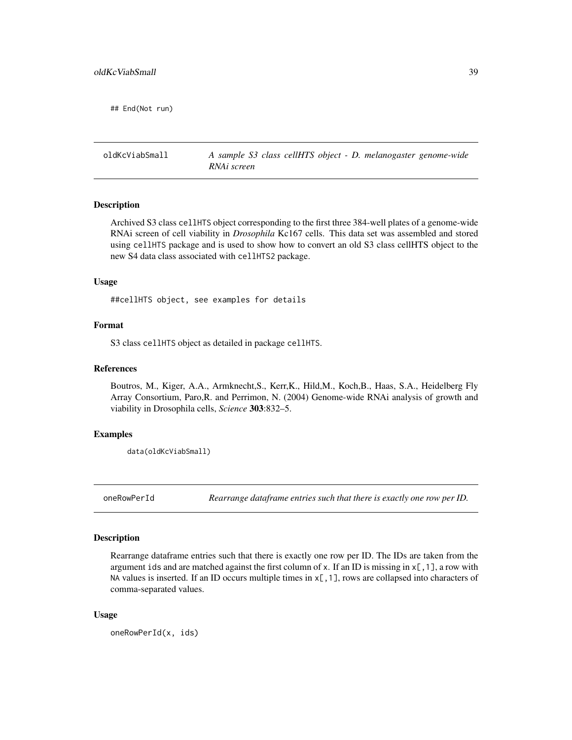```
## End(Not run)
```

## oldKcViabSmall — *A sample S3 class cellHTS object - D. melanogaster genome-wide RNAi screen*

### Description

Archived S3 class `cellHTS` object corresponding to the first three 384-well plates of a genome-wide RNAi screen of cell viability in *Drosophila* Kc167 cells. This data set was assembled and stored using `cellHTS` package and is used to show how to convert an old S3 class cellHTS object to the new S4 data class associated with `cellHTS2` package.

### Usage

```
##cellHTS object, see examples for details
```

### Format

S3 class `cellHTS` object as detailed in package `cellHTS`.

### References

Boutros, M., Kiger, A.A., Armknecht,S., Kerr,K., Hild,M., Koch,B., Haas, S.A., Heidelberg Fly Array Consortium, Paro,R. and Perrimon, N. (2004) Genome-wide RNAi analysis of growth and viability in Drosophila cells, *Science* **303**:832–5.

### Examples

```
data(oldKcViabSmall)
```

## oneRowPerId — *Rearrange dataframe entries such that there is exactly one row per ID.*

### Description

Rearrange dataframe entries such that there is exactly one row per ID. The IDs are taken from the argument `ids` and are matched against the first column of `x`. If an ID is missing in `x[,1]`, a row with `NA` values is inserted. If an ID occurs multiple times in `x[,1]`, rows are collapsed into characters of comma-separated values.

### Usage

```
oneRowPerId(x, ids)
```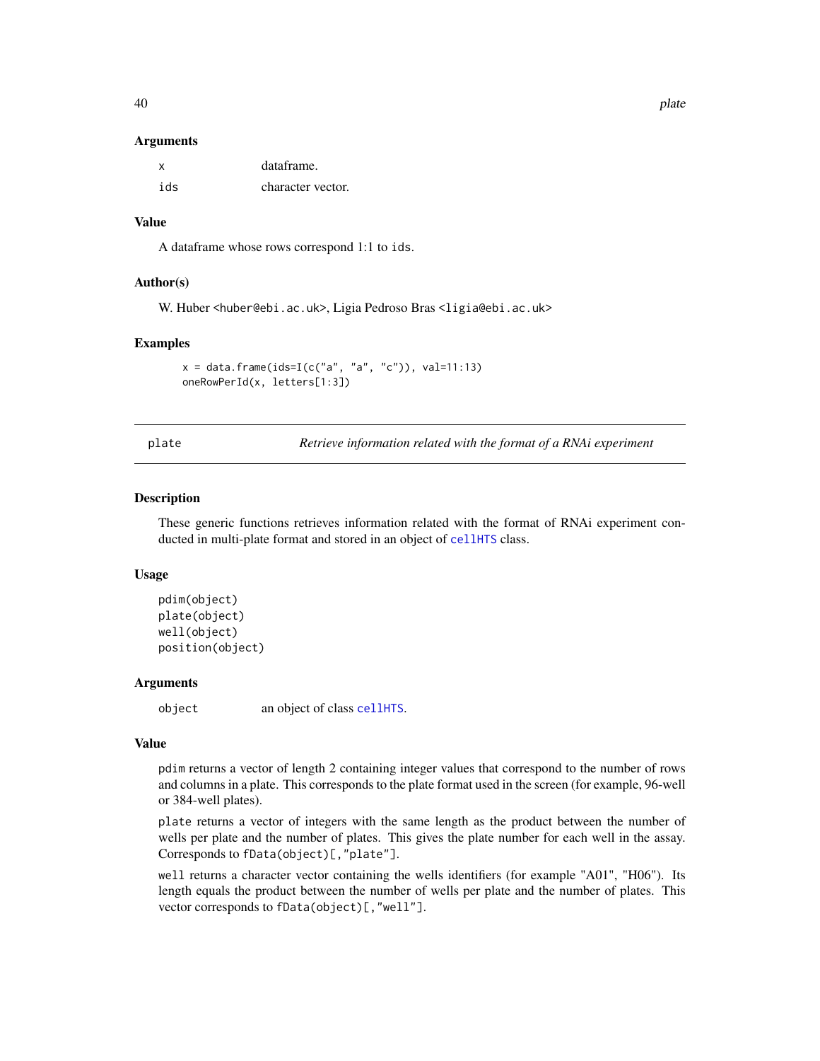### Arguments

| | |
|---|---|
| x | dataframe. |
| ids | character vector. |

### Value

A dataframe whose rows correspond 1:1 to `ids`.

### Author(s)

W. Huber <huber@ebi.ac.uk>, Ligia Pedroso Bras <ligia@ebi.ac.uk>

### Examples

```
x = data.frame(ids=I(c("a", "a", "c")), val=11:13)
oneRowPerId(x, letters[1:3])
```

---

## plate — *Retrieve information related with the format of a RNAi experiment*

### Description

These generic functions retrieves information related with the format of RNAi experiment conducted in multi-plate format and stored in an object of `cellHTS` class.

### Usage

```
pdim(object)
plate(object)
well(object)
position(object)
```

### Arguments

| | |
|---|---|
| object | an object of class `cellHTS`. |

### Value

`pdim` returns a vector of length 2 containing integer values that correspond to the number of rows and columns in a plate. This corresponds to the plate format used in the screen (for example, 96-well or 384-well plates).

`plate` returns a vector of integers with the same length as the product between the number of wells per plate and the number of plates. This gives the plate number for each well in the assay. Corresponds to `fData(object)[,"plate"]`.

`well` returns a character vector containing the wells identifiers (for example "A01", "H06"). Its length equals the product between the number of wells per plate and the number of plates. This vector corresponds to `fData(object)[,"well"]`.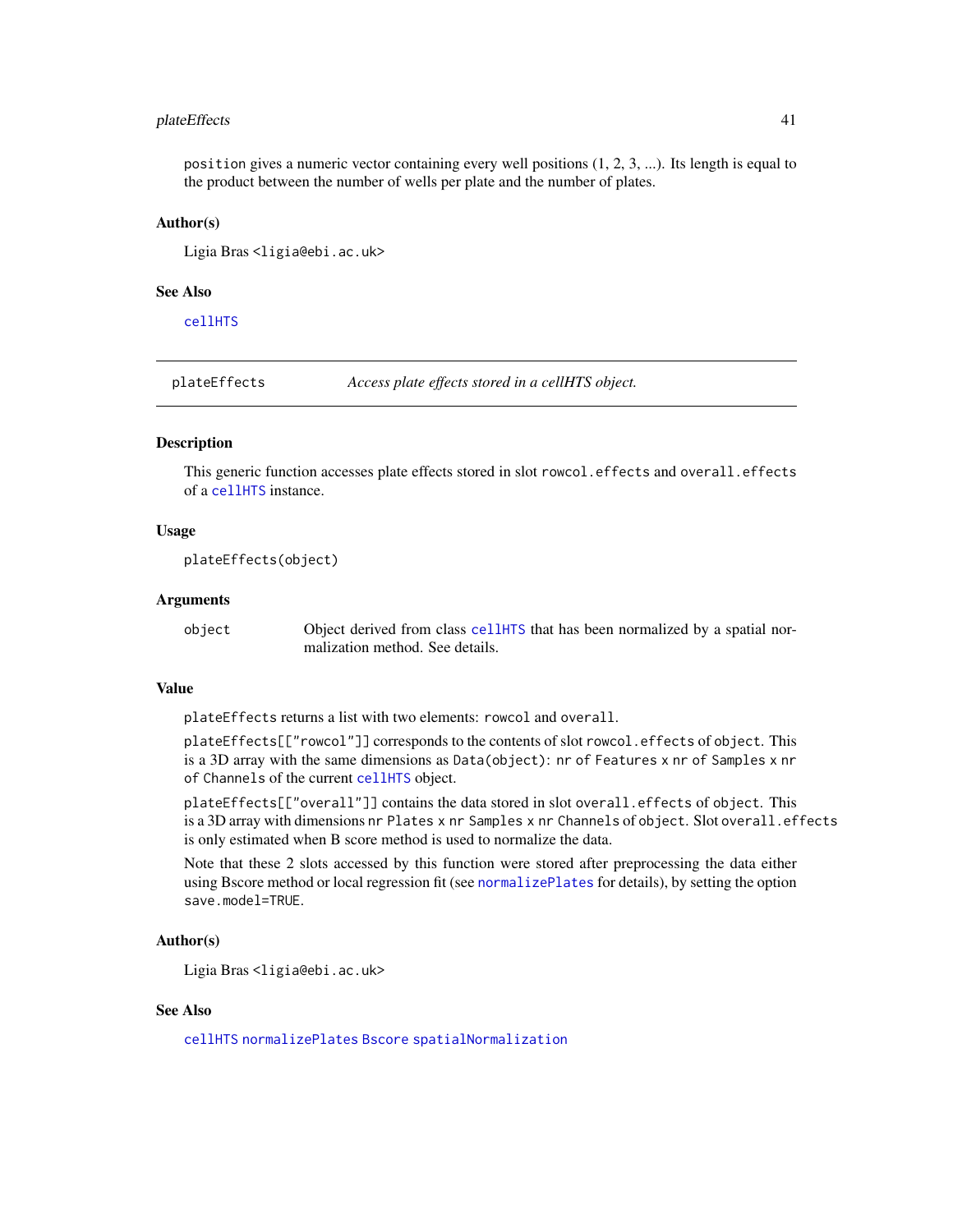`position` gives a numeric vector containing every well positions (1, 2, 3, ...). Its length is equal to the product between the number of wells per plate and the number of plates.

### Author(s)

Ligia Bras <ligia@ebi.ac.uk>

### See Also

`cellHTS`

---

## plateEffects — *Access plate effects stored in a cellHTS object.*

---

### Description

This generic function accesses plate effects stored in slot `rowcol.effects` and `overall.effects` of a `cellHTS` instance.

### Usage

```
plateEffects(object)
```

### Arguments

| | |
|---|---|
| `object` | Object derived from class `cellHTS` that has been normalized by a spatial normalization method. See details. |

### Value

`plateEffects` returns a list with two elements: `rowcol` and `overall`.

`plateEffects[["rowcol"]]` corresponds to the contents of slot `rowcol.effects` of `object`. This is a 3D array with the same dimensions as `Data(object)`: `nr of Features` x `nr of Samples` x `nr of Channels` of the current `cellHTS` object.

`plateEffects[["overall"]]` contains the data stored in slot `overall.effects` of `object`. This is a 3D array with dimensions `nr Plates` x `nr Samples` x `nr Channels` of `object`. Slot `overall.effects` is only estimated when B score method is used to normalize the data.

Note that these 2 slots accessed by this function were stored after preprocessing the data either using Bscore method or local regression fit (see `normalizePlates` for details), by setting the option `save.model=TRUE`.

### Author(s)

Ligia Bras <ligia@ebi.ac.uk>

### See Also

`cellHTS` `normalizePlates` `Bscore` `spatialNormalization`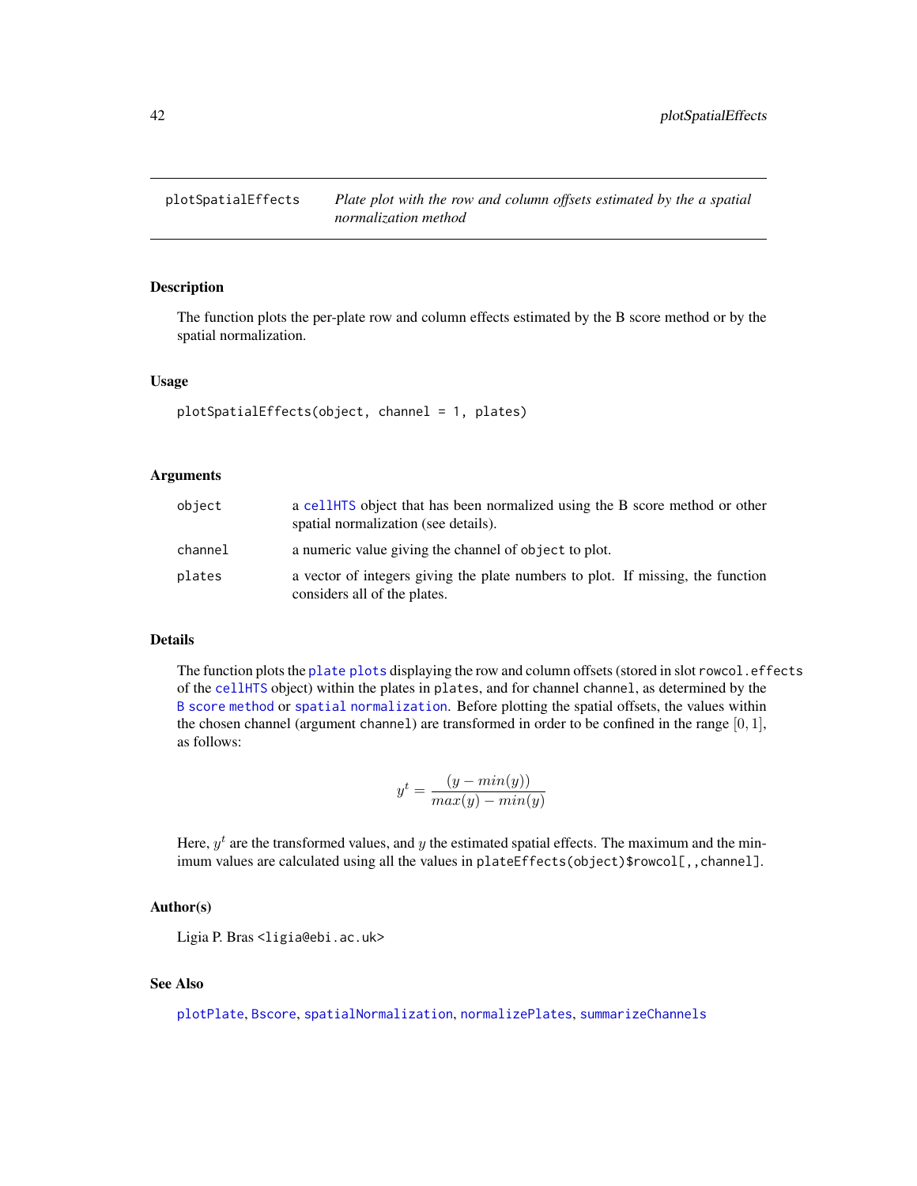# plotSpatialEffects

*Plate plot with the row and column offsets estimated by the a spatial normalization method*

## Description

The function plots the per-plate row and column effects estimated by the B score method or by the spatial normalization.

## Usage

```
plotSpatialEffects(object, channel = 1, plates)
```

## Arguments

| | |
|---|---|
| `object` | a `cellHTS` object that has been normalized using the B score method or other spatial normalization (see details). |
| `channel` | a numeric value giving the channel of `object` to plot. |
| `plates` | a vector of integers giving the plate numbers to plot. If missing, the function considers all of the plates. |

## Details

The function plots the `plate plots` displaying the row and column offsets (stored in slot `rowcol.effects` of the `cellHTS` object) within the plates in `plates`, and for channel `channel`, as determined by the `B score method` or `spatial normalization`. Before plotting the spatial offsets, the values within the chosen channel (argument `channel`) are transformed in order to be confined in the range $[0, 1]$, as follows:

$$y^t = \frac{(y - min(y))}{max(y) - min(y)}$$

Here, $y^t$ are the transformed values, and $y$ the estimated spatial effects. The maximum and the minimum values are calculated using all the values in `plateEffects(object)$rowcol[,,channel]`.

## Author(s)

Ligia P. Bras <ligia@ebi.ac.uk>

## See Also

`plotPlate`, `Bscore`, `spatialNormalization`, `normalizePlates`, `summarizeChannels`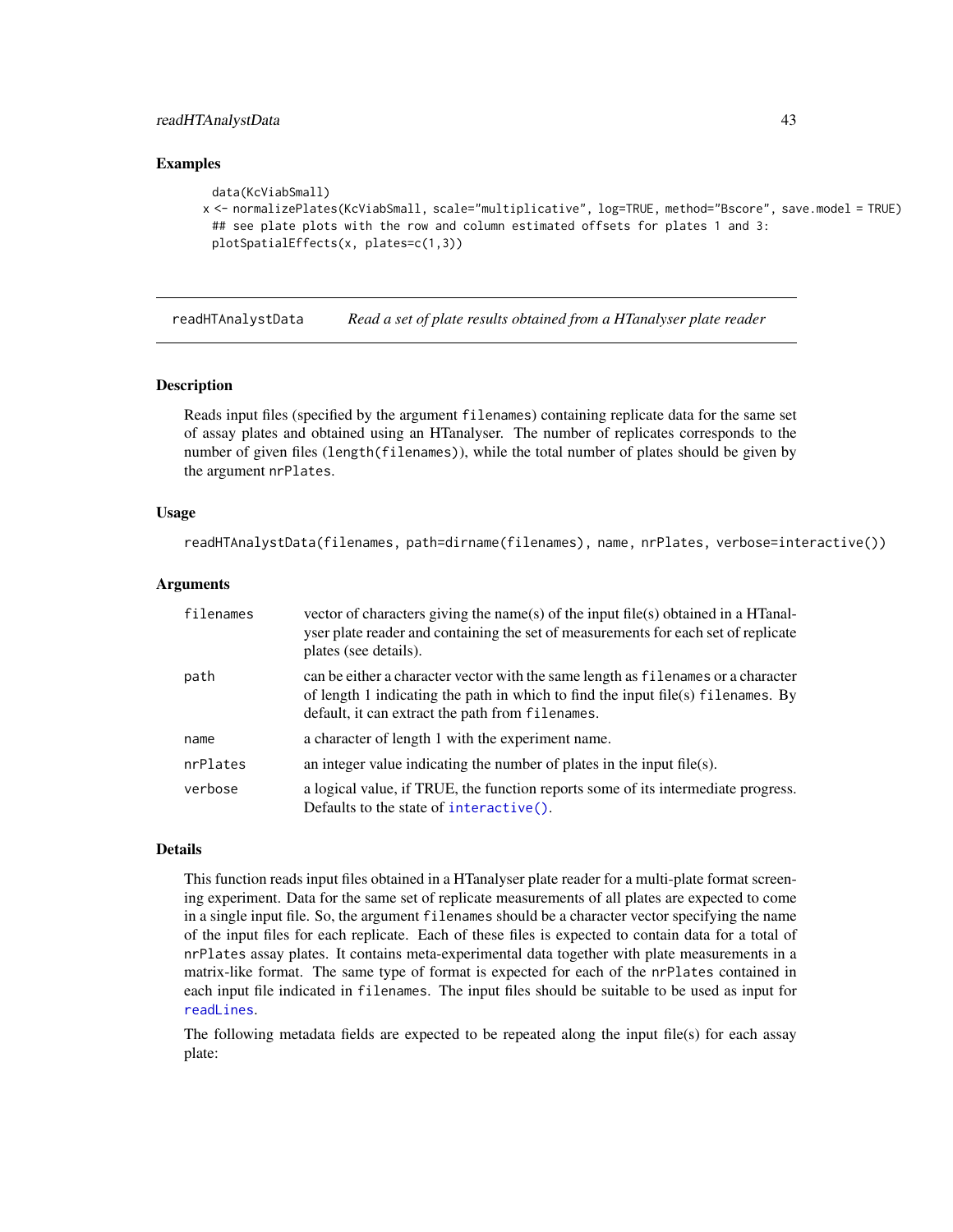### Examples

```
data(KcViabSmall)
x <- normalizePlates(KcViabSmall, scale="multiplicative", log=TRUE, method="Bscore", save.model = TRUE)
## see plate plots with the row and column estimated offsets for plates 1 and 3:
plotSpatialEffects(x, plates=c(1,3))
```

---

## readHTAnalystData — *Read a set of plate results obtained from a HTanalyser plate reader*

---

### Description

Reads input files (specified by the argument `filenames`) containing replicate data for the same set of assay plates and obtained using an HTanalyser. The number of replicates corresponds to the number of given files (`length(filenames)`), while the total number of plates should be given by the argument `nrPlates`.

### Usage

```
readHTAnalystData(filenames, path=dirname(filenames), name, nrPlates, verbose=interactive())
```

### Arguments

| | |
|---|---|
| `filenames` | vector of characters giving the name(s) of the input file(s) obtained in a HTanalyser plate reader and containing the set of measurements for each set of replicate plates (see details). |
| `path` | can be either a character vector with the same length as `filenames` or a character of length 1 indicating the path in which to find the input file(s) `filenames`. By default, it can extract the path from `filenames`. |
| `name` | a character of length 1 with the experiment name. |
| `nrPlates` | an integer value indicating the number of plates in the input file(s). |
| `verbose` | a logical value, if TRUE, the function reports some of its intermediate progress. Defaults to the state of `interactive()`. |

### Details

This function reads input files obtained in a HTanalyser plate reader for a multi-plate format screening experiment. Data for the same set of replicate measurements of all plates are expected to come in a single input file. So, the argument `filenames` should be a character vector specifying the name of the input files for each replicate. Each of these files is expected to contain data for a total of `nrPlates` assay plates. It contains meta-experimental data together with plate measurements in a matrix-like format. The same type of format is expected for each of the `nrPlates` contained in each input file indicated in `filenames`. The input files should be suitable to be used as input for `readLines`.

The following metadata fields are expected to be repeated along the input file(s) for each assay plate: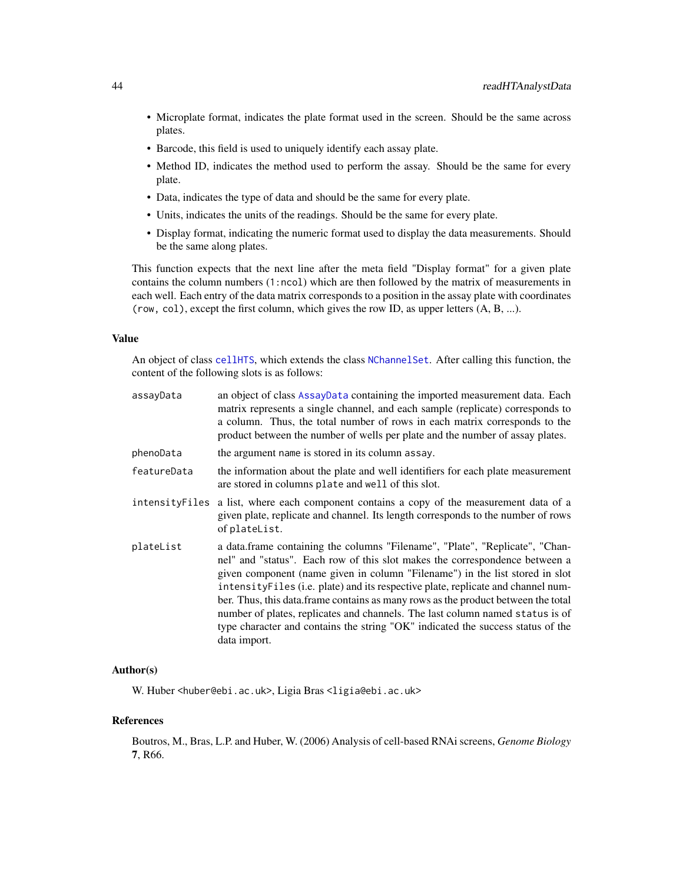- Microplate format, indicates the plate format used in the screen. Should be the same across plates.
- Barcode, this field is used to uniquely identify each assay plate.
- Method ID, indicates the method used to perform the assay. Should be the same for every plate.
- Data, indicates the type of data and should be the same for every plate.
- Units, indicates the units of the readings. Should be the same for every plate.
- Display format, indicating the numeric format used to display the data measurements. Should be the same along plates.

This function expects that the next line after the meta field "Display format" for a given plate contains the column numbers (`1:ncol`) which are then followed by the matrix of measurements in each well. Each entry of the data matrix corresponds to a position in the assay plate with coordinates `(row, col)`, except the first column, which gives the row ID, as upper letters (A, B, ...).

## Value

An object of class `cellHTS`, which extends the class `NChannelSet`. After calling this function, the content of the following slots is as follows:

`assayData` an object of class `AssayData` containing the imported measurement data. Each matrix represents a single channel, and each sample (replicate) corresponds to a column. Thus, the total number of rows in each matrix corresponds to the product between the number of wells per plate and the number of assay plates.

`phenoData` the argument `name` is stored in its column `assay`.

`featureData` the information about the plate and well identifiers for each plate measurement are stored in columns `plate` and `well` of this slot.

`intensityFiles` a list, where each component contains a copy of the measurement data of a given plate, replicate and channel. Its length corresponds to the number of rows of `plateList`.

`plateList` a data.frame containing the columns "Filename", "Plate", "Replicate", "Channel" and "status". Each row of this slot makes the correspondence between a given component (name given in column "Filename") in the list stored in slot `intensityFiles` (i.e. plate) and its respective plate, replicate and channel number. Thus, this data.frame contains as many rows as the product between the total number of plates, replicates and channels. The last column named `status` is of type character and contains the string "OK" indicated the success status of the data import.

## Author(s)

W. Huber <huber@ebi.ac.uk>, Ligia Bras <ligia@ebi.ac.uk>

## References

Boutros, M., Bras, L.P. and Huber, W. (2006) Analysis of cell-based RNAi screens, *Genome Biology* **7**, R66.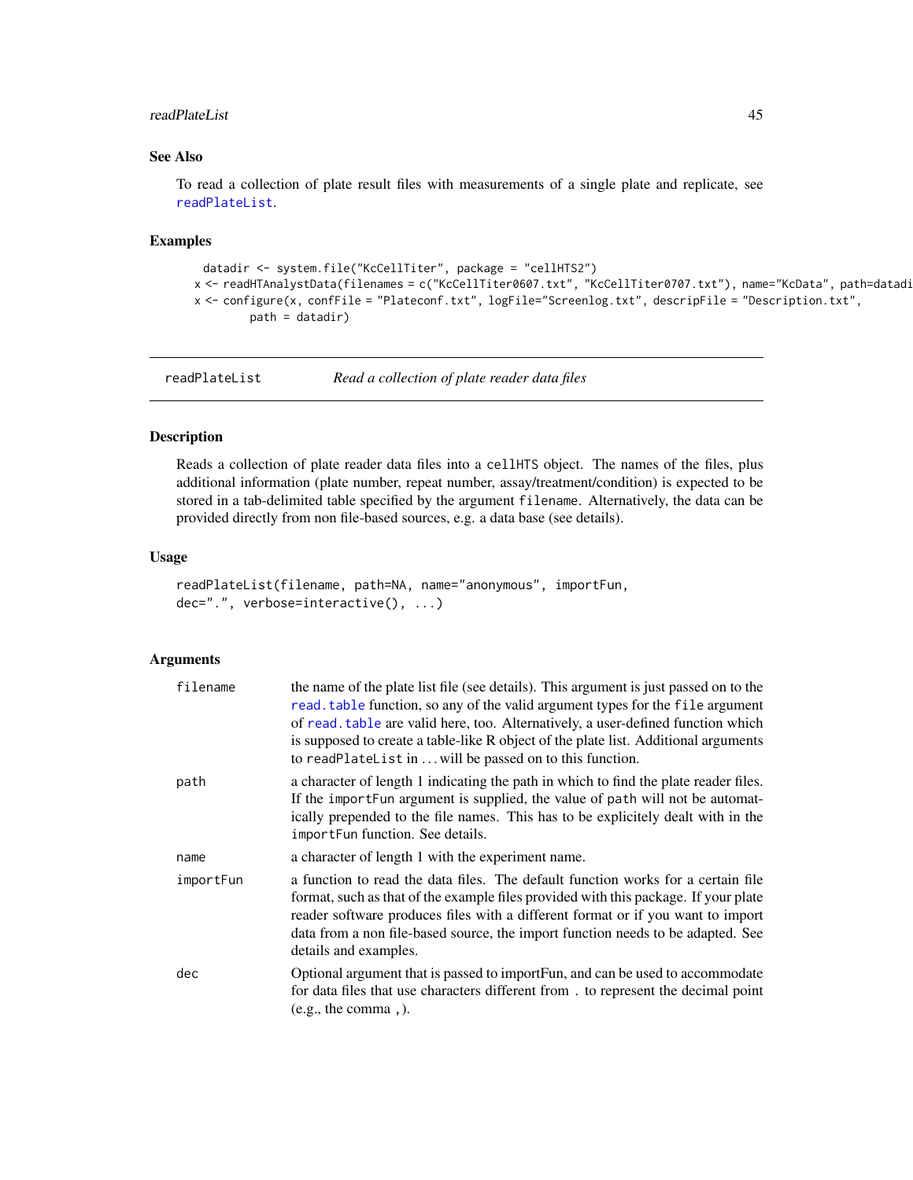## See Also

To read a collection of plate result files with measurements of a single plate and replicate, see readPlateList.

## Examples

```
    datadir <- system.file("KcCellTiter", package = "cellHTS2")
  x <- readHTAnalystData(filenames = c("KcCellTiter0607.txt", "KcCellTiter0707.txt"), name="KcData", path=datadi
  x <- configure(x, confFile = "Plateconf.txt", logFile="Screenlog.txt", descripFile = "Description.txt",
          path = datadir)
```

---

# readPlateList — *Read a collection of plate reader data files*

## Description

Reads a collection of plate reader data files into a cellHTS object. The names of the files, plus additional information (plate number, repeat number, assay/treatment/condition) is expected to be stored in a tab-delimited table specified by the argument filename. Alternatively, the data can be provided directly from non file-based sources, e.g. a data base (see details).

## Usage

```
readPlateList(filename, path=NA, name="anonymous", importFun,
dec=".", verbose=interactive(), ...)
```

## Arguments

| | |
|---|---|
| filename | the name of the plate list file (see details). This argument is just passed on to the read.table function, so any of the valid argument types for the file argument of read.table are valid here, too. Alternatively, a user-defined function which is supposed to create a table-like R object of the plate list. Additional arguments to readPlateList in ... will be passed on to this function. |
| path | a character of length 1 indicating the path in which to find the plate reader files. If the importFun argument is supplied, the value of path will not be automatically prepended to the file names. This has to be explicitely dealt with in the importFun function. See details. |
| name | a character of length 1 with the experiment name. |
| importFun | a function to read the data files. The default function works for a certain file format, such as that of the example files provided with this package. If your plate reader software produces files with a different format or if you want to import data from a non file-based source, the import function needs to be adapted. See details and examples. |
| dec | Optional argument that is passed to importFun, and can be used to accommodate for data files that use characters different from . to represent the decimal point (e.g., the comma ,). |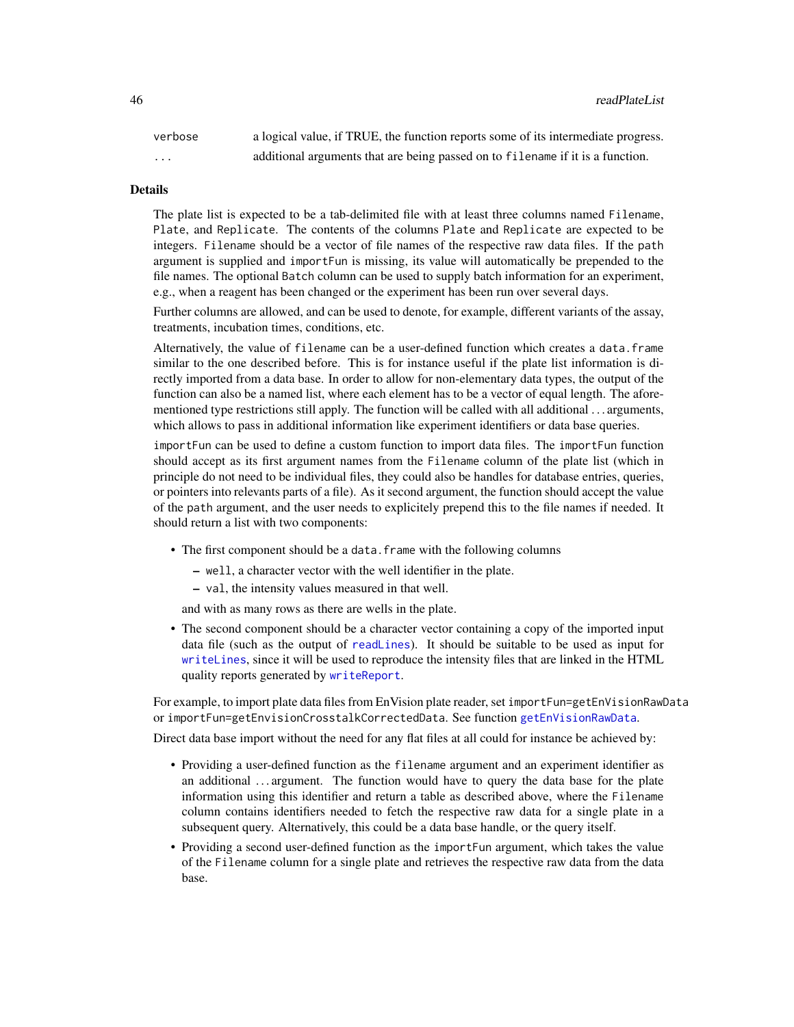| | |
|---|---|
| `verbose` | a logical value, if TRUE, the function reports some of its intermediate progress. |
| `...` | additional arguments that are being passed on to `filename` if it is a function. |

## Details

The plate list is expected to be a tab-delimited file with at least three columns named `Filename`, `Plate`, and `Replicate`. The contents of the columns `Plate` and `Replicate` are expected to be integers. `Filename` should be a vector of file names of the respective raw data files. If the `path` argument is supplied and `importFun` is missing, its value will automatically be prepended to the file names. The optional `Batch` column can be used to supply batch information for an experiment, e.g., when a reagent has been changed or the experiment has been run over several days.

Further columns are allowed, and can be used to denote, for example, different variants of the assay, treatments, incubation times, conditions, etc.

Alternatively, the value of `filename` can be a user-defined function which creates a `data.frame` similar to the one described before. This is for instance useful if the plate list information is directly imported from a data base. In order to allow for non-elementary data types, the output of the function can also be a named list, where each element has to be a vector of equal length. The aforementioned type restrictions still apply. The function will be called with all additional ... arguments, which allows to pass in additional information like experiment identifiers or data base queries.

`importFun` can be used to define a custom function to import data files. The `importFun` function should accept as its first argument names from the `Filename` column of the plate list (which in principle do not need to be individual files, they could also be handles for database entries, queries, or pointers into relevants parts of a file). As it second argument, the function should accept the value of the `path` argument, and the user needs to explicitely prepend this to the file names if needed. It should return a list with two components:

- The first component should be a `data.frame` with the following columns
  - `well`, a character vector with the well identifier in the plate.
  - `val`, the intensity values measured in that well.

  and with as many rows as there are wells in the plate.
- The second component should be a character vector containing a copy of the imported input data file (such as the output of `readLines`). It should be suitable to be used as input for `writeLines`, since it will be used to reproduce the intensity files that are linked in the HTML quality reports generated by `writeReport`.

For example, to import plate data files from EnVision plate reader, set `importFun=getEnVisionRawData` or `importFun=getEnvisionCrosstalkCorrectedData`. See function `getEnVisionRawData`.

Direct data base import without the need for any flat files at all could for instance be achieved by:

- Providing a user-defined function as the `filename` argument and an experiment identifier as an additional ... argument. The function would have to query the data base for the plate information using this identifier and return a table as described above, where the `Filename` column contains identifiers needed to fetch the respective raw data for a single plate in a subsequent query. Alternatively, this could be a data base handle, or the query itself.
- Providing a second user-defined function as the `importFun` argument, which takes the value of the `Filename` column for a single plate and retrieves the respective raw data from the data base.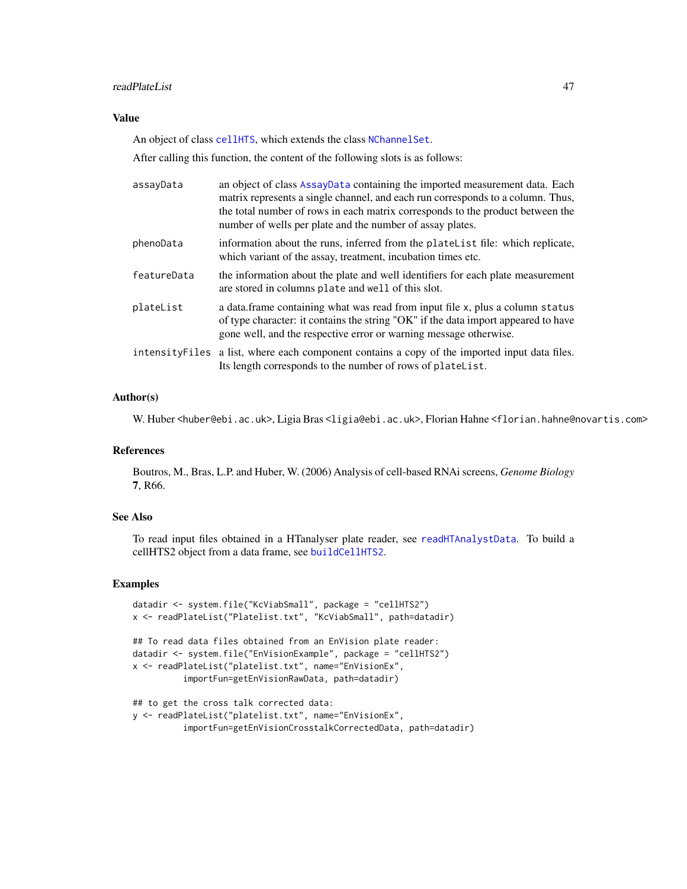## Value

An object of class `cellHTS`, which extends the class `NChannelSet`.

After calling this function, the content of the following slots is as follows:

`assayData`
: an object of class `AssayData` containing the imported measurement data. Each matrix represents a single channel, and each run corresponds to a column. Thus, the total number of rows in each matrix corresponds to the product between the number of wells per plate and the number of assay plates.

`phenoData`
: information about the runs, inferred from the `plateList` file: which replicate, which variant of the assay, treatment, incubation times etc.

`featureData`
: the information about the plate and well identifiers for each plate measurement are stored in columns `plate` and `well` of this slot.

`plateList`
: a data.frame containing what was read from input file `x`, plus a column `status` of type character: it contains the string "OK" if the data import appeared to have gone well, and the respective error or warning message otherwise.

`intensityFiles`
: a list, where each component contains a copy of the imported input data files. Its length corresponds to the number of rows of `plateList`.

## Author(s)

W. Huber <huber@ebi.ac.uk>, Ligia Bras <ligia@ebi.ac.uk>, Florian Hahne <florian.hahne@novartis.com>

## References

Boutros, M., Bras, L.P. and Huber, W. (2006) Analysis of cell-based RNAi screens, *Genome Biology* **7**, R66.

## See Also

To read input files obtained in a HTanalyser plate reader, see `readHTAnalystData`. To build a cellHTS2 object from a data frame, see `buildCellHTS2`.

## Examples

```
datadir <- system.file("KcViabSmall", package = "cellHTS2")
x <- readPlateList("Platelist.txt", "KcViabSmall", path=datadir)

## To read data files obtained from an EnVision plate reader:
datadir <- system.file("EnVisionExample", package = "cellHTS2")
x <- readPlateList("platelist.txt", name="EnVisionEx",
          importFun=getEnVisionRawData, path=datadir)

## to get the cross talk corrected data:
y <- readPlateList("platelist.txt", name="EnVisionEx",
          importFun=getEnVisionCrosstalkCorrectedData, path=datadir)
```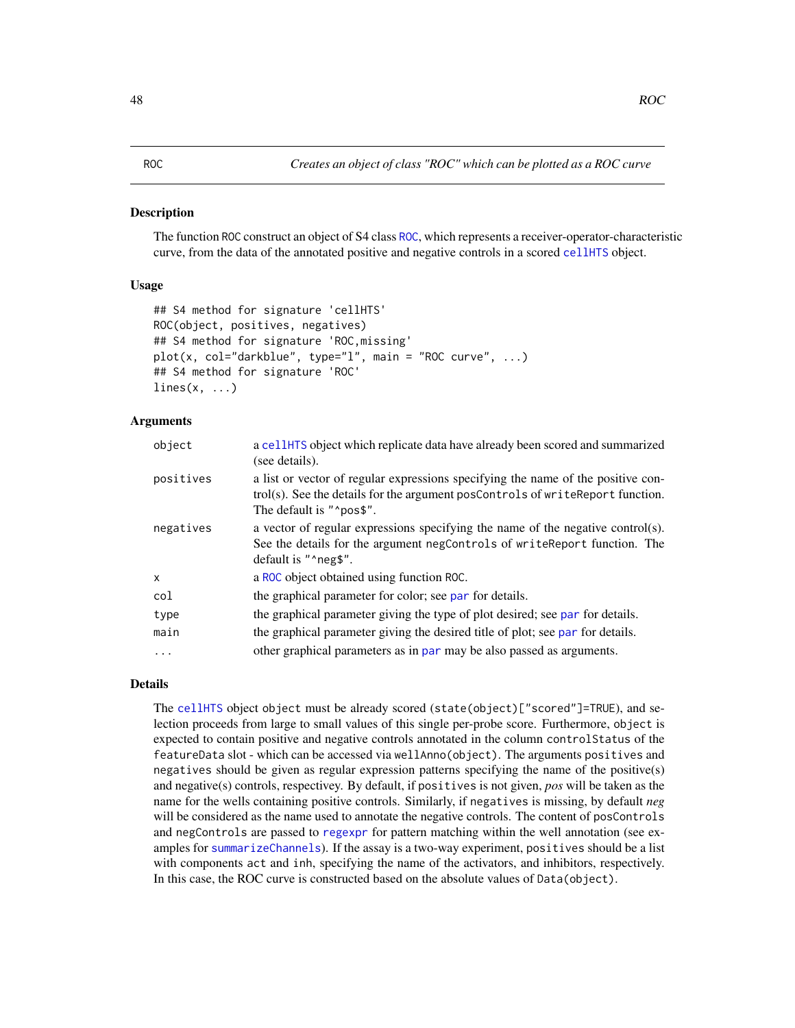ROC *Creates an object of class "ROC" which can be plotted as a ROC curve*

## Description

The function ROC construct an object of S4 class ROC, which represents a receiver-operator-characteristic curve, from the data of the annotated positive and negative controls in a scored cellHTS object.

## Usage

```
## S4 method for signature 'cellHTS'
ROC(object, positives, negatives)
## S4 method for signature 'ROC,missing'
plot(x, col="darkblue", type="l", main = "ROC curve", ...)
## S4 method for signature 'ROC'
lines(x, ...)
```

## Arguments

| | |
|---|---|
| object | a cellHTS object which replicate data have already been scored and summarized (see details). |
| positives | a list or vector of regular expressions specifying the name of the positive control(s). See the details for the argument posControls of writeReport function. The default is "^pos$". |
| negatives | a vector of regular expressions specifying the name of the negative control(s). See the details for the argument negControls of writeReport function. The default is "^neg$". |
| x | a ROC object obtained using function ROC. |
| col | the graphical parameter for color; see par for details. |
| type | the graphical parameter giving the type of plot desired; see par for details. |
| main | the graphical parameter giving the desired title of plot; see par for details. |
| ... | other graphical parameters as in par may be also passed as arguments. |

## Details

The cellHTS object object must be already scored (state(object)["scored"]=TRUE), and selection proceeds from large to small values of this single per-probe score. Furthermore, object is expected to contain positive and negative controls annotated in the column controlStatus of the featureData slot - which can be accessed via wellAnno(object). The arguments positives and negatives should be given as regular expression patterns specifying the name of the positive(s) and negative(s) controls, respectivey. By default, if positives is not given, *pos* will be taken as the name for the wells containing positive controls. Similarly, if negatives is missing, by default *neg* will be considered as the name used to annotate the negative controls. The content of posControls and negControls are passed to regexpr for pattern matching within the well annotation (see examples for summarizeChannels). If the assay is a two-way experiment, positives should be a list with components act and inh, specifying the name of the activators, and inhibitors, respectively. In this case, the ROC curve is constructed based on the absolute values of Data(object).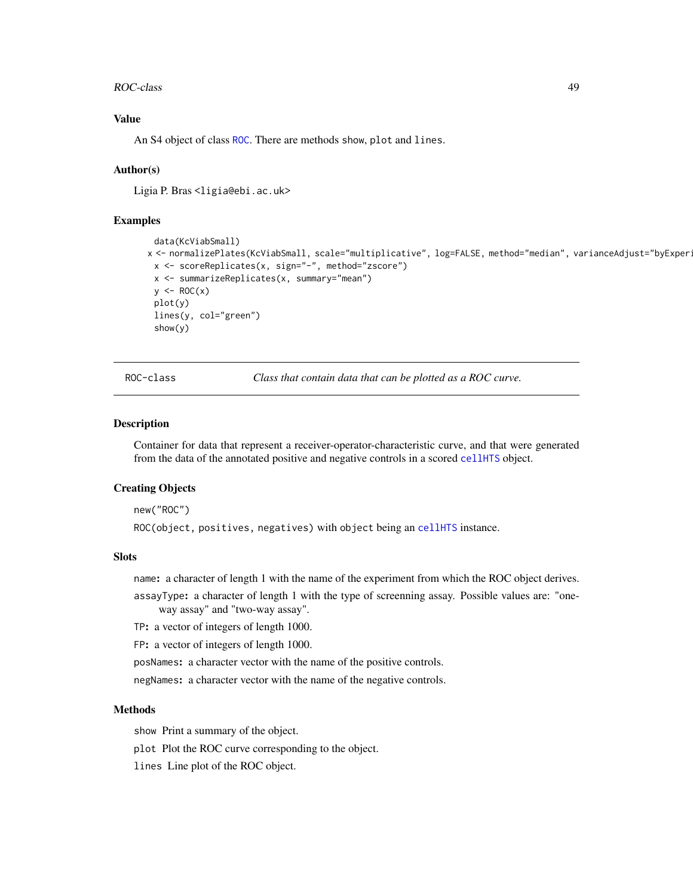## Value

An S4 object of class ROC. There are methods show, plot and lines.

## Author(s)

Ligia P. Bras <ligia@ebi.ac.uk>

## Examples

```
    data(KcViabSmall)
   x <- normalizePlates(KcViabSmall, scale="multiplicative", log=FALSE, method="median", varianceAdjust="byExperi
    x <- scoreReplicates(x, sign="-", method="zscore")
    x <- summarizeReplicates(x, summary="mean")
    y <- ROC(x)
    plot(y)
    lines(y, col="green")
    show(y)
```

---

ROC-class *Class that contain data that can be plotted as a ROC curve.*

---

## Description

Container for data that represent a receiver-operator-characteristic curve, and that were generated from the data of the annotated positive and negative controls in a scored cellHTS object.

## Creating Objects

new("ROC")

ROC(object, positives, negatives) with object being an cellHTS instance.

## Slots

**name:** a character of length 1 with the name of the experiment from which the ROC object derives.

**assayType:** a character of length 1 with the type of screenning assay. Possible values are: "one-way assay" and "two-way assay".

**TP:** a vector of integers of length 1000.

**FP:** a vector of integers of length 1000.

**posNames:** a character vector with the name of the positive controls.

**negNames:** a character vector with the name of the negative controls.

## Methods

show Print a summary of the object.

plot Plot the ROC curve corresponding to the object.

lines Line plot of the ROC object.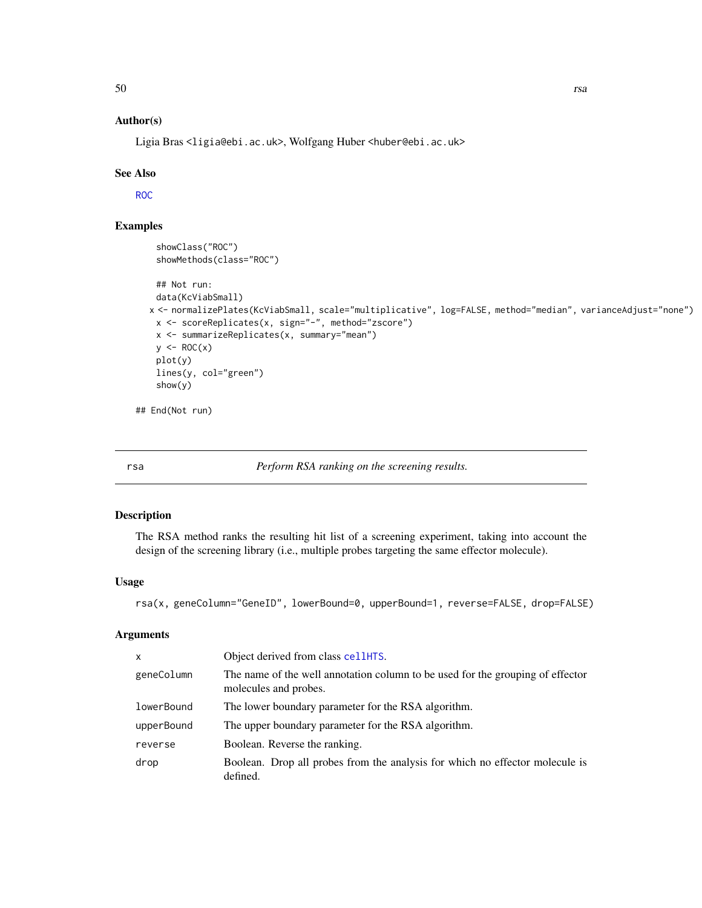## Author(s)

Ligia Bras <ligia@ebi.ac.uk>, Wolfgang Huber <huber@ebi.ac.uk>

## See Also

ROC

## Examples

```
showClass("ROC")
showMethods(class="ROC")

## Not run:
data(KcViabSmall)
x <- normalizePlates(KcViabSmall, scale="multiplicative", log=FALSE, method="median", varianceAdjust="none")
x <- scoreReplicates(x, sign="-", method="zscore")
x <- summarizeReplicates(x, summary="mean")
y <- ROC(x)
plot(y)
lines(y, col="green")
show(y)

## End(Not run)
```

---

# rsa — *Perform RSA ranking on the screening results.*

---

## Description

The RSA method ranks the resulting hit list of a screening experiment, taking into account the design of the screening library (i.e., multiple probes targeting the same effector molecule).

## Usage

```
rsa(x, geneColumn="GeneID", lowerBound=0, upperBound=1, reverse=FALSE, drop=FALSE)
```

## Arguments

| | |
|---|---|
| x | Object derived from class cellHTS. |
| geneColumn | The name of the well annotation column to be used for the grouping of effector molecules and probes. |
| lowerBound | The lower boundary parameter for the RSA algorithm. |
| upperBound | The upper boundary parameter for the RSA algorithm. |
| reverse | Boolean. Reverse the ranking. |
| drop | Boolean. Drop all probes from the analysis for which no effector molecule is defined. |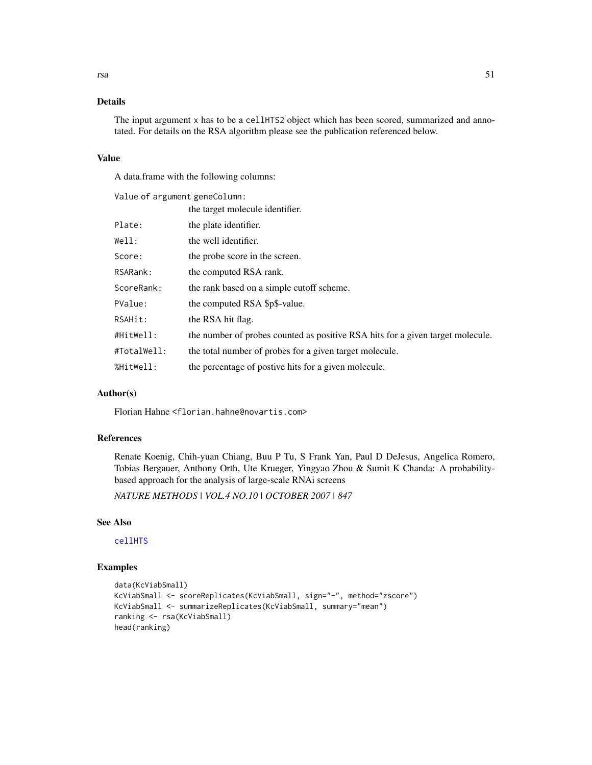## Details

The input argument x has to be a cellHTS2 object which has been scored, summarized and annotated. For details on the RSA algorithm please see the publication referenced below.

## Value

A data.frame with the following columns:

| | |
|---|---|
| Value of argument geneColumn: | the target molecule identifier. |
| Plate: | the plate identifier. |
| Well: | the well identifier. |
| Score: | the probe score in the screen. |
| RSARank: | the computed RSA rank. |
| ScoreRank: | the rank based on a simple cutoff scheme. |
| PValue: | the computed RSA $p$-value. |
| RSAHit: | the RSA hit flag. |
| #HitWell: | the number of probes counted as positive RSA hits for a given target molecule. |
| #TotalWell: | the total number of probes for a given target molecule. |
| %HitWell: | the percentage of postive hits for a given molecule. |

## Author(s)

Florian Hahne <florian.hahne@novartis.com>

## References

Renate Koenig, Chih-yuan Chiang, Buu P Tu, S Frank Yan, Paul D DeJesus, Angelica Romero, Tobias Bergauer, Anthony Orth, Ute Krueger, Yingyao Zhou & Sumit K Chanda: A probability-based approach for the analysis of large-scale RNAi screens

*NATURE METHODS | VOL.4 NO.10 | OCTOBER 2007 | 847*

## See Also

cellHTS

## Examples

```
data(KcViabSmall)
KcViabSmall <- scoreReplicates(KcViabSmall, sign="-", method="zscore")
KcViabSmall <- summarizeReplicates(KcViabSmall, summary="mean")
ranking <- rsa(KcViabSmall)
head(ranking)
```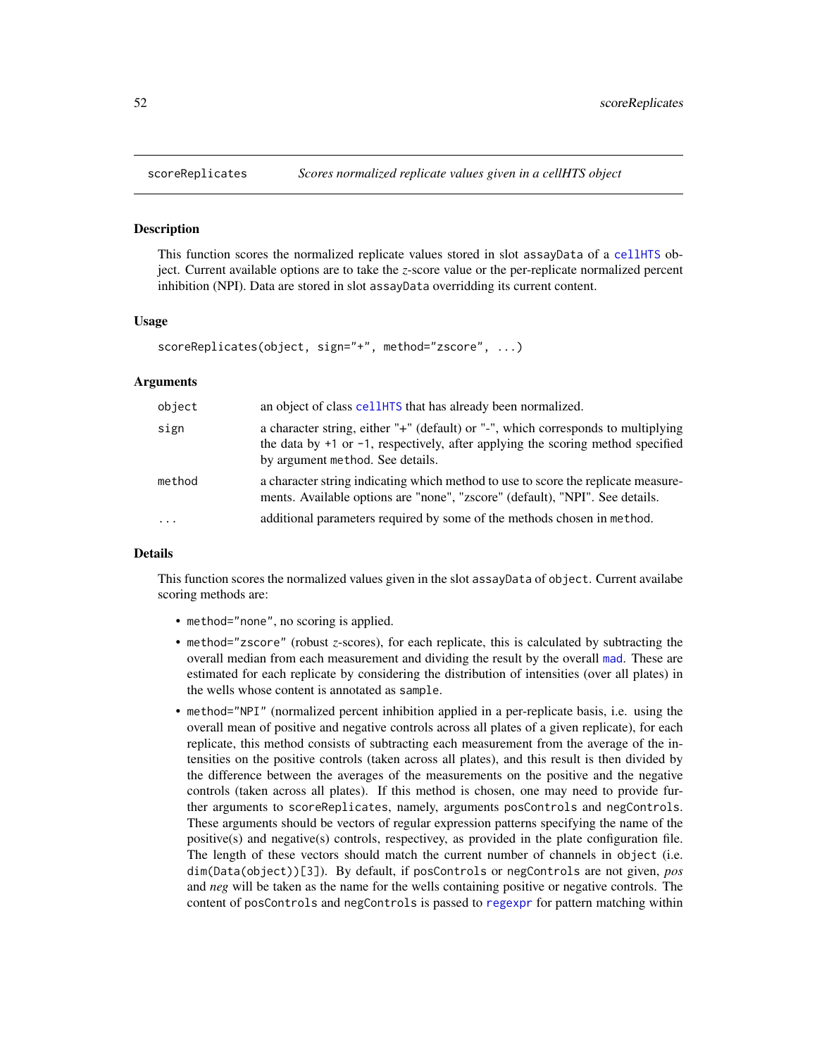## scoreReplicates — *Scores normalized replicate values given in a cellHTS object*

### Description

This function scores the normalized replicate values stored in slot `assayData` of a `cellHTS` object. Current available options are to take the *z*-score value or the per-replicate normalized percent inhibition (NPI). Data are stored in slot `assayData` overridding its current content.

### Usage

```
scoreReplicates(object, sign="+", method="zscore", ...)
```

### Arguments

| | |
|---|---|
| `object` | an object of class `cellHTS` that has already been normalized. |
| `sign` | a character string, either "+" (default) or "-", which corresponds to multiplying the data by `+1` or `-1`, respectively, after applying the scoring method specified by argument `method`. See details. |
| `method` | a character string indicating which method to use to score the replicate measurements. Available options are "none", "zscore" (default), "NPI". See details. |
| `...` | additional parameters required by some of the methods chosen in `method`. |

### Details

This function scores the normalized values given in the slot `assayData` of `object`. Current availabe scoring methods are:

- `method="none"`, no scoring is applied.
- `method="zscore"` (robust *z*-scores), for each replicate, this is calculated by subtracting the overall median from each measurement and dividing the result by the overall `mad`. These are estimated for each replicate by considering the distribution of intensities (over all plates) in the wells whose content is annotated as `sample`.
- `method="NPI"` (normalized percent inhibition applied in a per-replicate basis, i.e. using the overall mean of positive and negative controls across all plates of a given replicate), for each replicate, this method consists of subtracting each measurement from the average of the intensities on the positive controls (taken across all plates), and this result is then divided by the difference between the averages of the measurements on the positive and the negative controls (taken across all plates). If this method is chosen, one may need to provide further arguments to `scoreReplicates`, namely, arguments `posControls` and `negControls`. These arguments should be vectors of regular expression patterns specifying the name of the positive(s) and negative(s) controls, respectivey, as provided in the plate configuration file. The length of these vectors should match the current number of channels in `object` (i.e. `dim(Data(object))[3]`). By default, if `posControls` or `negControls` are not given, *pos* and *neg* will be taken as the name for the wells containing positive or negative controls. The content of `posControls` and `negControls` is passed to `regexpr` for pattern matching within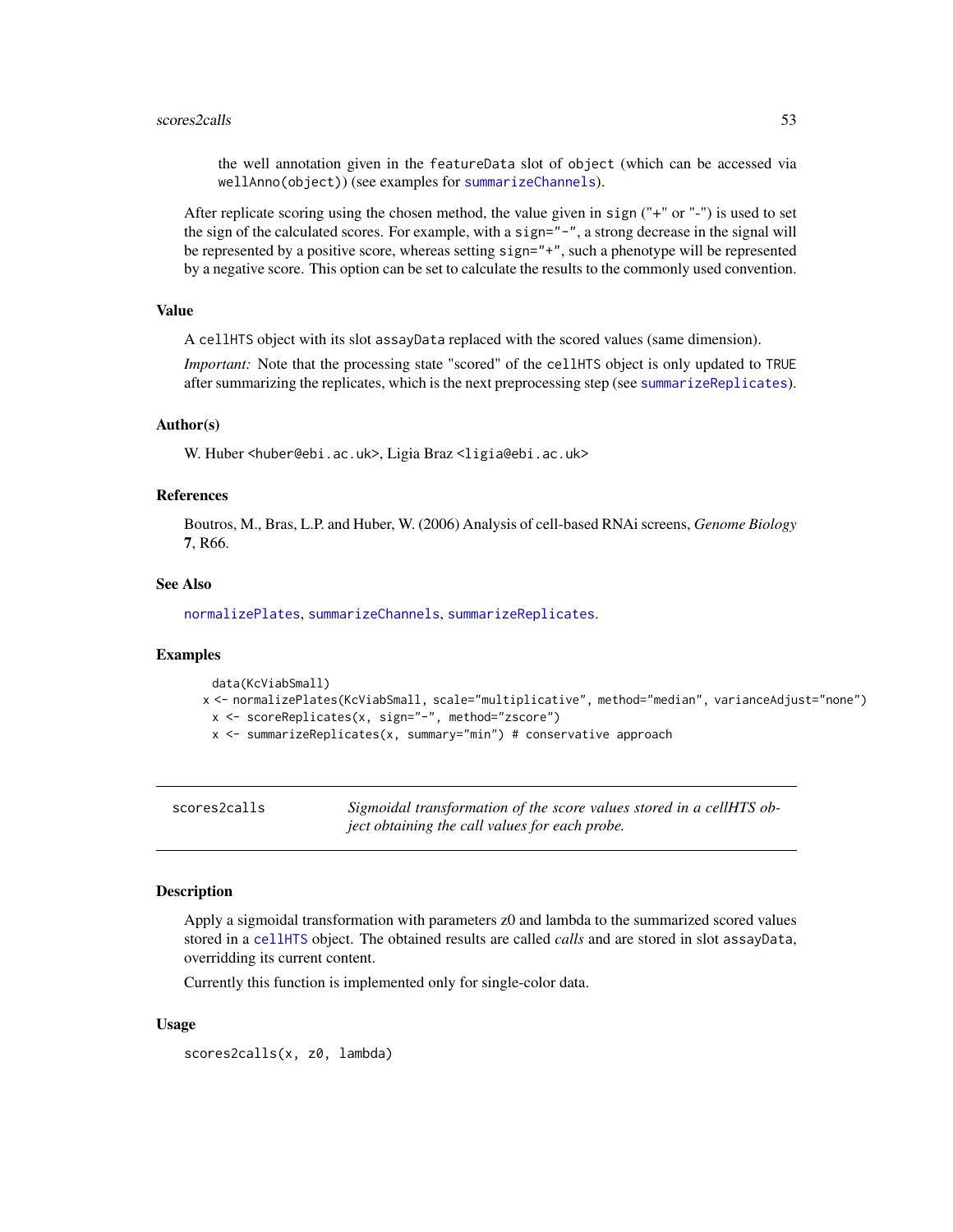the well annotation given in the featureData slot of object (which can be accessed via wellAnno(object)) (see examples for summarizeChannels).

After replicate scoring using the chosen method, the value given in sign ("+" or "-") is used to set the sign of the calculated scores. For example, with a sign="-", a strong decrease in the signal will be represented by a positive score, whereas setting sign="+", such a phenotype will be represented by a negative score. This option can be set to calculate the results to the commonly used convention.

### Value

A cellHTS object with its slot assayData replaced with the scored values (same dimension).

*Important:* Note that the processing state "scored" of the cellHTS object is only updated to TRUE after summarizing the replicates, which is the next preprocessing step (see summarizeReplicates).

### Author(s)

W. Huber <huber@ebi.ac.uk>, Ligia Braz <ligia@ebi.ac.uk>

### References

Boutros, M., Bras, L.P. and Huber, W. (2006) Analysis of cell-based RNAi screens, *Genome Biology* **7**, R66.

### See Also

normalizePlates, summarizeChannels, summarizeReplicates.

### Examples

```
data(KcViabSmall)
x <- normalizePlates(KcViabSmall, scale="multiplicative", method="median", varianceAdjust="none")
x <- scoreReplicates(x, sign="-", method="zscore")
x <- summarizeReplicates(x, summary="min") # conservative approach
```

---

## scores2calls

*Sigmoidal transformation of the score values stored in a cellHTS object obtaining the call values for each probe.*

---

### Description

Apply a sigmoidal transformation with parameters z0 and lambda to the summarized scored values stored in a cellHTS object. The obtained results are called *calls* and are stored in slot assayData, overridding its current content.

Currently this function is implemented only for single-color data.

### Usage

```
scores2calls(x, z0, lambda)
```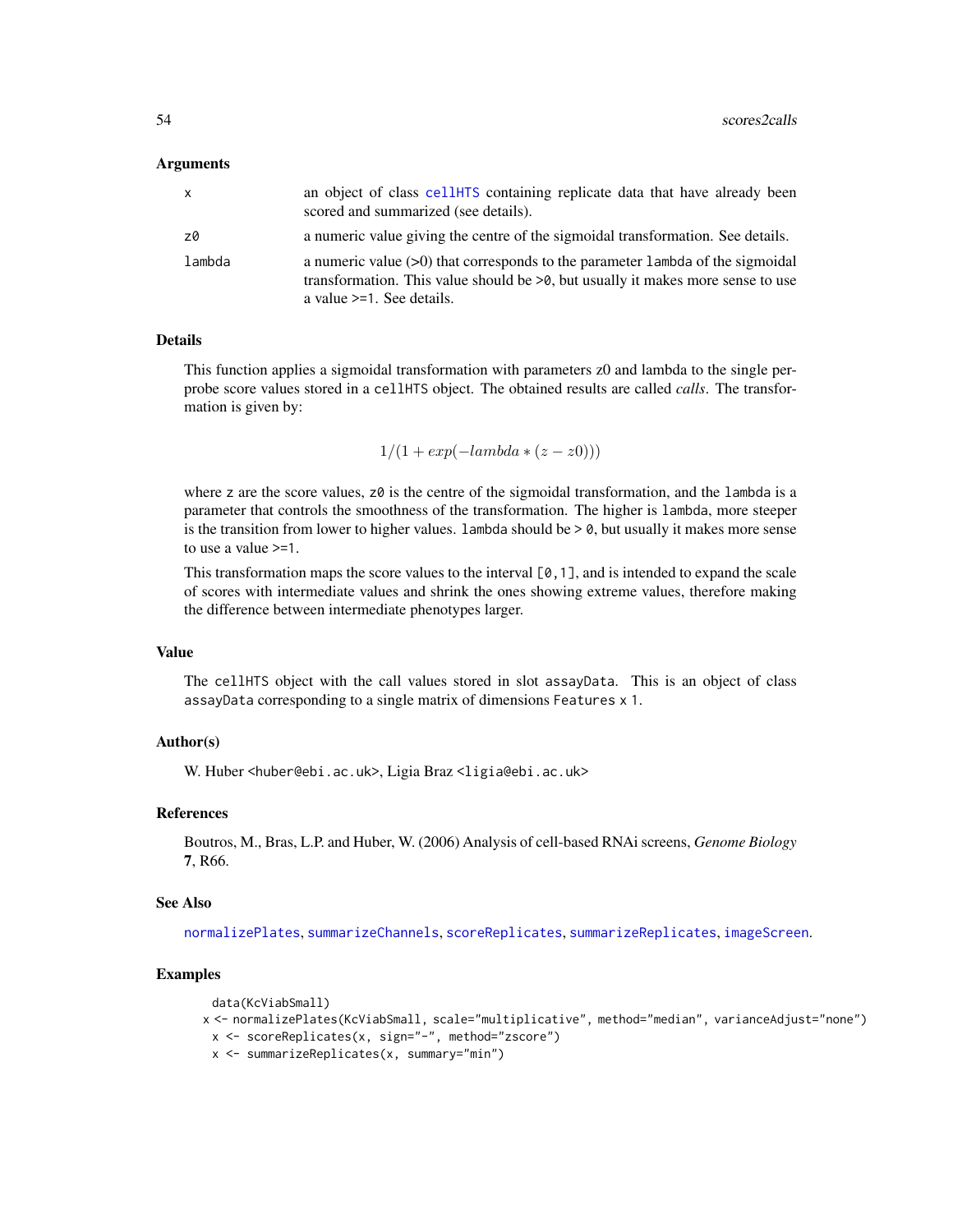### Arguments

| | |
|---|---|
| x | an object of class cellHTS containing replicate data that have already been scored and summarized (see details). |
| z0 | a numeric value giving the centre of the sigmoidal transformation. See details. |
| lambda | a numeric value (>0) that corresponds to the parameter lambda of the sigmoidal transformation. This value should be >0, but usually it makes more sense to use a value >=1. See details. |

### Details

This function applies a sigmoidal transformation with parameters z0 and lambda to the single per-probe score values stored in a cellHTS object. The obtained results are called *calls*. The transformation is given by:

$$1/(1 + exp(-lambda * (z - z0)))$$

where z are the score values, z0 is the centre of the sigmoidal transformation, and the lambda is a parameter that controls the smoothness of the transformation. The higher is lambda, more steeper is the transition from lower to higher values. lambda should be > 0, but usually it makes more sense to use a value >=1.

This transformation maps the score values to the interval [0,1], and is intended to expand the scale of scores with intermediate values and shrink the ones showing extreme values, therefore making the difference between intermediate phenotypes larger.

### Value

The cellHTS object with the call values stored in slot assayData. This is an object of class assayData corresponding to a single matrix of dimensions Features x 1.

### Author(s)

W. Huber <huber@ebi.ac.uk>, Ligia Braz <ligia@ebi.ac.uk>

### References

Boutros, M., Bras, L.P. and Huber, W. (2006) Analysis of cell-based RNAi screens, *Genome Biology* **7**, R66.

### See Also

normalizePlates, summarizeChannels, scoreReplicates, summarizeReplicates, imageScreen.

### Examples

```
data(KcViabSmall)
x <- normalizePlates(KcViabSmall, scale="multiplicative", method="median", varianceAdjust="none")
x <- scoreReplicates(x, sign="-", method="zscore")
x <- summarizeReplicates(x, summary="min")
```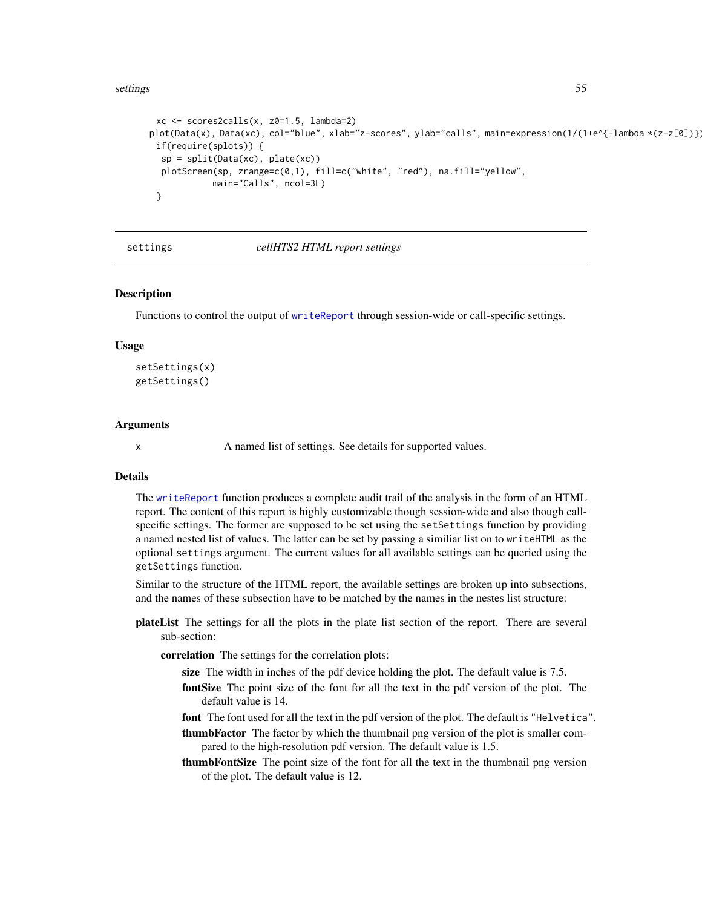```
  xc <- scores2calls(x, z0=1.5, lambda=2)
 plot(Data(x), Data(xc), col="blue", xlab="z-scores", ylab="calls", main=expression(1/(1+e^{-lambda *(z-z[0])}))
  if(require(splots)) {
   sp = split(Data(xc), plate(xc))
   plotScreen(sp, zrange=c(0,1), fill=c("white", "red"), na.fill="yellow",
             main="Calls", ncol=3L)
  }
```

---

## settings — *cellHTS2 HTML report settings*

### Description

Functions to control the output of `writeReport` through session-wide or call-specific settings.

### Usage

```
setSettings(x)
getSettings()
```

### Arguments

| | |
|---|---|
| x | A named list of settings. See details for supported values. |

### Details

The `writeReport` function produces a complete audit trail of the analysis in the form of an HTML report. The content of this report is highly customizable though session-wide and also though call-specific settings. The former are supposed to be set using the `setSettings` function by providing a named nested list of values. The latter can be set by passing a similiar list on to `writeHTML` as the optional `settings` argument. The current values for all available settings can be queried using the `getSettings` function.

Similar to the structure of the HTML report, the available settings are broken up into subsections, and the names of these subsection have to be matched by the names in the nestes list structure:

**plateList** The settings for all the plots in the plate list section of the report. There are several sub-section:

- **correlation** The settings for the correlation plots:
  - **size** The width in inches of the pdf device holding the plot. The default value is 7.5.
  - **fontSize** The point size of the font for all the text in the pdf version of the plot. The default value is 14.
  - **font** The font used for all the text in the pdf version of the plot. The default is "Helvetica".
  - **thumbFactor** The factor by which the thumbnail png version of the plot is smaller compared to the high-resolution pdf version. The default value is 1.5.
  - **thumbFontSize** The point size of the font for all the text in the thumbnail png version of the plot. The default value is 12.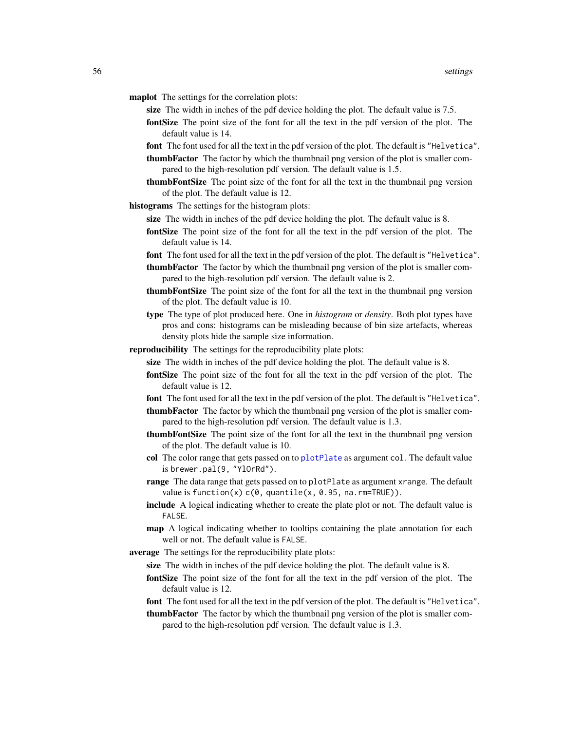**maplot** The settings for the correlation plots:

- **size** The width in inches of the pdf device holding the plot. The default value is 7.5.
- **fontSize** The point size of the font for all the text in the pdf version of the plot. The default value is 14.
- **font** The font used for all the text in the pdf version of the plot. The default is `"Helvetica"`.
- **thumbFactor** The factor by which the thumbnail png version of the plot is smaller compared to the high-resolution pdf version. The default value is 1.5.
- **thumbFontSize** The point size of the font for all the text in the thumbnail png version of the plot. The default value is 12.

**histograms** The settings for the histogram plots:

- **size** The width in inches of the pdf device holding the plot. The default value is 8.
- **fontSize** The point size of the font for all the text in the pdf version of the plot. The default value is 14.
- **font** The font used for all the text in the pdf version of the plot. The default is `"Helvetica"`.
- **thumbFactor** The factor by which the thumbnail png version of the plot is smaller compared to the high-resolution pdf version. The default value is 2.
- **thumbFontSize** The point size of the font for all the text in the thumbnail png version of the plot. The default value is 10.
- **type** The type of plot produced here. One in *histogram* or *density*. Both plot types have pros and cons: histograms can be misleading because of bin size artefacts, whereas density plots hide the sample size information.

**reproducibility** The settings for the reproducibility plate plots:

- **size** The width in inches of the pdf device holding the plot. The default value is 8.
- **fontSize** The point size of the font for all the text in the pdf version of the plot. The default value is 12.
- **font** The font used for all the text in the pdf version of the plot. The default is `"Helvetica"`.
- **thumbFactor** The factor by which the thumbnail png version of the plot is smaller compared to the high-resolution pdf version. The default value is 1.3.
- **thumbFontSize** The point size of the font for all the text in the thumbnail png version of the plot. The default value is 10.
- **col** The color range that gets passed on to `plotPlate` as argument `col`. The default value is `brewer.pal(9, "YlOrRd")`.
- **range** The data range that gets passed on to `plotPlate` as argument `xrange`. The default value is `function(x) c(0, quantile(x, 0.95, na.rm=TRUE))`.
- **include** A logical indicating whether to create the plate plot or not. The default value is `FALSE`.
- **map** A logical indicating whether to tooltips containing the plate annotation for each well or not. The default value is `FALSE`.

**average** The settings for the reproducibility plate plots:

- **size** The width in inches of the pdf device holding the plot. The default value is 8.
- **fontSize** The point size of the font for all the text in the pdf version of the plot. The default value is 12.
- **font** The font used for all the text in the pdf version of the plot. The default is `"Helvetica"`.
- **thumbFactor** The factor by which the thumbnail png version of the plot is smaller compared to the high-resolution pdf version. The default value is 1.3.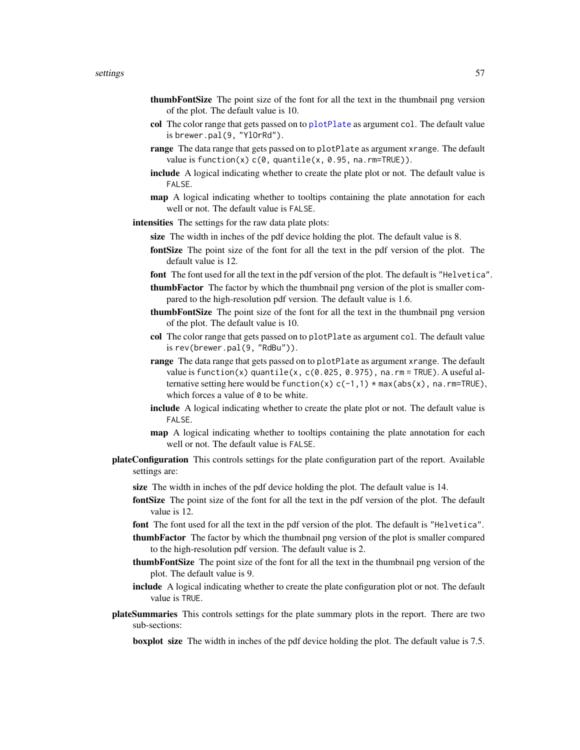**thumbFontSize** The point size of the font for all the text in the thumbnail png version of the plot. The default value is 10.

**col** The color range that gets passed on to `plotPlate` as argument `col`. The default value is `brewer.pal(9, "YlOrRd")`.

**range** The data range that gets passed on to `plotPlate` as argument `xrange`. The default value is `function(x) c(0, quantile(x, 0.95, na.rm=TRUE))`.

**include** A logical indicating whether to create the plate plot or not. The default value is `FALSE`.

**map** A logical indicating whether to tooltips containing the plate annotation for each well or not. The default value is `FALSE`.

**intensities** The settings for the raw data plate plots:

**size** The width in inches of the pdf device holding the plot. The default value is 8.

**fontSize** The point size of the font for all the text in the pdf version of the plot. The default value is 12.

**font** The font used for all the text in the pdf version of the plot. The default is `"Helvetica"`.

**thumbFactor** The factor by which the thumbnail png version of the plot is smaller compared to the high-resolution pdf version. The default value is 1.6.

**thumbFontSize** The point size of the font for all the text in the thumbnail png version of the plot. The default value is 10.

**col** The color range that gets passed on to `plotPlate` as argument `col`. The default value is `rev(brewer.pal(9, "RdBu"))`.

**range** The data range that gets passed on to `plotPlate` as argument `xrange`. The default value is `function(x) quantile(x, c(0.025, 0.975), na.rm = TRUE)`. A useful alternative setting here would be `function(x) c(-1,1) * max(abs(x), na.rm=TRUE)`, which forces a value of `0` to be white.

**include** A logical indicating whether to create the plate plot or not. The default value is `FALSE`.

**map** A logical indicating whether to tooltips containing the plate annotation for each well or not. The default value is `FALSE`.

**plateConfiguration** This controls settings for the plate configuration part of the report. Available settings are:

**size** The width in inches of the pdf device holding the plot. The default value is 14.

**fontSize** The point size of the font for all the text in the pdf version of the plot. The default value is 12.

**font** The font used for all the text in the pdf version of the plot. The default is `"Helvetica"`.

**thumbFactor** The factor by which the thumbnail png version of the plot is smaller compared to the high-resolution pdf version. The default value is 2.

**thumbFontSize** The point size of the font for all the text in the thumbnail png version of the plot. The default value is 9.

**include** A logical indicating whether to create the plate configuration plot or not. The default value is `TRUE`.

**plateSummaries** This controls settings for the plate summary plots in the report. There are two sub-sections:

**boxplot** **size** The width in inches of the pdf device holding the plot. The default value is 7.5.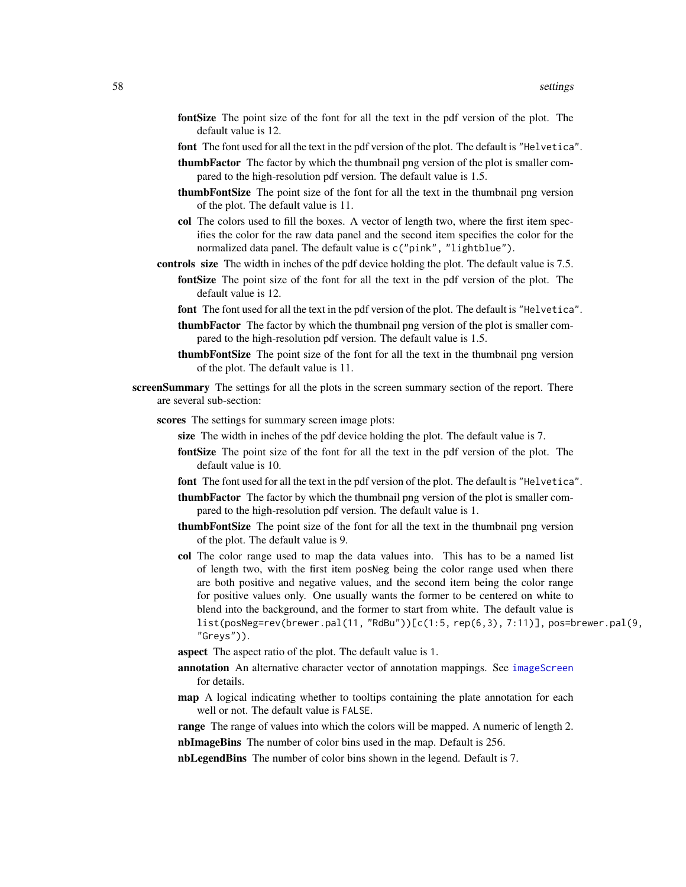**fontSize** The point size of the font for all the text in the pdf version of the plot. The default value is 12.

**font** The font used for all the text in the pdf version of the plot. The default is "Helvetica".

**thumbFactor** The factor by which the thumbnail png version of the plot is smaller compared to the high-resolution pdf version. The default value is 1.5.

**thumbFontSize** The point size of the font for all the text in the thumbnail png version of the plot. The default value is 11.

**col** The colors used to fill the boxes. A vector of length two, where the first item specifies the color for the raw data panel and the second item specifies the color for the normalized data panel. The default value is `c("pink", "lightblue")`.

**controls** **size** The width in inches of the pdf device holding the plot. The default value is 7.5.

**fontSize** The point size of the font for all the text in the pdf version of the plot. The default value is 12.

**font** The font used for all the text in the pdf version of the plot. The default is "Helvetica".

**thumbFactor** The factor by which the thumbnail png version of the plot is smaller compared to the high-resolution pdf version. The default value is 1.5.

**thumbFontSize** The point size of the font for all the text in the thumbnail png version of the plot. The default value is 11.

**screenSummary** The settings for all the plots in the screen summary section of the report. There are several sub-section:

**scores** The settings for summary screen image plots:

**size** The width in inches of the pdf device holding the plot. The default value is 7.

**fontSize** The point size of the font for all the text in the pdf version of the plot. The default value is 10.

**font** The font used for all the text in the pdf version of the plot. The default is "Helvetica".

**thumbFactor** The factor by which the thumbnail png version of the plot is smaller compared to the high-resolution pdf version. The default value is 1.

**thumbFontSize** The point size of the font for all the text in the thumbnail png version of the plot. The default value is 9.

**col** The color range used to map the data values into. This has to be a named list of length two, with the first item `posNeg` being the color range used when there are both positive and negative values, and the second item being the color range for positive values only. One usually wants the former to be centered on white to blend into the background, and the former to start from white. The default value is `list(posNeg=rev(brewer.pal(11, "RdBu"))[c(1:5, rep(6,3), 7:11)], pos=brewer.pal(9, "Greys"))`.

**aspect** The aspect ratio of the plot. The default value is `1`.

**annotation** An alternative character vector of annotation mappings. See `imageScreen` for details.

**map** A logical indicating whether to tooltips containing the plate annotation for each well or not. The default value is `FALSE`.

**range** The range of values into which the colors will be mapped. A numeric of length 2.

**nbImageBins** The number of color bins used in the map. Default is 256.

**nbLegendBins** The number of color bins shown in the legend. Default is 7.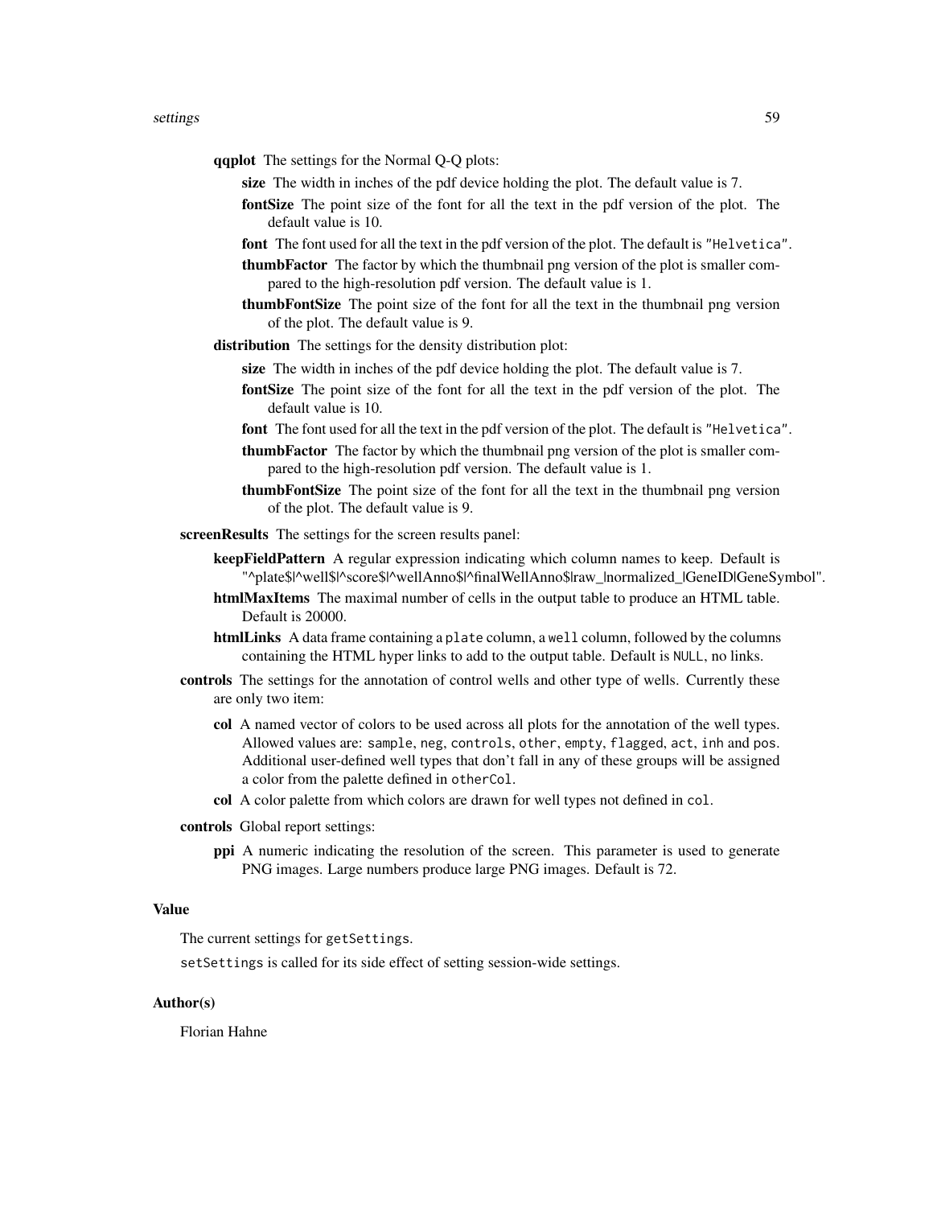**qqplot** The settings for the Normal Q-Q plots:

- **size** The width in inches of the pdf device holding the plot. The default value is 7.
- **fontSize** The point size of the font for all the text in the pdf version of the plot. The default value is 10.
- **font** The font used for all the text in the pdf version of the plot. The default is `"Helvetica"`.
- **thumbFactor** The factor by which the thumbnail png version of the plot is smaller compared to the high-resolution pdf version. The default value is 1.
- **thumbFontSize** The point size of the font for all the text in the thumbnail png version of the plot. The default value is 9.

**distribution** The settings for the density distribution plot:

- **size** The width in inches of the pdf device holding the plot. The default value is 7.
- **fontSize** The point size of the font for all the text in the pdf version of the plot. The default value is 10.
- **font** The font used for all the text in the pdf version of the plot. The default is `"Helvetica"`.
- **thumbFactor** The factor by which the thumbnail png version of the plot is smaller compared to the high-resolution pdf version. The default value is 1.
- **thumbFontSize** The point size of the font for all the text in the thumbnail png version of the plot. The default value is 9.

**screenResults** The settings for the screen results panel:

- **keepFieldPattern** A regular expression indicating which column names to keep. Default is "^plate$|^well$|^score$|^wellAnno$|^finalWellAnno$|raw_|normalized_|GeneID|GeneSymbol".
- **htmlMaxItems** The maximal number of cells in the output table to produce an HTML table. Default is 20000.
- **htmlLinks** A data frame containing a `plate` column, a `well` column, followed by the columns containing the HTML hyper links to add to the output table. Default is `NULL`, no links.

**controls** The settings for the annotation of control wells and other type of wells. Currently these are only two item:

- **col** A named vector of colors to be used across all plots for the annotation of the well types. Allowed values are: `sample`, `neg`, `controls`, `other`, `empty`, `flagged`, `act`, `inh` and `pos`. Additional user-defined well types that don't fall in any of these groups will be assigned a color from the palette defined in `otherCol`.
- **col** A color palette from which colors are drawn for well types not defined in `col`.

**controls** Global report settings:

- **ppi** A numeric indicating the resolution of the screen. This parameter is used to generate PNG images. Large numbers produce large PNG images. Default is 72.

## Value

The current settings for `getSettings`.

`setSettings` is called for its side effect of setting session-wide settings.

## Author(s)

Florian Hahne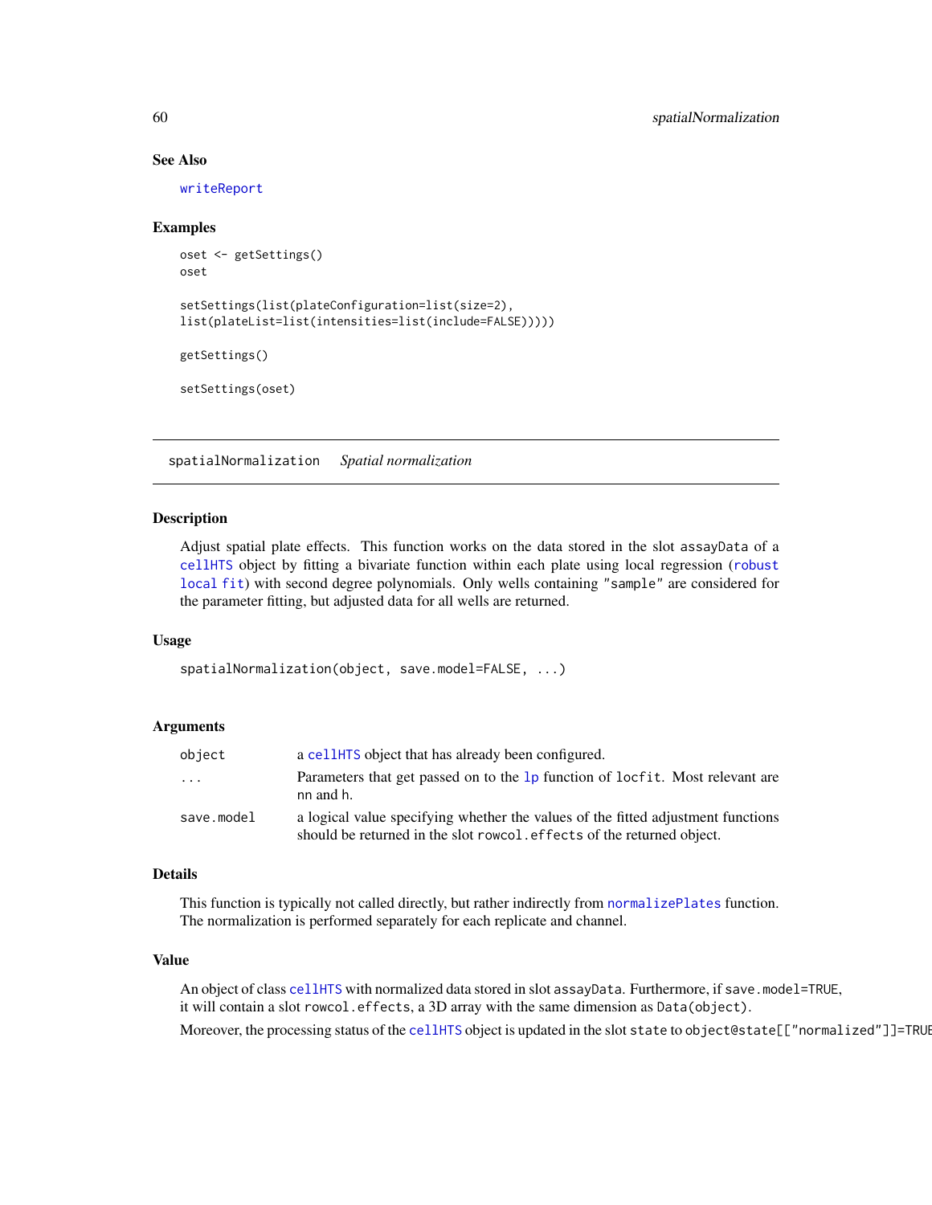## See Also

writeReport

## Examples

```
oset <- getSettings()
oset

setSettings(list(plateConfiguration=list(size=2),
list(plateList=list(intensities=list(include=FALSE)))))

getSettings()

setSettings(oset)
```

---

# spatialNormalization *Spatial normalization*

---

## Description

Adjust spatial plate effects. This function works on the data stored in the slot `assayData` of a `cellHTS` object by fitting a bivariate function within each plate using local regression (robust local fit) with second degree polynomials. Only wells containing `"sample"` are considered for the parameter fitting, but adjusted data for all wells are returned.

## Usage

```
spatialNormalization(object, save.model=FALSE, ...)
```

## Arguments

| | |
|---|---|
| `object` | a `cellHTS` object that has already been configured. |
| `...` | Parameters that get passed on to the `lp` function of `locfit`. Most relevant are `nn` and `h`. |
| `save.model` | a logical value specifying whether the values of the fitted adjustment functions should be returned in the slot `rowcol.effects` of the returned object. |

## Details

This function is typically not called directly, but rather indirectly from `normalizePlates` function. The normalization is performed separately for each replicate and channel.

## Value

An object of class `cellHTS` with normalized data stored in slot `assayData`. Furthermore, if `save.model=TRUE`, it will contain a slot `rowcol.effects`, a 3D array with the same dimension as `Data(object)`.

Moreover, the processing status of the `cellHTS` object is updated in the slot `state` to `object@state[["normalized"]]=TRUE`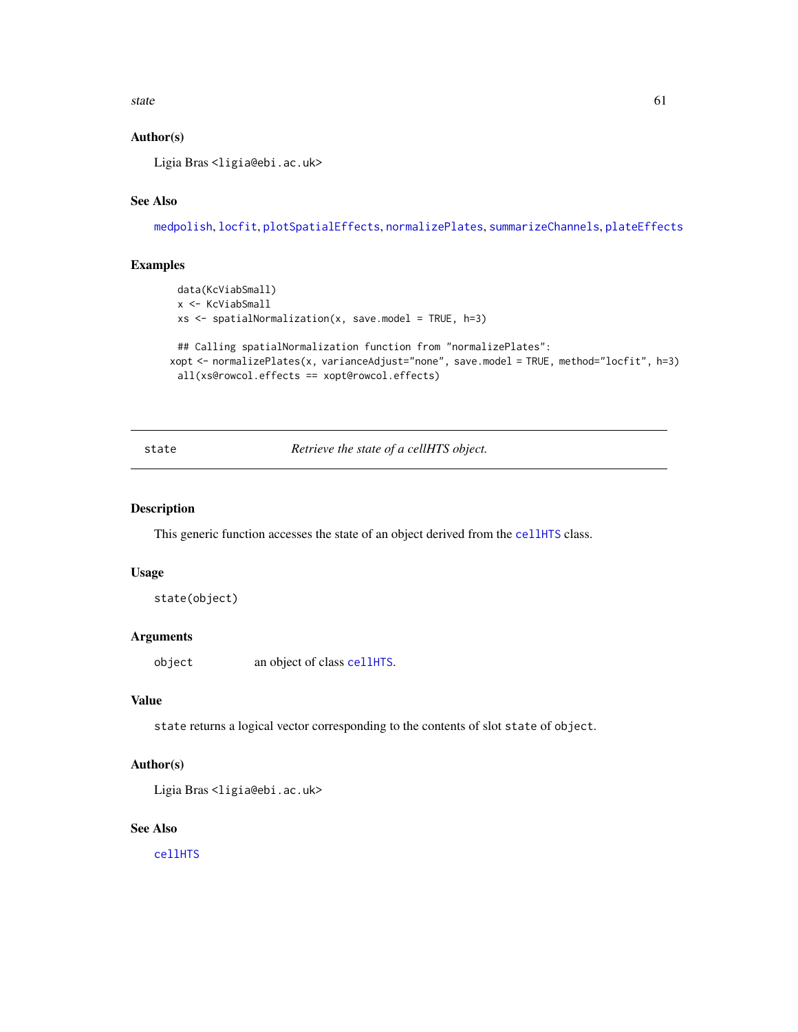## Author(s)

Ligia Bras <ligia@ebi.ac.uk>

## See Also

medpolish, locfit, plotSpatialEffects, normalizePlates, summarizeChannels, plateEffects

## Examples

```
data(KcViabSmall)
x <- KcViabSmall
xs <- spatialNormalization(x, save.model = TRUE, h=3)

## Calling spatialNormalization function from "normalizePlates":
xopt <- normalizePlates(x, varianceAdjust="none", save.model = TRUE, method="locfit", h=3)
all(xs@rowcol.effects == xopt@rowcol.effects)
```

---

# state — *Retrieve the state of a cellHTS object.*

## Description

This generic function accesses the state of an object derived from the cellHTS class.

## Usage

```
state(object)
```

## Arguments

| | |
|---|---|
| object | an object of class cellHTS. |

## Value

state returns a logical vector corresponding to the contents of slot state of object.

## Author(s)

Ligia Bras <ligia@ebi.ac.uk>

## See Also

cellHTS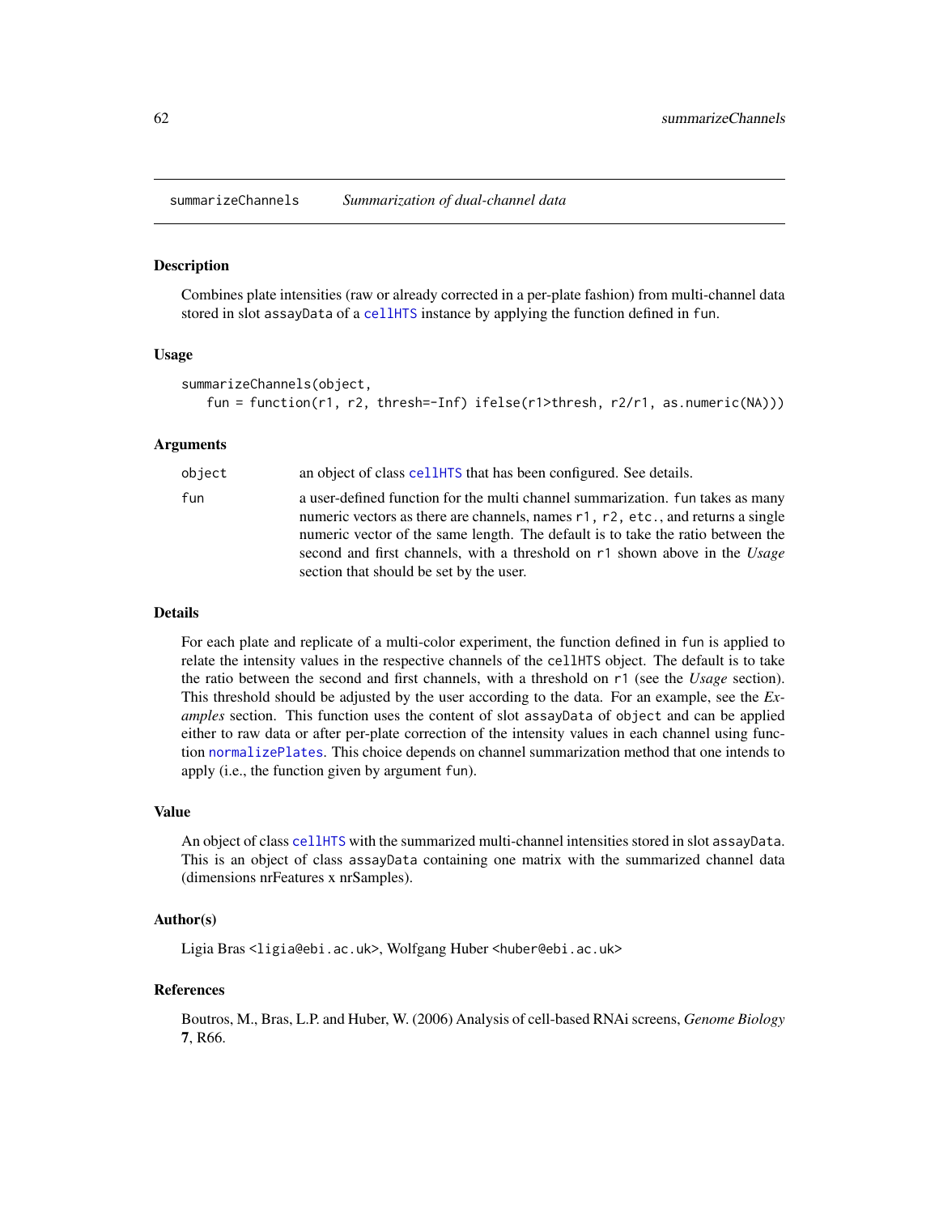summarizeChannels    *Summarization of dual-channel data*

## Description

Combines plate intensities (raw or already corrected in a per-plate fashion) from multi-channel data stored in slot `assayData` of a `cellHTS` instance by applying the function defined in `fun`.

## Usage

```
summarizeChannels(object,
   fun = function(r1, r2, thresh=-Inf) ifelse(r1>thresh, r2/r1, as.numeric(NA)))
```

## Arguments

| | |
|---|---|
| `object` | an object of class `cellHTS` that has been configured. See details. |
| `fun` | a user-defined function for the multi channel summarization. `fun` takes as many numeric vectors as there are channels, names `r1, r2, etc.`, and returns a single numeric vector of the same length. The default is to take the ratio between the second and first channels, with a threshold on `r1` shown above in the *Usage* section that should be set by the user. |

## Details

For each plate and replicate of a multi-color experiment, the function defined in `fun` is applied to relate the intensity values in the respective channels of the `cellHTS` object. The default is to take the ratio between the second and first channels, with a threshold on `r1` (see the *Usage* section). This threshold should be adjusted by the user according to the data. For an example, see the *Examples* section. This function uses the content of slot `assayData` of `object` and can be applied either to raw data or after per-plate correction of the intensity values in each channel using function `normalizePlates`. This choice depends on channel summarization method that one intends to apply (i.e., the function given by argument `fun`).

## Value

An object of class `cellHTS` with the summarized multi-channel intensities stored in slot `assayData`. This is an object of class `assayData` containing one matrix with the summarized channel data (dimensions nrFeatures x nrSamples).

## Author(s)

Ligia Bras <ligia@ebi.ac.uk>, Wolfgang Huber <huber@ebi.ac.uk>

## References

Boutros, M., Bras, L.P. and Huber, W. (2006) Analysis of cell-based RNAi screens, *Genome Biology* **7**, R66.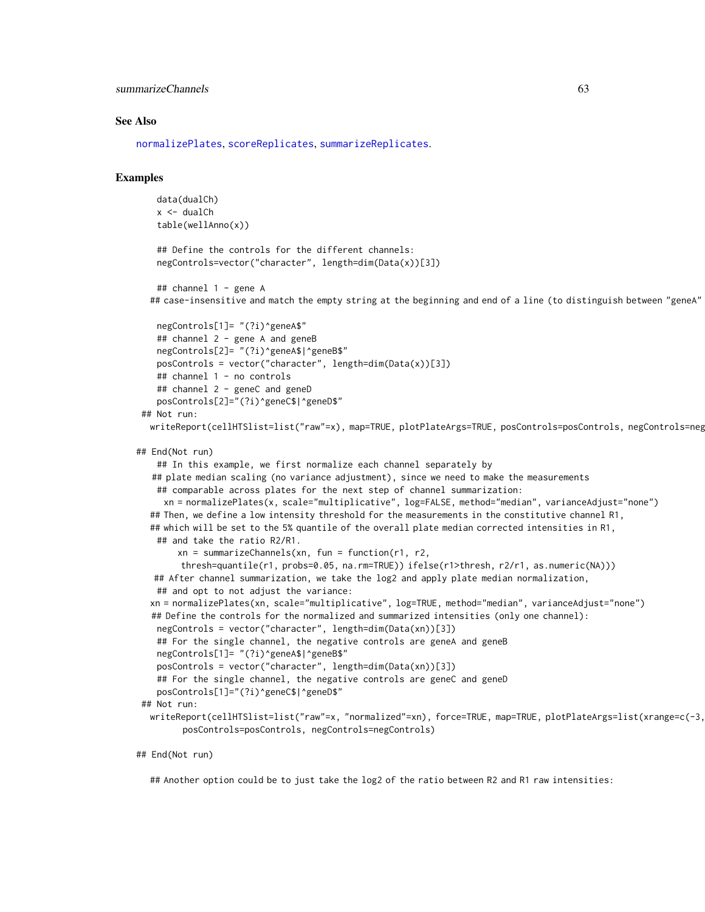## See Also

normalizePlates, scoreReplicates, summarizeReplicates.

## Examples

```
    data(dualCh)
    x <- dualCh
    table(wellAnno(x))

    ## Define the controls for the different channels:
    negControls=vector("character", length=dim(Data(x))[3])

    ## channel 1 - gene A
   ## case-insensitive and match the empty string at the beginning and end of a line (to distinguish between "geneA"

    negControls[1]= "(?i)^geneA$"
    ## channel 2 - gene A and geneB
    negControls[2]= "(?i)^geneA$|^geneB$"
    posControls = vector("character", length=dim(Data(x))[3])
    ## channel 1 - no controls
    ## channel 2 - geneC and geneD
    posControls[2]="(?i)^geneC$|^geneD$"
 ## Not run:
   writeReport(cellHTSlist=list("raw"=x), map=TRUE, plotPlateArgs=TRUE, posControls=posControls, negControls=neg

## End(Not run)
    ## In this example, we first normalize each channel separately by
    ## plate median scaling (no variance adjustment), since we need to make the measurements
    ## comparable across plates for the next step of channel summarization:
      xn = normalizePlates(x, scale="multiplicative", log=FALSE, method="median", varianceAdjust="none")
   ## Then, we define a low intensity threshold for the measurements in the constitutive channel R1,
   ## which will be set to the 5% quantile of the overall plate median corrected intensities in R1,
    ## and take the ratio R2/R1.
        xn = summarizeChannels(xn, fun = function(r1, r2,
         thresh=quantile(r1, probs=0.05, na.rm=TRUE)) ifelse(r1>thresh, r2/r1, as.numeric(NA)))
    ## After channel summarization, we take the log2 and apply plate median normalization,
    ## and opt to not adjust the variance:
   xn = normalizePlates(xn, scale="multiplicative", log=TRUE, method="median", varianceAdjust="none")
    ## Define the controls for the normalized and summarized intensities (only one channel):
    negControls = vector("character", length=dim(Data(xn))[3])
    ## For the single channel, the negative controls are geneA and geneB
    negControls[1]= "(?i)^geneA$|^geneB$"
    posControls = vector("character", length=dim(Data(xn))[3])
    ## For the single channel, the negative controls are geneC and geneD
    posControls[1]="(?i)^geneC$|^geneD$"
 ## Not run:
   writeReport(cellHTSlist=list("raw"=x, "normalized"=xn), force=TRUE, map=TRUE, plotPlateArgs=list(xrange=c(-3,
        posControls=posControls, negControls=negControls)

## End(Not run)

   ## Another option could be to just take the log2 of the ratio between R2 and R1 raw intensities:
```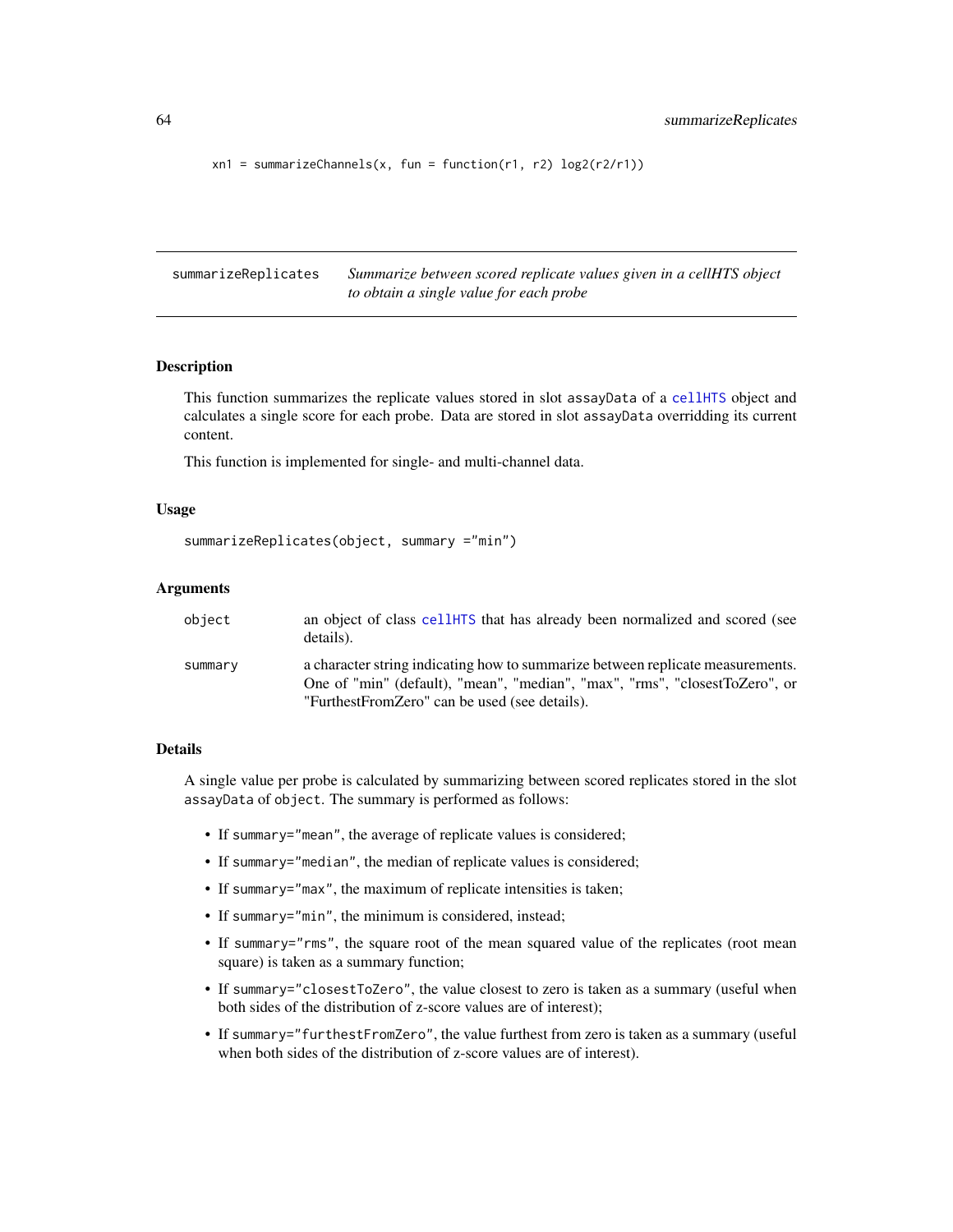```
xn1 = summarizeChannels(x, fun = function(r1, r2) log2(r2/r1))
```

---

## summarizeReplicates

*Summarize between scored replicate values given in a cellHTS object to obtain a single value for each probe*

### Description

This function summarizes the replicate values stored in slot `assayData` of a `cellHTS` object and calculates a single score for each probe. Data are stored in slot `assayData` overridding its current content.

This function is implemented for single- and multi-channel data.

### Usage

```
summarizeReplicates(object, summary ="min")
```

### Arguments

| | |
|---|---|
| `object` | an object of class `cellHTS` that has already been normalized and scored (see details). |
| `summary` | a character string indicating how to summarize between replicate measurements. One of "min" (default), "mean", "median", "max", "rms", "closestToZero", or "FurthestFromZero" can be used (see details). |

### Details

A single value per probe is calculated by summarizing between scored replicates stored in the slot `assayData` of `object`. The summary is performed as follows:

- If `summary="mean"`, the average of replicate values is considered;
- If `summary="median"`, the median of replicate values is considered;
- If `summary="max"`, the maximum of replicate intensities is taken;
- If `summary="min"`, the minimum is considered, instead;
- If `summary="rms"`, the square root of the mean squared value of the replicates (root mean square) is taken as a summary function;
- If `summary="closestToZero"`, the value closest to zero is taken as a summary (useful when both sides of the distribution of z-score values are of interest);
- If `summary="furthestFromZero"`, the value furthest from zero is taken as a summary (useful when both sides of the distribution of z-score values are of interest).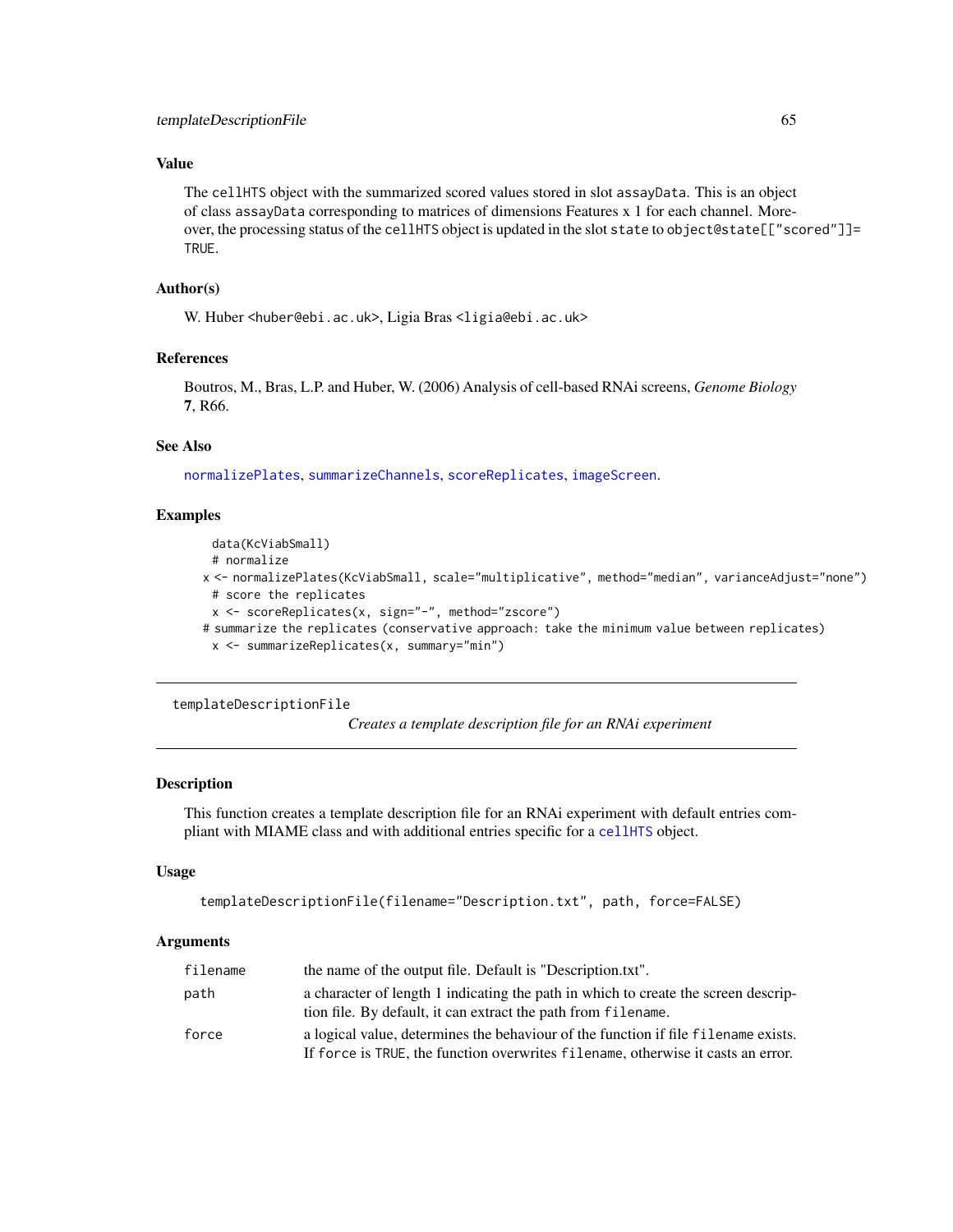## Value

The `cellHTS` object with the summarized scored values stored in slot `assayData`. This is an object of class `assayData` corresponding to matrices of dimensions Features x 1 for each channel. Moreover, the processing status of the `cellHTS` object is updated in the slot `state` to `object@state[["scored"]]= TRUE`.

## Author(s)

W. Huber <huber@ebi.ac.uk>, Ligia Bras <ligia@ebi.ac.uk>

## References

Boutros, M., Bras, L.P. and Huber, W. (2006) Analysis of cell-based RNAi screens, *Genome Biology* **7**, R66.

## See Also

`normalizePlates`, `summarizeChannels`, `scoreReplicates`, `imageScreen`.

## Examples

```
data(KcViabSmall)
# normalize
x <- normalizePlates(KcViabSmall, scale="multiplicative", method="median", varianceAdjust="none")
# score the replicates
x <- scoreReplicates(x, sign="-", method="zscore")
# summarize the replicates (conservative approach: take the minimum value between replicates)
x <- summarizeReplicates(x, summary="min")
```

---

# templateDescriptionFile

*Creates a template description file for an RNAi experiment*

---

## Description

This function creates a template description file for an RNAi experiment with default entries compliant with MIAME class and with additional entries specific for a `cellHTS` object.

## Usage

```
templateDescriptionFile(filename="Description.txt", path, force=FALSE)
```

## Arguments

| | |
|---|---|
| `filename` | the name of the output file. Default is "Description.txt". |
| `path` | a character of length 1 indicating the path in which to create the screen description file. By default, it can extract the path from `filename`. |
| `force` | a logical value, determines the behaviour of the function if file `filename` exists. If `force` is `TRUE`, the function overwrites `filename`, otherwise it casts an error. |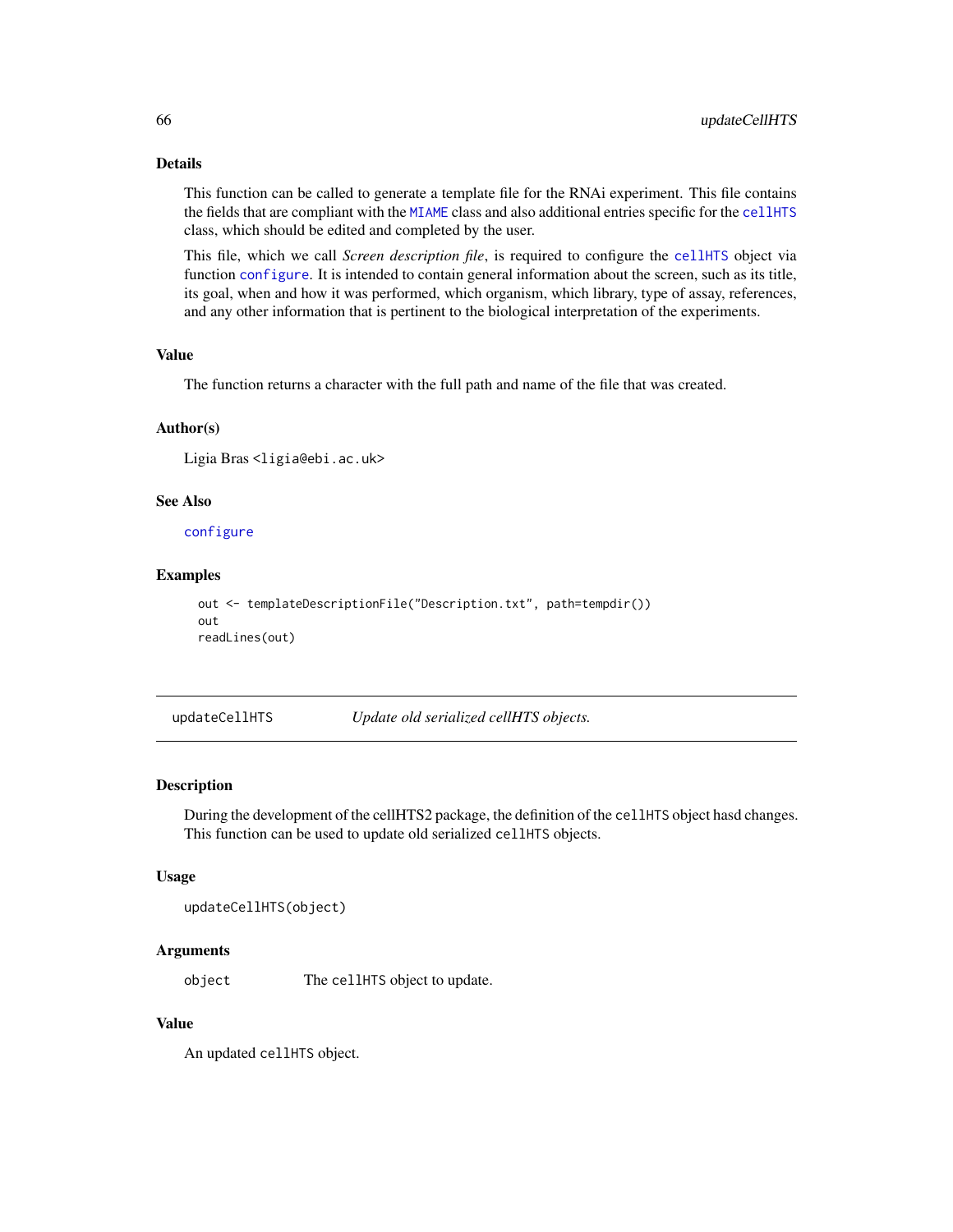## Details

This function can be called to generate a template file for the RNAi experiment. This file contains the fields that are compliant with the `MIAME` class and also additional entries specific for the `cellHTS` class, which should be edited and completed by the user.

This file, which we call *Screen description file*, is required to configure the `cellHTS` object via function `configure`. It is intended to contain general information about the screen, such as its title, its goal, when and how it was performed, which organism, which library, type of assay, references, and any other information that is pertinent to the biological interpretation of the experiments.

## Value

The function returns a character with the full path and name of the file that was created.

## Author(s)

Ligia Bras <ligia@ebi.ac.uk>

## See Also

`configure`

## Examples

```
out <- templateDescriptionFile("Description.txt", path=tempdir())
out
readLines(out)
```

---

# updateCellHTS — *Update old serialized cellHTS objects.*

---

## Description

During the development of the cellHTS2 package, the definition of the `cellHTS` object hasd changes. This function can be used to update old serialized `cellHTS` objects.

## Usage

```
updateCellHTS(object)
```

## Arguments

| | |
|---|---|
| `object` | The `cellHTS` object to update. |

## Value

An updated `cellHTS` object.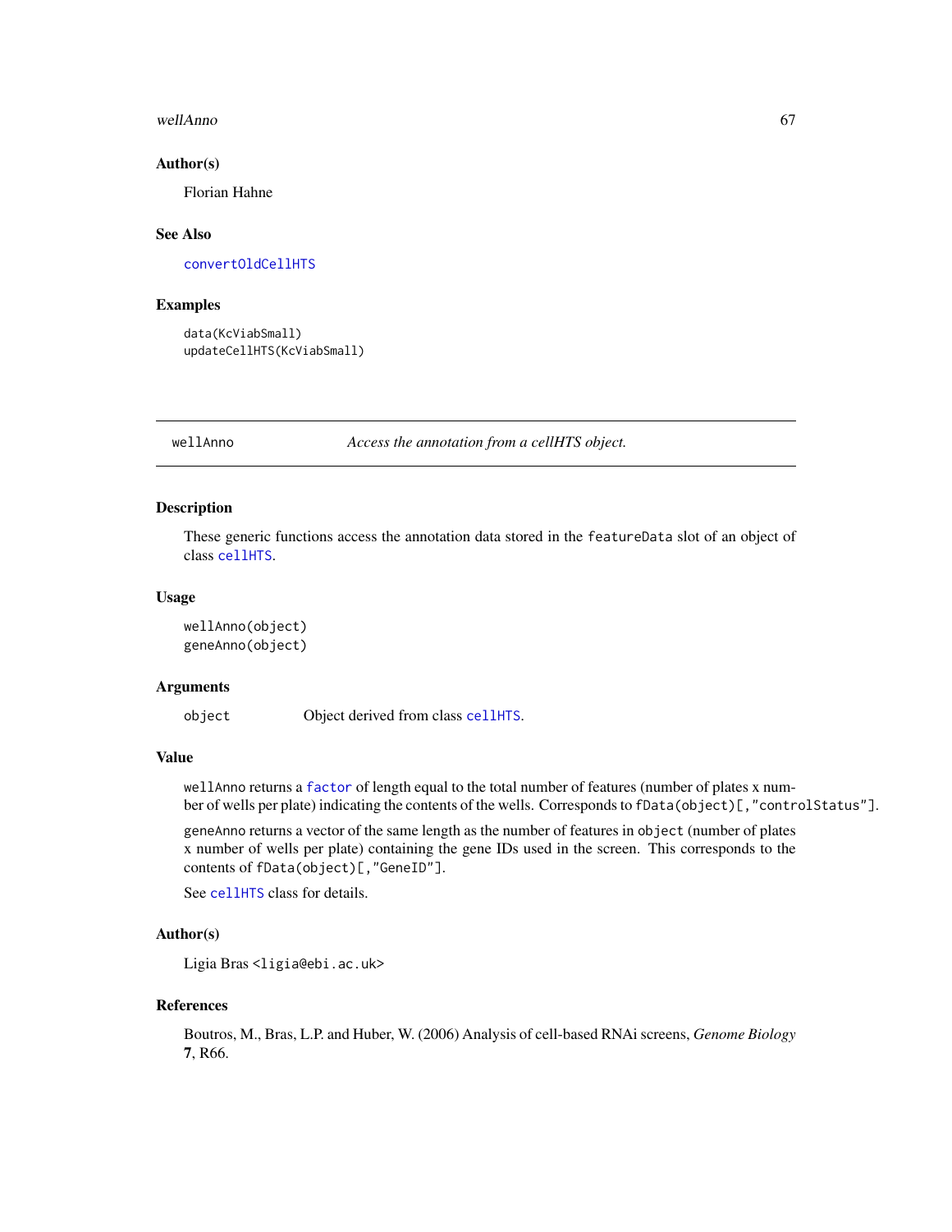## Author(s)

Florian Hahne

## See Also

convertOldCellHTS

## Examples

```
data(KcViabSmall)
updateCellHTS(KcViabSmall)
```

---

# wellAnno — *Access the annotation from a cellHTS object.*

---

## Description

These generic functions access the annotation data stored in the `featureData` slot of an object of class `cellHTS`.

## Usage

```
wellAnno(object)
geneAnno(object)
```

## Arguments

| | |
|---|---|
| `object` | Object derived from class `cellHTS`. |

## Value

`wellAnno` returns a `factor` of length equal to the total number of features (number of plates x number of wells per plate) indicating the contents of the wells. Corresponds to `fData(object)[,"controlStatus"]`.

`geneAnno` returns a vector of the same length as the number of features in `object` (number of plates x number of wells per plate) containing the gene IDs used in the screen. This corresponds to the contents of `fData(object)[,"GeneID"]`.

See `cellHTS` class for details.

## Author(s)

Ligia Bras <ligia@ebi.ac.uk>

## References

Boutros, M., Bras, L.P. and Huber, W. (2006) Analysis of cell-based RNAi screens, *Genome Biology* **7**, R66.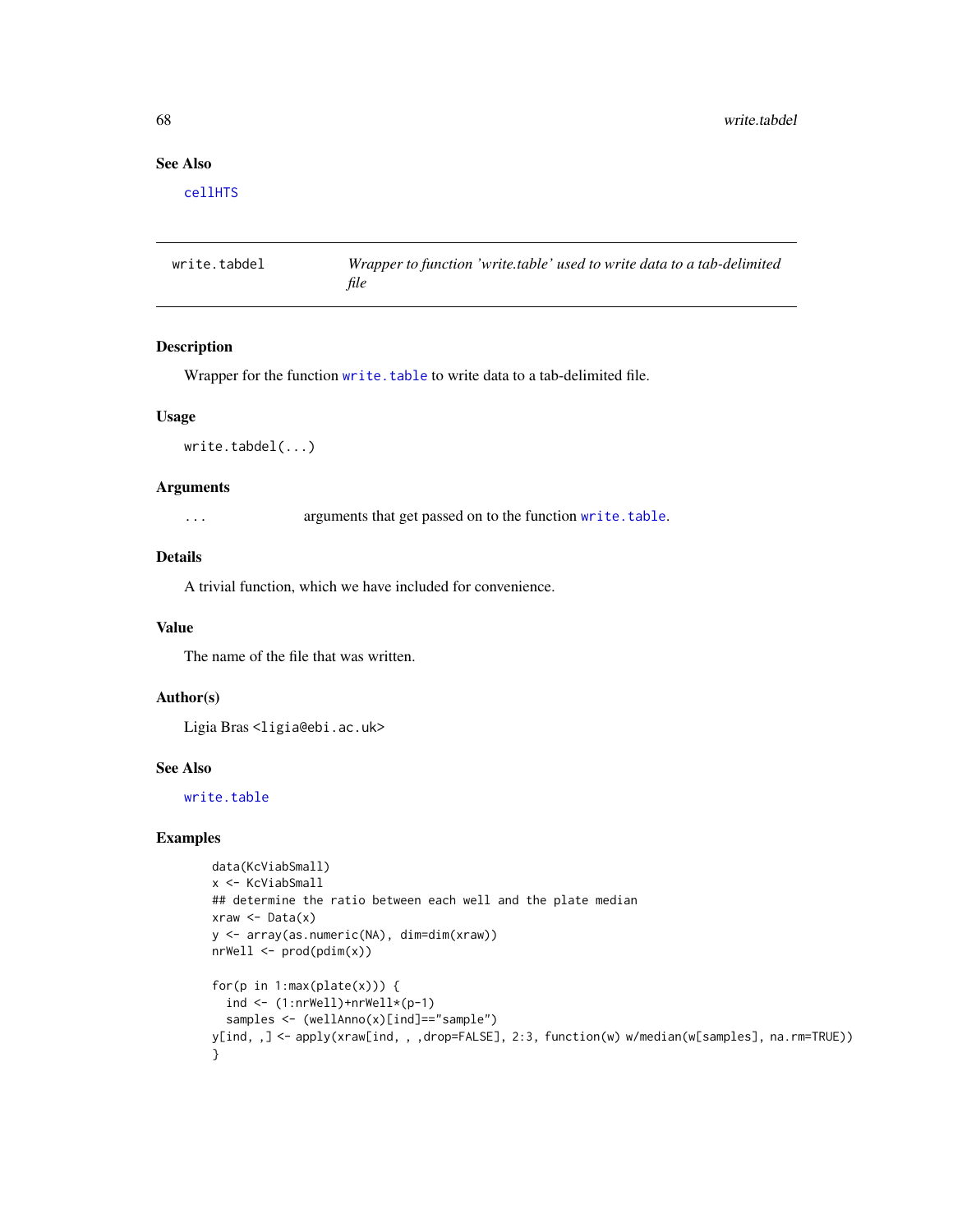## See Also

cellHTS

---

**write.tabdel** *Wrapper to function 'write.table' used to write data to a tab-delimited file*

---

### Description

Wrapper for the function write.table to write data to a tab-delimited file.

### Usage

```
write.tabdel(...)
```

### Arguments

| | |
|---|---|
| ... | arguments that get passed on to the function write.table. |

### Details

A trivial function, which we have included for convenience.

### Value

The name of the file that was written.

### Author(s)

Ligia Bras <ligia@ebi.ac.uk>

### See Also

write.table

### Examples

```
data(KcViabSmall)
x <- KcViabSmall
## determine the ratio between each well and the plate median
xraw <- Data(x)
y <- array(as.numeric(NA), dim=dim(xraw))
nrWell <- prod(pdim(x))

for(p in 1:max(plate(x))) {
  ind <- (1:nrWell)+nrWell*(p-1)
  samples <- (wellAnno(x)[ind]=="sample")
y[ind, ,] <- apply(xraw[ind, , ,drop=FALSE], 2:3, function(w) w/median(w[samples], na.rm=TRUE))
}
```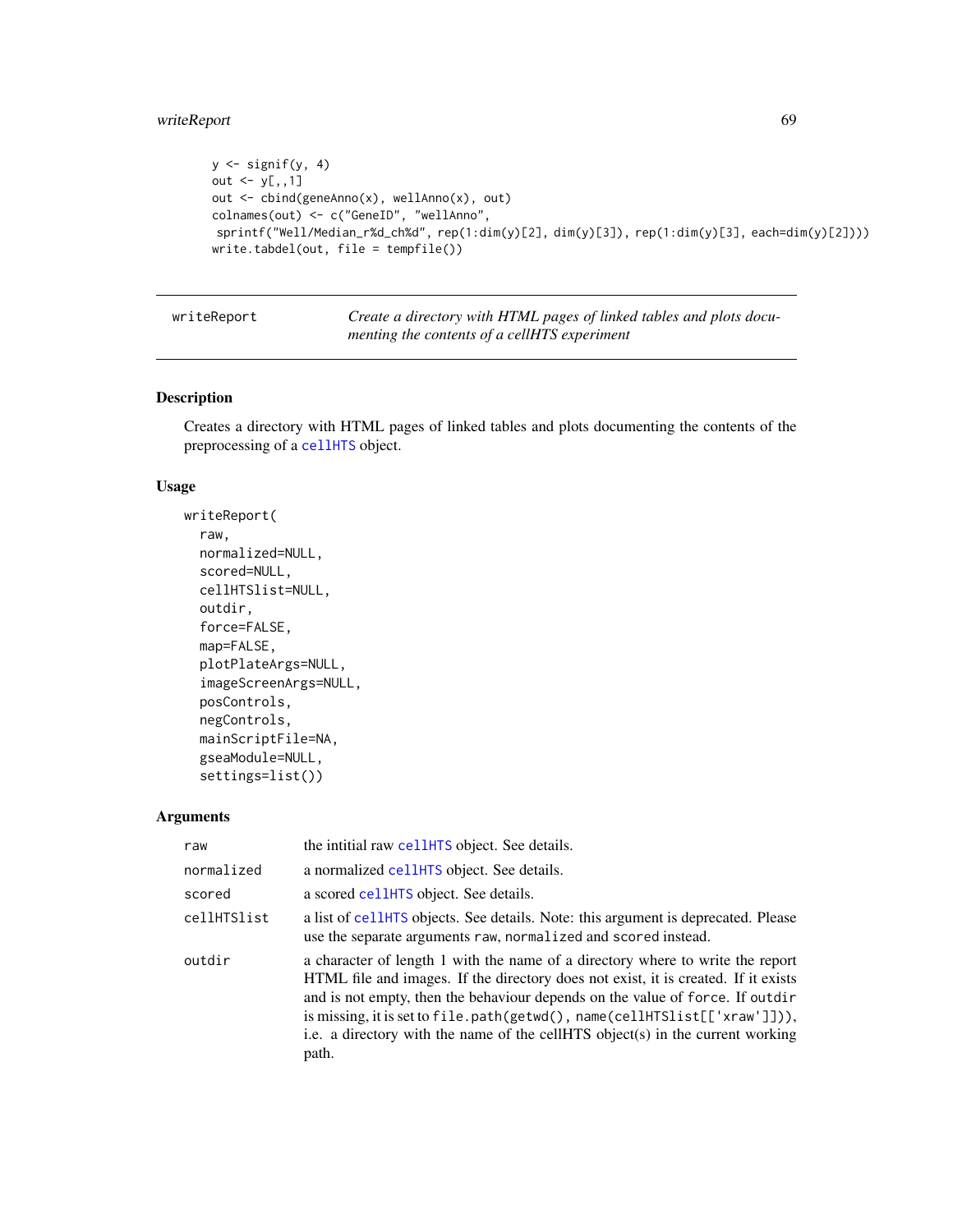```
y <- signif(y, 4)
out <- y[,,1]
out <- cbind(geneAnno(x), wellAnno(x), out)
colnames(out) <- c("GeneID", "wellAnno",
 sprintf("Well/Median_r%d_ch%d", rep(1:dim(y)[2], dim(y)[3]), rep(1:dim(y)[3], each=dim(y)[2])))
write.tabdel(out, file = tempfile())
```

---

| writeReport | *Create a directory with HTML pages of linked tables and plots documenting the contents of a cellHTS experiment* |
|---|---|

---

### Description

Creates a directory with HTML pages of linked tables and plots documenting the contents of the preprocessing of a cellHTS object.

### Usage

```
writeReport(
  raw,
  normalized=NULL,
  scored=NULL,
  cellHTSlist=NULL,
  outdir,
  force=FALSE,
  map=FALSE,
  plotPlateArgs=NULL,
  imageScreenArgs=NULL,
  posControls,
  negControls,
  mainScriptFile=NA,
  gseaModule=NULL,
  settings=list())
```

### Arguments

| | |
|---|---|
| raw | the intitial raw cellHTS object. See details. |
| normalized | a normalized cellHTS object. See details. |
| scored | a scored cellHTS object. See details. |
| cellHTSlist | a list of cellHTS objects. See details. Note: this argument is deprecated. Please use the separate arguments raw, normalized and scored instead. |
| outdir | a character of length 1 with the name of a directory where to write the report HTML file and images. If the directory does not exist, it is created. If it exists and is not empty, then the behaviour depends on the value of force. If outdir is missing, it is set to file.path(getwd(), name(cellHTSlist[['xraw']])), i.e. a directory with the name of the cellHTS object(s) in the current working path. |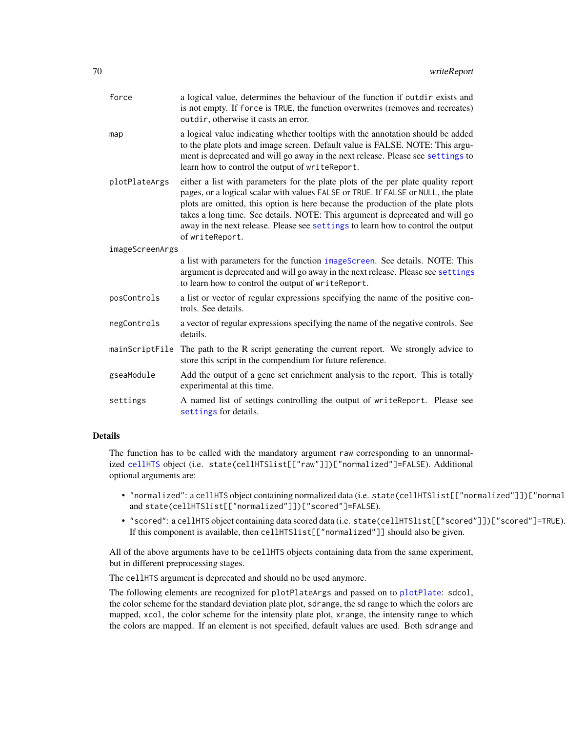force
: a logical value, determines the behaviour of the function if `outdir` exists and is not empty. If `force` is `TRUE`, the function overwrites (removes and recreates) `outdir`, otherwise it casts an error.

map
: a logical value indicating whether tooltips with the annotation should be added to the plate plots and image screen. Default value is FALSE. NOTE: This argument is deprecated and will go away in the next release. Please see `settings` to learn how to control the output of `writeReport`.

plotPlateArgs
: either a list with parameters for the plate plots of the per plate quality report pages, or a logical scalar with values `FALSE` or `TRUE`. If `FALSE` or `NULL`, the plate plots are omitted, this option is here because the production of the plate plots takes a long time. See details. NOTE: This argument is deprecated and will go away in the next release. Please see `settings` to learn how to control the output of `writeReport`.

imageScreenArgs
: a list with parameters for the function `imageScreen`. See details. NOTE: This argument is deprecated and will go away in the next release. Please see `settings` to learn how to control the output of `writeReport`.

posControls
: a list or vector of regular expressions specifying the name of the positive controls. See details.

negControls
: a vector of regular expressions specifying the name of the negative controls. See details.

mainScriptFile
: The path to the R script generating the current report. We strongly advice to store this script in the compendium for future reference.

gseaModule
: Add the output of a gene set enrichment analysis to the report. This is totally experimental at this time.

settings
: A named list of settings controlling the output of `writeReport`. Please see `settings` for details.

## Details

The function has to be called with the mandatory argument `raw` corresponding to an unnormalized `cellHTS` object (i.e. `state(cellHTSlist[["raw"]])["normalized"]=FALSE`). Additional optional arguments are:

- `"normalized"`: a `cellHTS` object containing normalized data (i.e. `state(cellHTSlist[["normalized"]])["normal` and `state(cellHTSlist[["normalized"]])["scored"]=FALSE`).
- `"scored"`: a `cellHTS` object containing data scored data (i.e. `state(cellHTSlist[["scored"]])["scored"]=TRUE`). If this component is available, then `cellHTSlist[["normalized"]]` should also be given.

All of the above arguments have to be `cellHTS` objects containing data from the same experiment, but in different preprocessing stages.

The `cellHTS` argument is deprecated and should no be used anymore.

The following elements are recognized for `plotPlateArgs` and passed on to `plotPlate`: `sdcol`, the color scheme for the standard deviation plate plot, `sdrange`, the sd range to which the colors are mapped, `xcol`, the color scheme for the intensity plate plot, `xrange`, the intensity range to which the colors are mapped. If an element is not specified, default values are used. Both `sdrange` and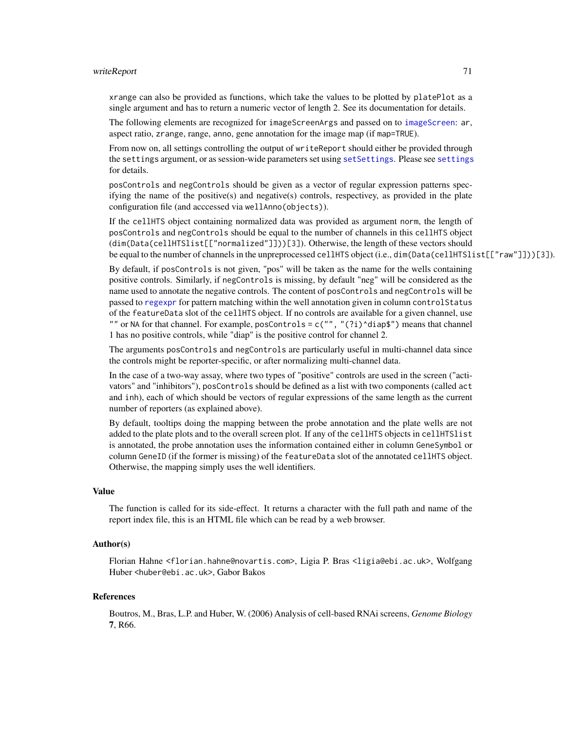xrange can also be provided as functions, which take the values to be plotted by platePlot as a single argument and has to return a numeric vector of length 2. See its documentation for details.

The following elements are recognized for imageScreenArgs and passed on to imageScreen: ar, aspect ratio, zrange, range, anno, gene annotation for the image map (if map=TRUE).

From now on, all settings controlling the output of writeReport should either be provided through the settings argument, or as session-wide parameters set using setSettings. Please see settings for details.

posControls and negControls should be given as a vector of regular expression patterns specifying the name of the positive(s) and negative(s) controls, respectivey, as provided in the plate configuration file (and acccessed via wellAnno(objects)).

If the cellHTS object containing normalized data was provided as argument norm, the length of posControls and negControls should be equal to the number of channels in this cellHTS object (dim(Data(cellHTSlist[["normalized"]]))[3]). Otherwise, the length of these vectors should be equal to the number of channels in the unpreprocessed cellHTS object (i.e., dim(Data(cellHTSlist[["raw"]]))[3]).

By default, if posControls is not given, "pos" will be taken as the name for the wells containing positive controls. Similarly, if negControls is missing, by default "neg" will be considered as the name used to annotate the negative controls. The content of posControls and negControls will be passed to regexpr for pattern matching within the well annotation given in column controlStatus of the featureData slot of the cellHTS object. If no controls are available for a given channel, use "" or NA for that channel. For example, posControls = c("", "(?i)^diap$") means that channel 1 has no positive controls, while "diap" is the positive control for channel 2.

The arguments posControls and negControls are particularly useful in multi-channel data since the controls might be reporter-specific, or after normalizing multi-channel data.

In the case of a two-way assay, where two types of "positive" controls are used in the screen ("activators" and "inhibitors"), posControls should be defined as a list with two components (called act and inh), each of which should be vectors of regular expressions of the same length as the current number of reporters (as explained above).

By default, tooltips doing the mapping between the probe annotation and the plate wells are not added to the plate plots and to the overall screen plot. If any of the cellHTS objects in cellHTSlist is annotated, the probe annotation uses the information contained either in column GeneSymbol or column GeneID (if the former is missing) of the featureData slot of the annotated cellHTS object. Otherwise, the mapping simply uses the well identifiers.

## Value

The function is called for its side-effect. It returns a character with the full path and name of the report index file, this is an HTML file which can be read by a web browser.

## Author(s)

Florian Hahne <florian.hahne@novartis.com>, Ligia P. Bras <ligia@ebi.ac.uk>, Wolfgang Huber <huber@ebi.ac.uk>, Gabor Bakos

## References

Boutros, M., Bras, L.P. and Huber, W. (2006) Analysis of cell-based RNAi screens, *Genome Biology* **7**, R66.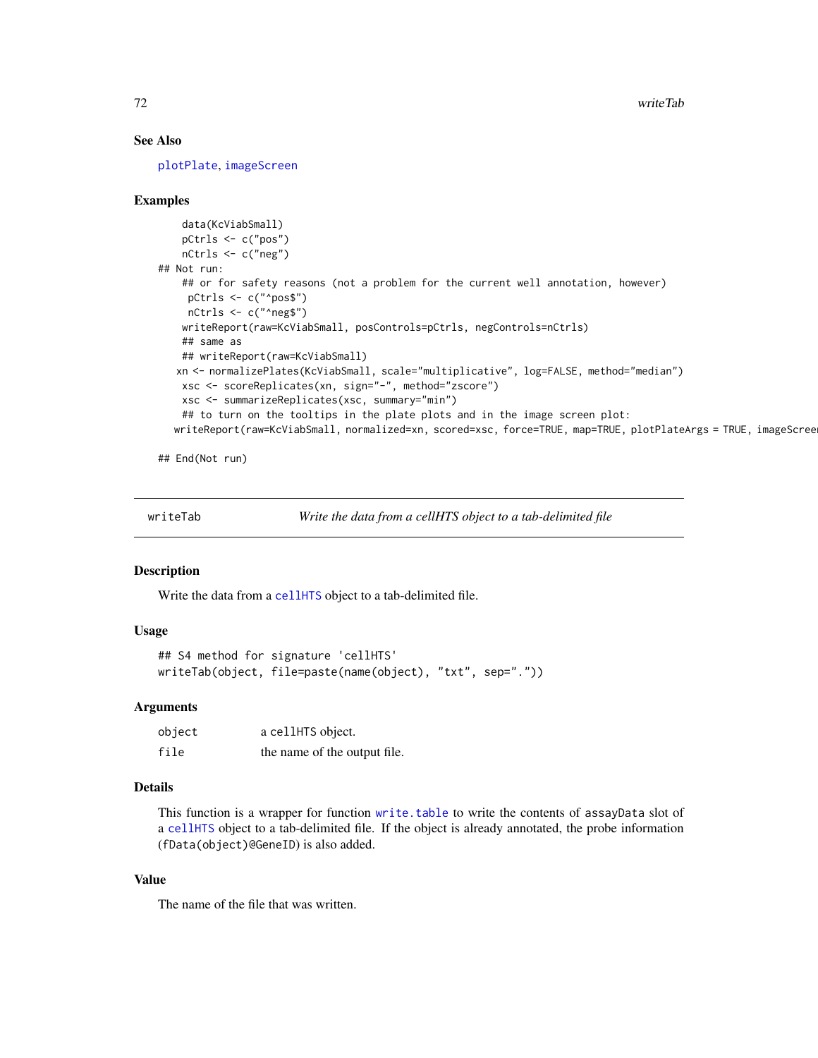## See Also

plotPlate, imageScreen

## Examples

```
      data(KcViabSmall)
      pCtrls <- c("pos")
      nCtrls <- c("neg")
## Not run:
      ## or for safety reasons (not a problem for the current well annotation, however)
       pCtrls <- c("^pos$")
       nCtrls <- c("^neg$")
      writeReport(raw=KcViabSmall, posControls=pCtrls, negControls=nCtrls)
      ## same as
      ## writeReport(raw=KcViabSmall)
     xn <- normalizePlates(KcViabSmall, scale="multiplicative", log=FALSE, method="median")
      xsc <- scoreReplicates(xn, sign="-", method="zscore")
      xsc <- summarizeReplicates(xsc, summary="min")
      ## to turn on the tooltips in the plate plots and in the image screen plot:
    writeReport(raw=KcViabSmall, normalized=xn, scored=xsc, force=TRUE, map=TRUE, plotPlateArgs = TRUE, imageScree

## End(Not run)
```

---

# writeTab — *Write the data from a cellHTS object to a tab-delimited file*

## Description

Write the data from a cellHTS object to a tab-delimited file.

## Usage

```
## S4 method for signature 'cellHTS'
writeTab(object, file=paste(name(object), "txt", sep="."))
```

## Arguments

| | |
|---|---|
| object | a cellHTS object. |
| file | the name of the output file. |

## Details

This function is a wrapper for function write.table to write the contents of assayData slot of a cellHTS object to a tab-delimited file. If the object is already annotated, the probe information (fData(object)@GeneID) is also added.

## Value

The name of the file that was written.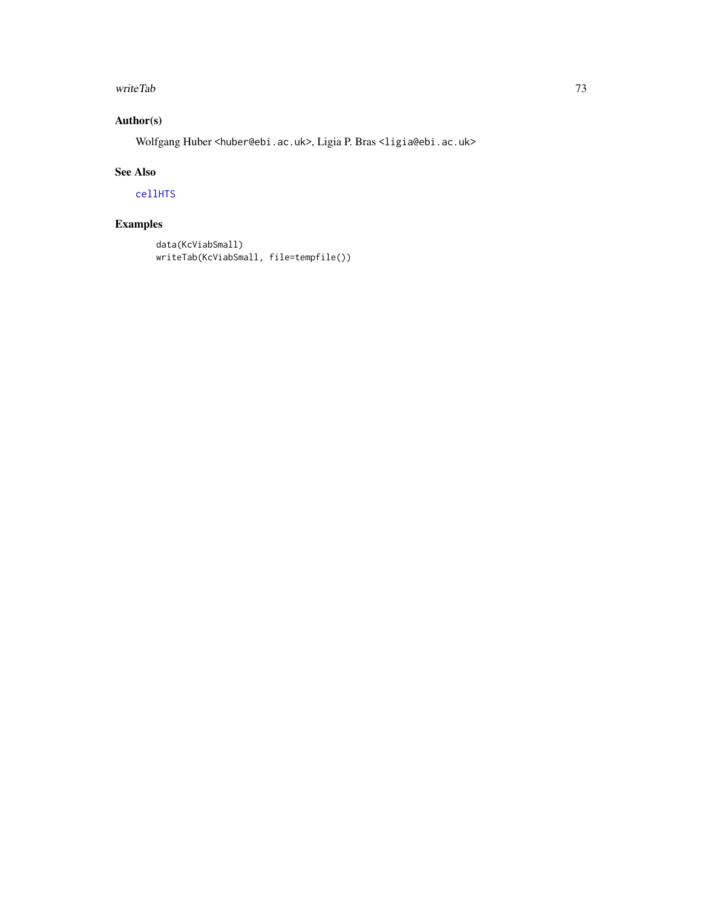## Author(s)

Wolfgang Huber <huber@ebi.ac.uk>, Ligia P. Bras <ligia@ebi.ac.uk>

## See Also

cellHTS

## Examples

```
data(KcViabSmall)
writeTab(KcViabSmall, file=tempfile())
```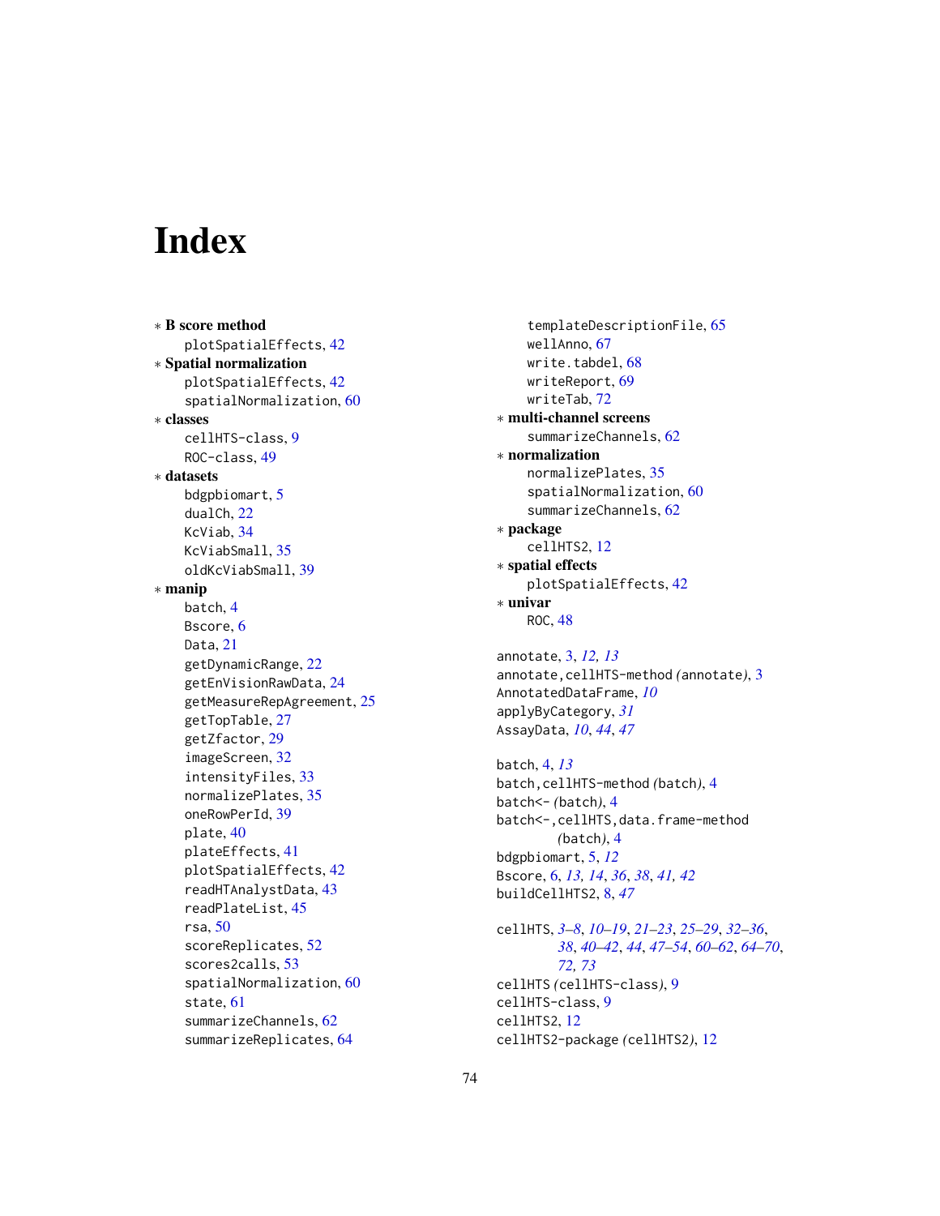# Index

∗ **B score method**
  plotSpatialEffects, 42
∗ **Spatial normalization**
  plotSpatialEffects, 42
  spatialNormalization, 60
∗ **classes**
  cellHTS-class, 9
  ROC-class, 49
∗ **datasets**
  bdgpbiomart, 5
  dualCh, 22
  KcViab, 34
  KcViabSmall, 35
  oldKcViabSmall, 39
∗ **manip**
  batch, 4
  Bscore, 6
  Data, 21
  getDynamicRange, 22
  getEnVisionRawData, 24
  getMeasureRepAgreement, 25
  getTopTable, 27
  getZfactor, 29
  imageScreen, 32
  intensityFiles, 33
  normalizePlates, 35
  oneRowPerId, 39
  plate, 40
  plateEffects, 41
  plotSpatialEffects, 42
  readHTAnalystData, 43
  readPlateList, 45
  rsa, 50
  scoreReplicates, 52
  scores2calls, 53
  spatialNormalization, 60
  state, 61
  summarizeChannels, 62
  summarizeReplicates, 64
  templateDescriptionFile, 65
  wellAnno, 67
  write.tabdel, 68
  writeReport, 69
  writeTab, 72
∗ **multi-channel screens**
  summarizeChannels, 62
∗ **normalization**
  normalizePlates, 35
  spatialNormalization, 60
  summarizeChannels, 62
∗ **package**
  cellHTS2, 12
∗ **spatial effects**
  plotSpatialEffects, 42
∗ **univar**
  ROC, 48

annotate, 3, *12, 13*
annotate,cellHTS-method *(*annotate*)*, 3
AnnotatedDataFrame, *10*
applyByCategory, *31*
AssayData, *10*, *44*, *47*

batch, 4, *13*
batch,cellHTS-method *(*batch*)*, 4
batch<- *(*batch*)*, 4
batch<-,cellHTS,data.frame-method *(*batch*)*, 4
bdgpbiomart, 5, *12*
Bscore, 6, *13, 14*, *36*, *38*, *41, 42*
buildCellHTS2, 8, *47*

cellHTS, *3–8*, *10–19*, *21–23*, *25–29*, *32–36*, *38*, *40–42*, *44*, *47–54*, *60–62*, *64–70*, *72, 73*
cellHTS *(*cellHTS-class*)*, 9
cellHTS-class, 9
cellHTS2, 12
cellHTS2-package *(*cellHTS2*)*, 12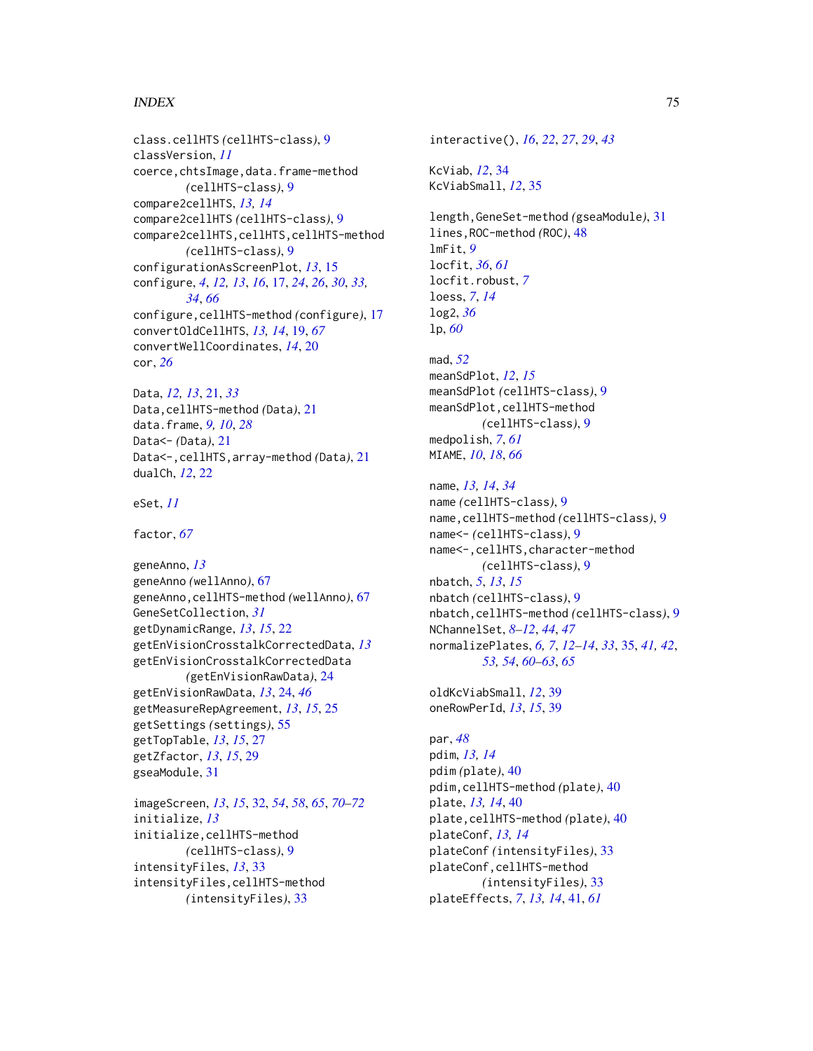class.cellHTS *(cellHTS-class)*, 9
classVersion, *11*
coerce,chtsImage,data.frame-method
 *(cellHTS-class)*, 9
compare2cellHTS, *13, 14*
compare2cellHTS *(cellHTS-class)*, 9
compare2cellHTS,cellHTS,cellHTS-method
 *(cellHTS-class)*, 9
configurationAsScreenPlot, *13*, 15
configure, *4*, *12, 13*, *16*, 17, *24*, *26*, *30*, *33*,
 *34*, *66*
configure,cellHTS-method *(configure)*, 17
convertOldCellHTS, *13, 14*, 19, *67*
convertWellCoordinates, *14*, 20
cor, *26*

Data, *12, 13*, 21, *33*
Data,cellHTS-method *(Data)*, 21
data.frame, *9, 10*, *28*
Data<- *(Data)*, 21
Data<-,cellHTS,array-method *(Data)*, 21
dualCh, *12*, 22

eSet, *11*

factor, *67*

geneAnno, *13*
geneAnno *(wellAnno)*, 67
geneAnno,cellHTS-method *(wellAnno)*, 67
GeneSetCollection, *31*
getDynamicRange, *13*, *15*, 22
getEnVisionCrosstalkCorrectedData, *13*
getEnVisionCrosstalkCorrectedData
 *(getEnVisionRawData)*, 24
getEnVisionRawData, *13*, 24, *46*
getMeasureRepAgreement, *13*, *15*, 25
getSettings *(settings)*, 55
getTopTable, *13*, *15*, 27
getZfactor, *13*, *15*, 29
gseaModule, 31

imageScreen, *13*, *15*, 32, *54*, *58*, *65*, *70–72*
initialize, *13*
initialize,cellHTS-method
 *(cellHTS-class)*, 9
intensityFiles, *13*, 33
intensityFiles,cellHTS-method
 *(intensityFiles)*, 33

interactive(), *16*, *22*, *27*, *29*, *43*

KcViab, *12*, 34
KcViabSmall, *12*, 35

length,GeneSet-method *(gseaModule)*, 31
lines,ROC-method *(ROC)*, 48
lmFit, *9*
locfit, *36*, *61*
locfit.robust, *7*
loess, *7*, *14*
log2, *36*
lp, *60*

mad, *52*
meanSdPlot, *12*, *15*
meanSdPlot *(cellHTS-class)*, 9
meanSdPlot,cellHTS-method
 *(cellHTS-class)*, 9
medpolish, *7*, *61*
MIAME, *10*, *18*, *66*

name, *13, 14*, *34*
name *(cellHTS-class)*, 9
name,cellHTS-method *(cellHTS-class)*, 9
name<- *(cellHTS-class)*, 9
name<-,cellHTS,character-method
 *(cellHTS-class)*, 9
nbatch, *5*, *13*, *15*
nbatch *(cellHTS-class)*, 9
nbatch,cellHTS-method *(cellHTS-class)*, 9
NChannelSet, *8–12*, *44*, *47*
normalizePlates, *6, 7*, *12–14*, *33*, 35, *41, 42*,
 *53, 54*, *60–63*, *65*

oldKcViabSmall, *12*, 39
oneRowPerId, *13*, *15*, 39

par, *48*
pdim, *13, 14*
pdim *(plate)*, 40
pdim,cellHTS-method *(plate)*, 40
plate, *13, 14*, 40
plate,cellHTS-method *(plate)*, 40
plateConf, *13, 14*
plateConf *(intensityFiles)*, 33
plateConf,cellHTS-method
 *(intensityFiles)*, 33
plateEffects, *7*, *13, 14*, 41, *61*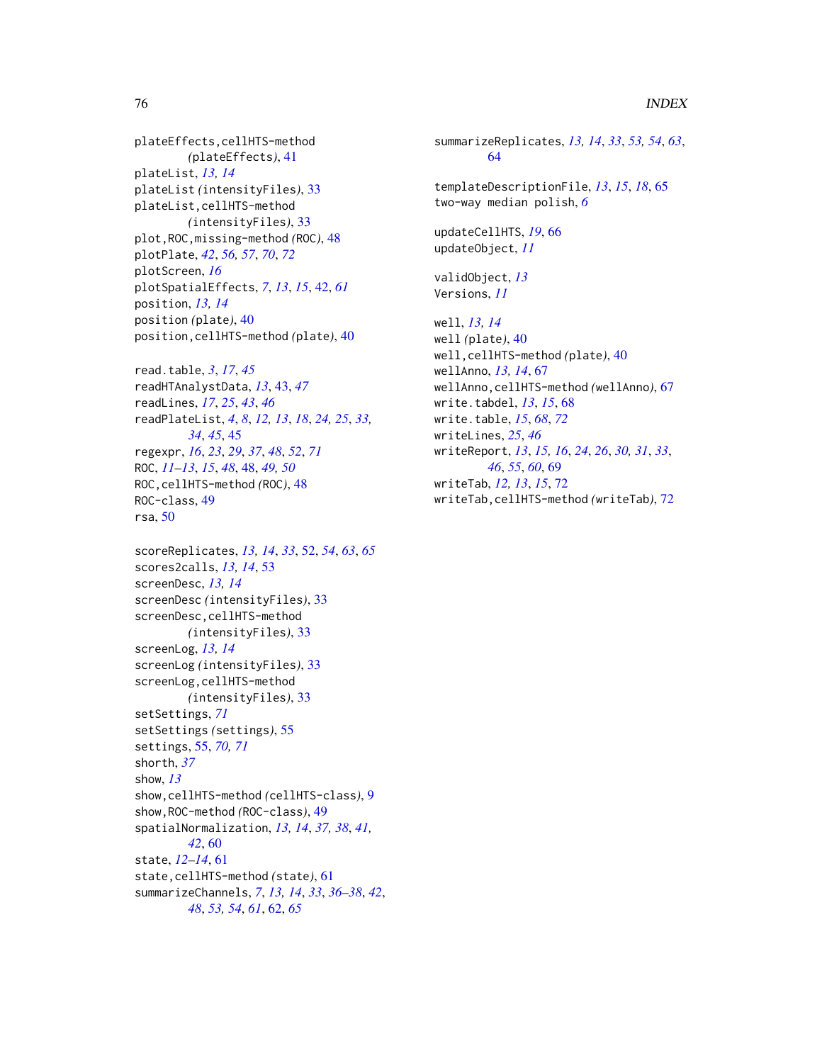plateEffects,cellHTS-method
(plateEffects), 41
plateList, *13, 14*
plateList (intensityFiles), 33
plateList,cellHTS-method
(intensityFiles), 33
plot,ROC,missing-method (ROC), 48
plotPlate, *42*, *56, 57*, *70*, *72*
plotScreen, *16*
plotSpatialEffects, *7*, *13*, *15*, 42, *61*
position, *13, 14*
position (plate), 40
position,cellHTS-method (plate), 40

read.table, *3*, *17*, *45*
readHTAnalystData, *13*, 43, *47*
readLines, *17*, *25*, *43*, *46*
readPlateList, *4*, *8*, *12, 13*, *18*, *24, 25*, *33, 34*, *45*, 45
regexpr, *16*, *23*, *29*, *37*, *48*, *52*, *71*
ROC, *11–13*, *15*, *48*, 48, *49, 50*
ROC,cellHTS-method (ROC), 48
ROC-class, 49
rsa, 50

scoreReplicates, *13, 14*, *33*, 52, *54*, *63*, *65*
scores2calls, *13, 14*, 53
screenDesc, *13, 14*
screenDesc (intensityFiles), 33
screenDesc,cellHTS-method
(intensityFiles), 33
screenLog, *13, 14*
screenLog (intensityFiles), 33
screenLog,cellHTS-method
(intensityFiles), 33
setSettings, *71*
setSettings (settings), 55
settings, 55, *70, 71*
shorth, *37*
show, *13*
show,cellHTS-method (cellHTS-class), 9
show,ROC-method (ROC-class), 49
spatialNormalization, *13, 14*, *37, 38*, *41, 42*, 60
state, *12–14*, 61
state,cellHTS-method (state), 61
summarizeChannels, *7*, *13, 14*, *33*, *36–38*, *42*, *48*, *53, 54*, *61*, 62, *65*
summarizeReplicates, *13, 14*, *33*, *53, 54*, *63*, 64

templateDescriptionFile, *13*, *15*, *18*, 65
two-way median polish, *6*

updateCellHTS, *19*, 66
updateObject, *11*

validObject, *13*
Versions, *11*

well, *13, 14*
well (plate), 40
well,cellHTS-method (plate), 40
wellAnno, *13, 14*, 67
wellAnno,cellHTS-method (wellAnno), 67
write.tabdel, *13*, *15*, 68
write.table, *15*, *68*, *72*
writeLines, *25*, *46*
writeReport, *13*, *15, 16*, *24*, *26*, *30, 31*, *33*, *46*, *55*, *60*, 69
writeTab, *12, 13*, *15*, 72
writeTab,cellHTS-method (writeTab), 72